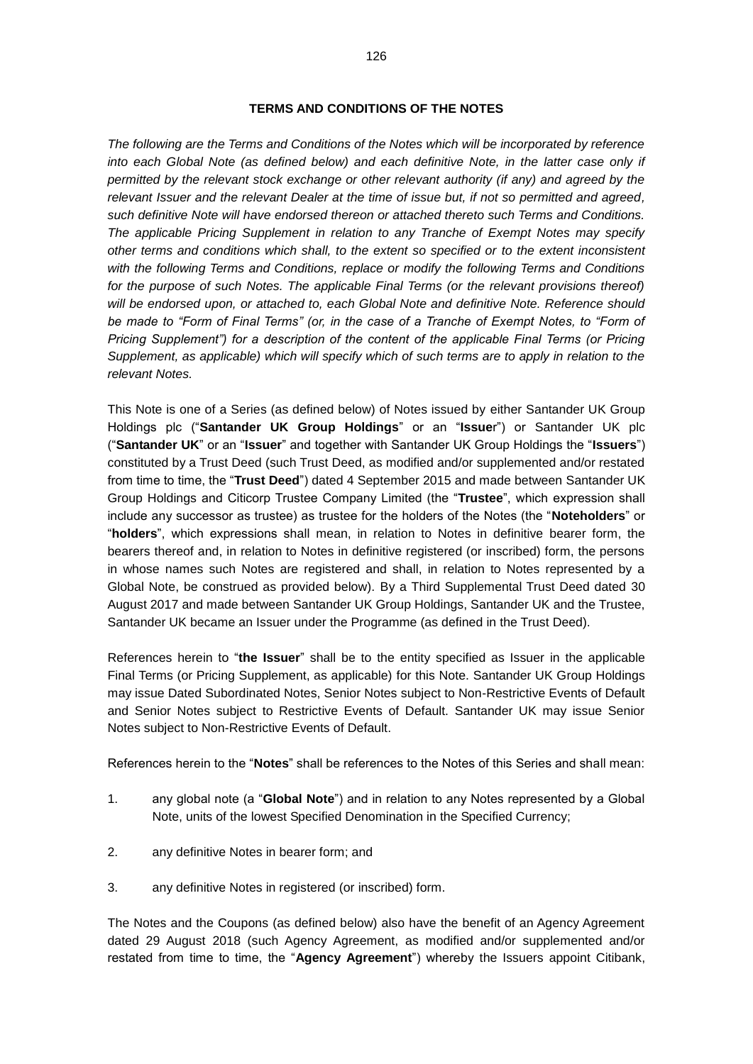## TERMS AND CONDITIONS OF THE NOTES

*The following are the Terms and Conditions of the Notes which will be incorporated by reference into each Global Note (as defined below) and each definitive Note, in the latter case only if permitted by the relevant stock exchange or other relevant authority (if any) and agreed by the relevant Issuer and the relevant Dealer at the time of issue but, if not so permitted and agreed, such definitive Note will have endorsed thereon or attached thereto such Terms and Conditions. The applicable Pricing Supplement in relation to any Tranche of Exempt Notes may specify other terms and conditions which shall, to the extent so specified or to the extent inconsistent with the following Terms and Conditions, replace or modify the following Terms and Conditions for the purpose of such Notes. The applicable Final Terms (or the relevant provisions thereof) will be endorsed upon, or attached to, each Global Note and definitive Note. Reference should be made to "Form of Final Terms" (or, in the case of a Tranche of Exempt Notes, to "Form of Pricing Supplement") for a description of the content of the applicable Final Terms (or Pricing Supplement, as applicable) which will specify which of such terms are to apply in relation to the relevant Notes.*

This Note is one of a Series (as defined below) of Notes issued by either Santander UK Group Holdings plc ("**Santander UK Group Holdings**" or an "**Issuer**") or Santander UK plc ("**Santander UK**" or an "**Issuer**" and together with Santander UK Group Holdings the "**Issuers**") constituted by a Trust Deed (such Trust Deed, as modified and/or supplemented and/or restated from time to time, the "**Trust Deed**") dated 4 September 2015 and made between Santander UK Group Holdings and Citicorp Trustee Company Limited (the "**Trustee**", which expression shall include any successor as trustee) as trustee for the holders of the Notes (the "**Noteholders**" or "**holders**", which expressions shall mean, in relation to Notes in definitive bearer form, the bearers thereof and, in relation to Notes in definitive registered (or inscribed) form, the persons in whose names such Notes are registered and shall, in relation to Notes represented by a Global Note, be construed as provided below). By a Third Supplemental Trust Deed dated 30 August 2017 and made between Santander UK Group Holdings, Santander UK and the Trustee, Santander UK became an Issuer under the Programme (as defined in the Trust Deed).

References herein to "**the Issuer**" shall be to the entity specified as Issuer in the applicable Final Terms (or Pricing Supplement, as applicable) for this Note. Santander UK Group Holdings may issue Dated Subordinated Notes, Senior Notes subject to Non-Restrictive Events of Default and Senior Notes subject to Restrictive Events of Default. Santander UK may issue Senior Notes subject to Non-Restrictive Events of Default.

References herein to the "**Notes**" shall be references to the Notes of this Series and shall mean:

1. any global note (a "**Global Note**") and in relation to any Notes represented by a Global Note, units of the lowest Specified Denomination in the Specified Currency;
2. any definitive Notes in bearer form; and
3. any definitive Notes in registered (or inscribed) form.

The Notes and the Coupons (as defined below) also have the benefit of an Agency Agreement dated 29 August 2018 (such Agency Agreement, as modified and/or supplemented and/or restated from time to time, the "**Agency Agreement**") whereby the Issuers appoint Citibank,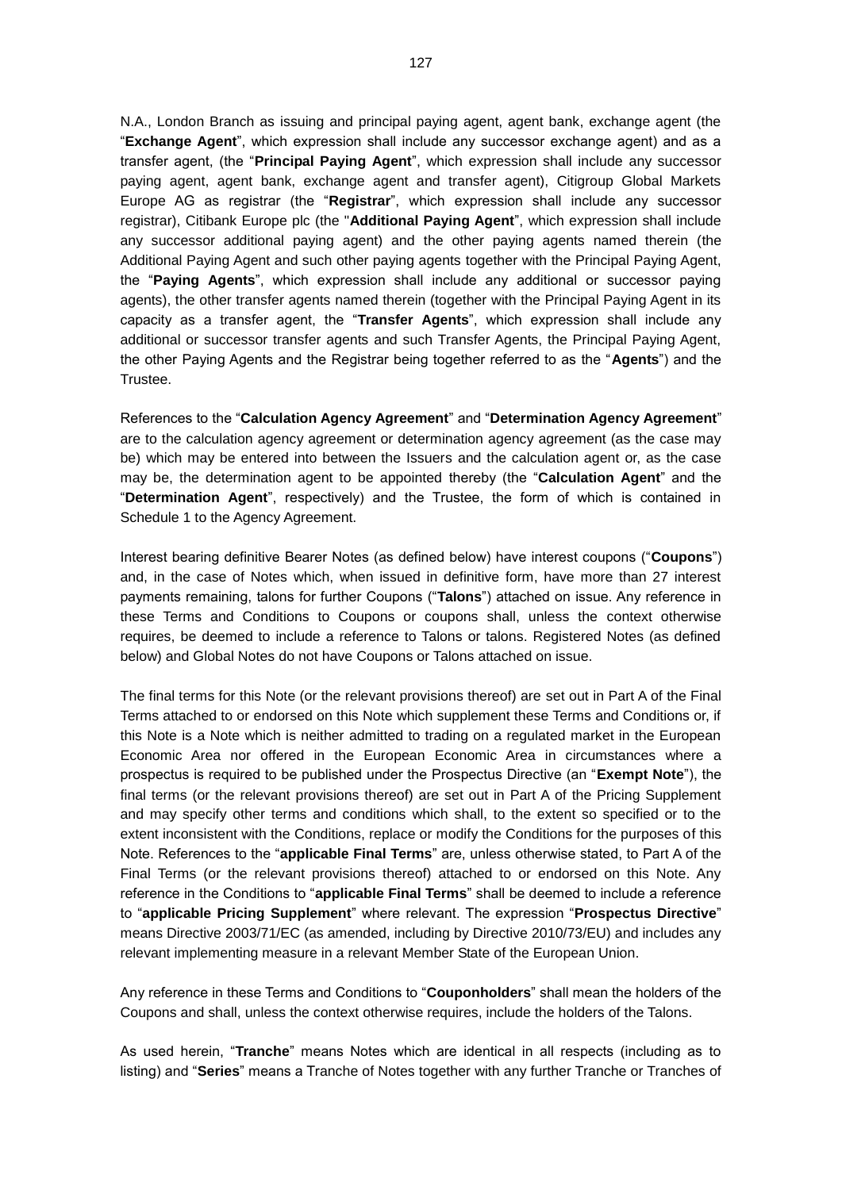N.A., London Branch as issuing and principal paying agent, agent bank, exchange agent (the "**Exchange Agent**", which expression shall include any successor exchange agent) and as a transfer agent, (the "**Principal Paying Agent**", which expression shall include any successor paying agent, agent bank, exchange agent and transfer agent), Citigroup Global Markets Europe AG as registrar (the "**Registrar**", which expression shall include any successor registrar), Citibank Europe plc (the "**Additional Paying Agent**", which expression shall include any successor additional paying agent) and the other paying agents named therein (the Additional Paying Agent and such other paying agents together with the Principal Paying Agent, the "**Paying Agents**", which expression shall include any additional or successor paying agents), the other transfer agents named therein (together with the Principal Paying Agent in its capacity as a transfer agent, the "**Transfer Agents**", which expression shall include any additional or successor transfer agents and such Transfer Agents, the Principal Paying Agent, the other Paying Agents and the Registrar being together referred to as the "**Agents**") and the Trustee.

References to the "**Calculation Agency Agreement**" and "**Determination Agency Agreement**" are to the calculation agency agreement or determination agency agreement (as the case may be) which may be entered into between the Issuers and the calculation agent or, as the case may be, the determination agent to be appointed thereby (the "**Calculation Agent**" and the "**Determination Agent**", respectively) and the Trustee, the form of which is contained in Schedule 1 to the Agency Agreement.

Interest bearing definitive Bearer Notes (as defined below) have interest coupons ("**Coupons**") and, in the case of Notes which, when issued in definitive form, have more than 27 interest payments remaining, talons for further Coupons ("**Talons**") attached on issue. Any reference in these Terms and Conditions to Coupons or coupons shall, unless the context otherwise requires, be deemed to include a reference to Talons or talons. Registered Notes (as defined below) and Global Notes do not have Coupons or Talons attached on issue.

The final terms for this Note (or the relevant provisions thereof) are set out in Part A of the Final Terms attached to or endorsed on this Note which supplement these Terms and Conditions or, if this Note is a Note which is neither admitted to trading on a regulated market in the European Economic Area nor offered in the European Economic Area in circumstances where a prospectus is required to be published under the Prospectus Directive (an "**Exempt Note**"), the final terms (or the relevant provisions thereof) are set out in Part A of the Pricing Supplement and may specify other terms and conditions which shall, to the extent so specified or to the extent inconsistent with the Conditions, replace or modify the Conditions for the purposes of this Note. References to the "**applicable Final Terms**" are, unless otherwise stated, to Part A of the Final Terms (or the relevant provisions thereof) attached to or endorsed on this Note. Any reference in the Conditions to "**applicable Final Terms**" shall be deemed to include a reference to "**applicable Pricing Supplement**" where relevant. The expression "**Prospectus Directive**" means Directive 2003/71/EC (as amended, including by Directive 2010/73/EU) and includes any relevant implementing measure in a relevant Member State of the European Union.

Any reference in these Terms and Conditions to "**Couponholders**" shall mean the holders of the Coupons and shall, unless the context otherwise requires, include the holders of the Talons.

As used herein, "**Tranche**" means Notes which are identical in all respects (including as to listing) and "**Series**" means a Tranche of Notes together with any further Tranche or Tranches of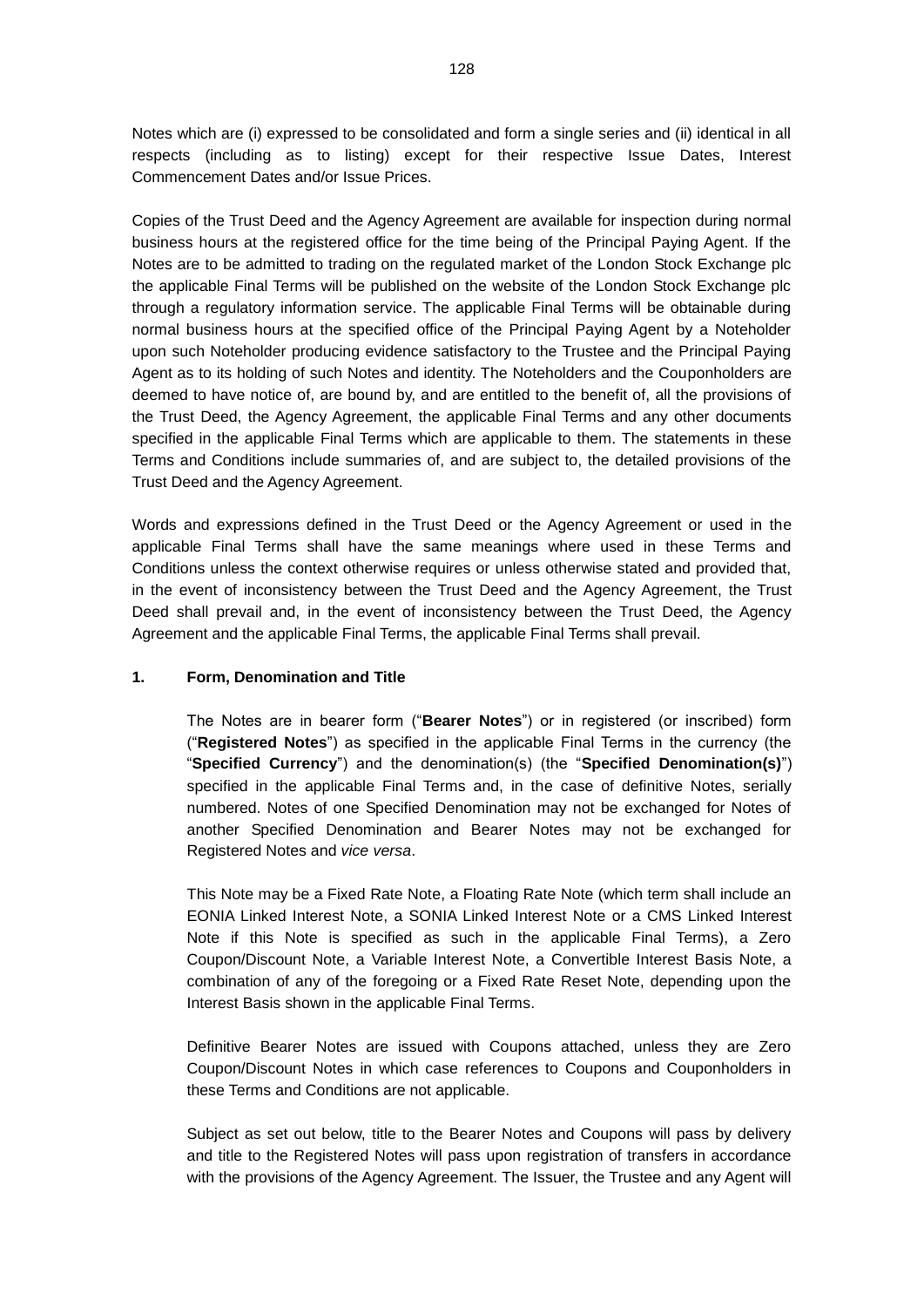Notes which are (i) expressed to be consolidated and form a single series and (ii) identical in all respects (including as to listing) except for their respective Issue Dates, Interest Commencement Dates and/or Issue Prices.

Copies of the Trust Deed and the Agency Agreement are available for inspection during normal business hours at the registered office for the time being of the Principal Paying Agent. If the Notes are to be admitted to trading on the regulated market of the London Stock Exchange plc the applicable Final Terms will be published on the website of the London Stock Exchange plc through a regulatory information service. The applicable Final Terms will be obtainable during normal business hours at the specified office of the Principal Paying Agent by a Noteholder upon such Noteholder producing evidence satisfactory to the Trustee and the Principal Paying Agent as to its holding of such Notes and identity. The Noteholders and the Couponholders are deemed to have notice of, are bound by, and are entitled to the benefit of, all the provisions of the Trust Deed, the Agency Agreement, the applicable Final Terms and any other documents specified in the applicable Final Terms which are applicable to them. The statements in these Terms and Conditions include summaries of, and are subject to, the detailed provisions of the Trust Deed and the Agency Agreement.

Words and expressions defined in the Trust Deed or the Agency Agreement or used in the applicable Final Terms shall have the same meanings where used in these Terms and Conditions unless the context otherwise requires or unless otherwise stated and provided that, in the event of inconsistency between the Trust Deed and the Agency Agreement, the Trust Deed shall prevail and, in the event of inconsistency between the Trust Deed, the Agency Agreement and the applicable Final Terms, the applicable Final Terms shall prevail.

## 1. Form, Denomination and Title

The Notes are in bearer form ("**Bearer Notes**") or in registered (or inscribed) form ("**Registered Notes**") as specified in the applicable Final Terms in the currency (the "**Specified Currency**") and the denomination(s) (the "**Specified Denomination(s)**") specified in the applicable Final Terms and, in the case of definitive Notes, serially numbered. Notes of one Specified Denomination may not be exchanged for Notes of another Specified Denomination and Bearer Notes may not be exchanged for Registered Notes and *vice versa*.

This Note may be a Fixed Rate Note, a Floating Rate Note (which term shall include an EONIA Linked Interest Note, a SONIA Linked Interest Note or a CMS Linked Interest Note if this Note is specified as such in the applicable Final Terms), a Zero Coupon/Discount Note, a Variable Interest Note, a Convertible Interest Basis Note, a combination of any of the foregoing or a Fixed Rate Reset Note, depending upon the Interest Basis shown in the applicable Final Terms.

Definitive Bearer Notes are issued with Coupons attached, unless they are Zero Coupon/Discount Notes in which case references to Coupons and Couponholders in these Terms and Conditions are not applicable.

Subject as set out below, title to the Bearer Notes and Coupons will pass by delivery and title to the Registered Notes will pass upon registration of transfers in accordance with the provisions of the Agency Agreement. The Issuer, the Trustee and any Agent will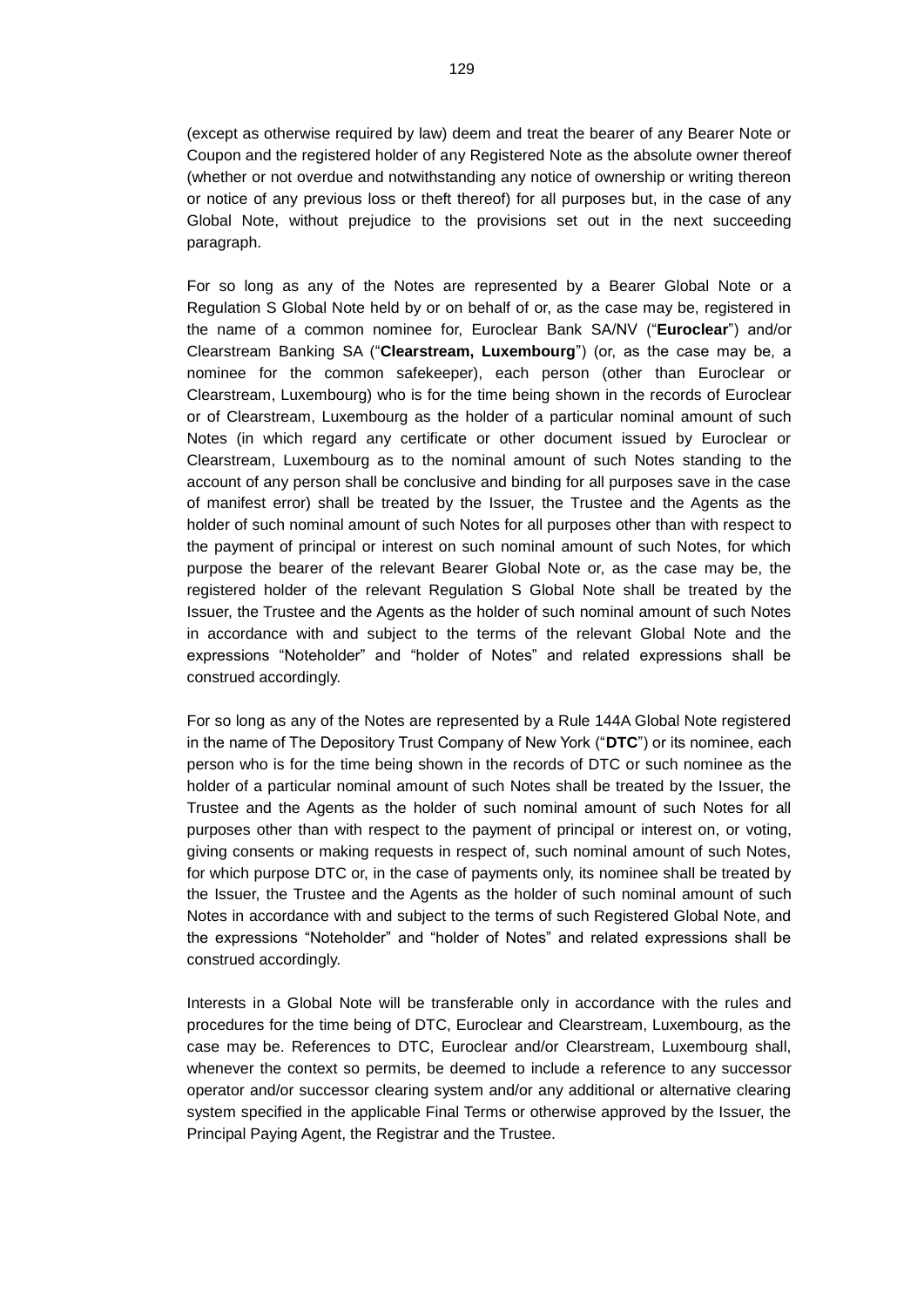(except as otherwise required by law) deem and treat the bearer of any Bearer Note or Coupon and the registered holder of any Registered Note as the absolute owner thereof (whether or not overdue and notwithstanding any notice of ownership or writing thereon or notice of any previous loss or theft thereof) for all purposes but, in the case of any Global Note, without prejudice to the provisions set out in the next succeeding paragraph.

For so long as any of the Notes are represented by a Bearer Global Note or a Regulation S Global Note held by or on behalf of or, as the case may be, registered in the name of a common nominee for, Euroclear Bank SA/NV ("**Euroclear**") and/or Clearstream Banking SA ("**Clearstream, Luxembourg**") (or, as the case may be, a nominee for the common safekeeper), each person (other than Euroclear or Clearstream, Luxembourg) who is for the time being shown in the records of Euroclear or of Clearstream, Luxembourg as the holder of a particular nominal amount of such Notes (in which regard any certificate or other document issued by Euroclear or Clearstream, Luxembourg as to the nominal amount of such Notes standing to the account of any person shall be conclusive and binding for all purposes save in the case of manifest error) shall be treated by the Issuer, the Trustee and the Agents as the holder of such nominal amount of such Notes for all purposes other than with respect to the payment of principal or interest on such nominal amount of such Notes, for which purpose the bearer of the relevant Bearer Global Note or, as the case may be, the registered holder of the relevant Regulation S Global Note shall be treated by the Issuer, the Trustee and the Agents as the holder of such nominal amount of such Notes in accordance with and subject to the terms of the relevant Global Note and the expressions "Noteholder" and "holder of Notes" and related expressions shall be construed accordingly.

For so long as any of the Notes are represented by a Rule 144A Global Note registered in the name of The Depository Trust Company of New York ("**DTC**") or its nominee, each person who is for the time being shown in the records of DTC or such nominee as the holder of a particular nominal amount of such Notes shall be treated by the Issuer, the Trustee and the Agents as the holder of such nominal amount of such Notes for all purposes other than with respect to the payment of principal or interest on, or voting, giving consents or making requests in respect of, such nominal amount of such Notes, for which purpose DTC or, in the case of payments only, its nominee shall be treated by the Issuer, the Trustee and the Agents as the holder of such nominal amount of such Notes in accordance with and subject to the terms of such Registered Global Note, and the expressions "Noteholder" and "holder of Notes" and related expressions shall be construed accordingly.

Interests in a Global Note will be transferable only in accordance with the rules and procedures for the time being of DTC, Euroclear and Clearstream, Luxembourg, as the case may be. References to DTC, Euroclear and/or Clearstream, Luxembourg shall, whenever the context so permits, be deemed to include a reference to any successor operator and/or successor clearing system and/or any additional or alternative clearing system specified in the applicable Final Terms or otherwise approved by the Issuer, the Principal Paying Agent, the Registrar and the Trustee.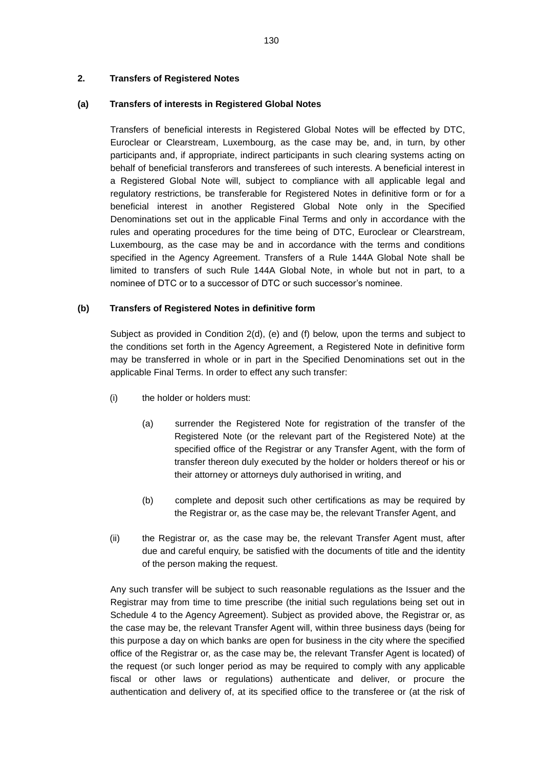## 2. Transfers of Registered Notes

### (a) Transfers of interests in Registered Global Notes

Transfers of beneficial interests in Registered Global Notes will be effected by DTC, Euroclear or Clearstream, Luxembourg, as the case may be, and, in turn, by other participants and, if appropriate, indirect participants in such clearing systems acting on behalf of beneficial transferors and transferees of such interests. A beneficial interest in a Registered Global Note will, subject to compliance with all applicable legal and regulatory restrictions, be transferable for Registered Notes in definitive form or for a beneficial interest in another Registered Global Note only in the Specified Denominations set out in the applicable Final Terms and only in accordance with the rules and operating procedures for the time being of DTC, Euroclear or Clearstream, Luxembourg, as the case may be and in accordance with the terms and conditions specified in the Agency Agreement. Transfers of a Rule 144A Global Note shall be limited to transfers of such Rule 144A Global Note, in whole but not in part, to a nominee of DTC or to a successor of DTC or such successor's nominee.

### (b) Transfers of Registered Notes in definitive form

Subject as provided in Condition 2(d), (e) and (f) below, upon the terms and subject to the conditions set forth in the Agency Agreement, a Registered Note in definitive form may be transferred in whole or in part in the Specified Denominations set out in the applicable Final Terms. In order to effect any such transfer:

(i) the holder or holders must:

   (a) surrender the Registered Note for registration of the transfer of the Registered Note (or the relevant part of the Registered Note) at the specified office of the Registrar or any Transfer Agent, with the form of transfer thereon duly executed by the holder or holders thereof or his or their attorney or attorneys duly authorised in writing, and

   (b) complete and deposit such other certifications as may be required by the Registrar or, as the case may be, the relevant Transfer Agent, and

(ii) the Registrar or, as the case may be, the relevant Transfer Agent must, after due and careful enquiry, be satisfied with the documents of title and the identity of the person making the request.

Any such transfer will be subject to such reasonable regulations as the Issuer and the Registrar may from time to time prescribe (the initial such regulations being set out in Schedule 4 to the Agency Agreement). Subject as provided above, the Registrar or, as the case may be, the relevant Transfer Agent will, within three business days (being for this purpose a day on which banks are open for business in the city where the specified office of the Registrar or, as the case may be, the relevant Transfer Agent is located) of the request (or such longer period as may be required to comply with any applicable fiscal or other laws or regulations) authenticate and deliver, or procure the authentication and delivery of, at its specified office to the transferee or (at the risk of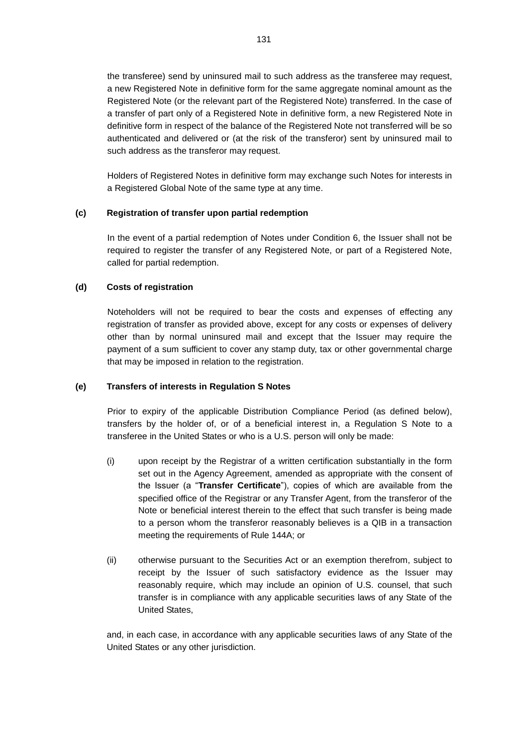the transferee) send by uninsured mail to such address as the transferee may request, a new Registered Note in definitive form for the same aggregate nominal amount as the Registered Note (or the relevant part of the Registered Note) transferred. In the case of a transfer of part only of a Registered Note in definitive form, a new Registered Note in definitive form in respect of the balance of the Registered Note not transferred will be so authenticated and delivered or (at the risk of the transferor) sent by uninsured mail to such address as the transferor may request.

Holders of Registered Notes in definitive form may exchange such Notes for interests in a Registered Global Note of the same type at any time.

**(c) Registration of transfer upon partial redemption**

In the event of a partial redemption of Notes under Condition 6, the Issuer shall not be required to register the transfer of any Registered Note, or part of a Registered Note, called for partial redemption.

**(d) Costs of registration**

Noteholders will not be required to bear the costs and expenses of effecting any registration of transfer as provided above, except for any costs or expenses of delivery other than by normal uninsured mail and except that the Issuer may require the payment of a sum sufficient to cover any stamp duty, tax or other governmental charge that may be imposed in relation to the registration.

**(e) Transfers of interests in Regulation S Notes**

Prior to expiry of the applicable Distribution Compliance Period (as defined below), transfers by the holder of, or of a beneficial interest in, a Regulation S Note to a transferee in the United States or who is a U.S. person will only be made:

(i) upon receipt by the Registrar of a written certification substantially in the form set out in the Agency Agreement, amended as appropriate with the consent of the Issuer (a "**Transfer Certificate**"), copies of which are available from the specified office of the Registrar or any Transfer Agent, from the transferor of the Note or beneficial interest therein to the effect that such transfer is being made to a person whom the transferor reasonably believes is a QIB in a transaction meeting the requirements of Rule 144A; or

(ii) otherwise pursuant to the Securities Act or an exemption therefrom, subject to receipt by the Issuer of such satisfactory evidence as the Issuer may reasonably require, which may include an opinion of U.S. counsel, that such transfer is in compliance with any applicable securities laws of any State of the United States,

and, in each case, in accordance with any applicable securities laws of any State of the United States or any other jurisdiction.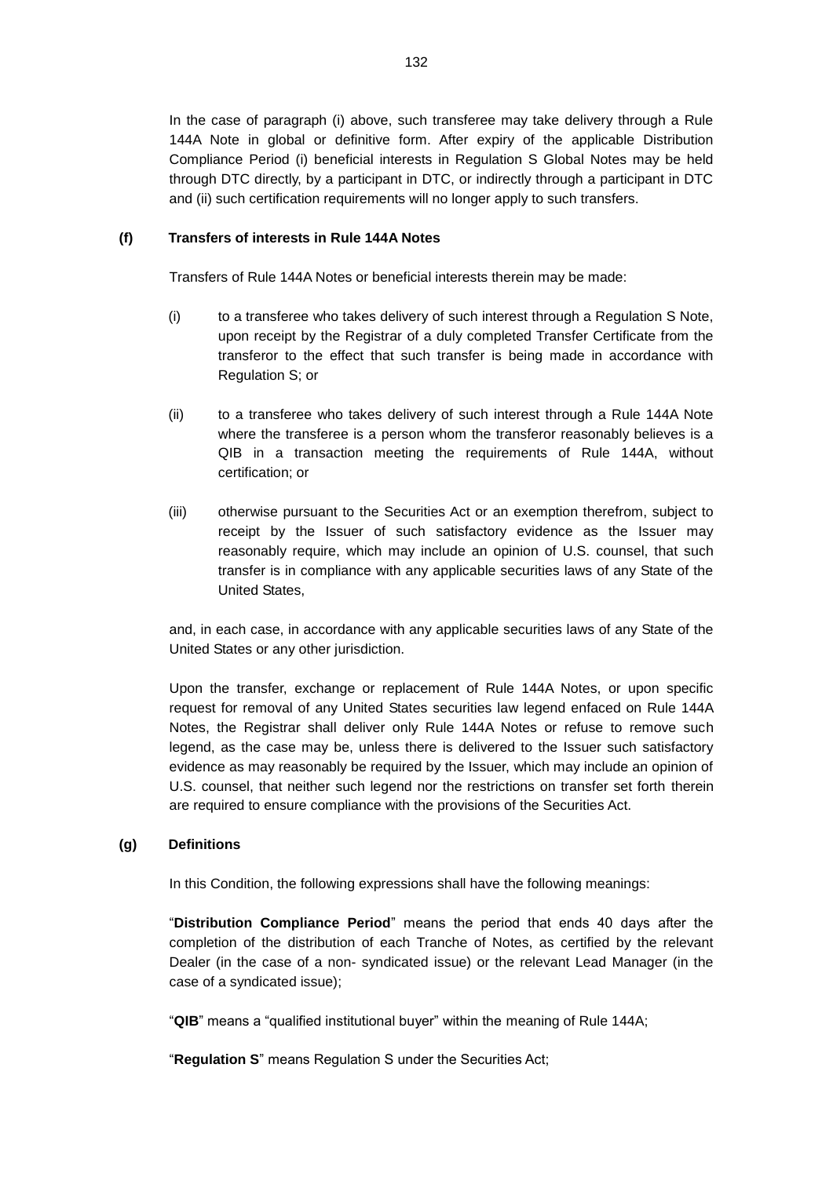In the case of paragraph (i) above, such transferee may take delivery through a Rule 144A Note in global or definitive form. After expiry of the applicable Distribution Compliance Period (i) beneficial interests in Regulation S Global Notes may be held through DTC directly, by a participant in DTC, or indirectly through a participant in DTC and (ii) such certification requirements will no longer apply to such transfers.

**(f) Transfers of interests in Rule 144A Notes**

Transfers of Rule 144A Notes or beneficial interests therein may be made:

(i) to a transferee who takes delivery of such interest through a Regulation S Note, upon receipt by the Registrar of a duly completed Transfer Certificate from the transferor to the effect that such transfer is being made in accordance with Regulation S; or

(ii) to a transferee who takes delivery of such interest through a Rule 144A Note where the transferee is a person whom the transferor reasonably believes is a QIB in a transaction meeting the requirements of Rule 144A, without certification; or

(iii) otherwise pursuant to the Securities Act or an exemption therefrom, subject to receipt by the Issuer of such satisfactory evidence as the Issuer may reasonably require, which may include an opinion of U.S. counsel, that such transfer is in compliance with any applicable securities laws of any State of the United States,

and, in each case, in accordance with any applicable securities laws of any State of the United States or any other jurisdiction.

Upon the transfer, exchange or replacement of Rule 144A Notes, or upon specific request for removal of any United States securities law legend enfaced on Rule 144A Notes, the Registrar shall deliver only Rule 144A Notes or refuse to remove such legend, as the case may be, unless there is delivered to the Issuer such satisfactory evidence as may reasonably be required by the Issuer, which may include an opinion of U.S. counsel, that neither such legend nor the restrictions on transfer set forth therein are required to ensure compliance with the provisions of the Securities Act.

**(g) Definitions**

In this Condition, the following expressions shall have the following meanings:

"**Distribution Compliance Period**" means the period that ends 40 days after the completion of the distribution of each Tranche of Notes, as certified by the relevant Dealer (in the case of a non- syndicated issue) or the relevant Lead Manager (in the case of a syndicated issue);

"**QIB**" means a "qualified institutional buyer" within the meaning of Rule 144A;

"**Regulation S**" means Regulation S under the Securities Act;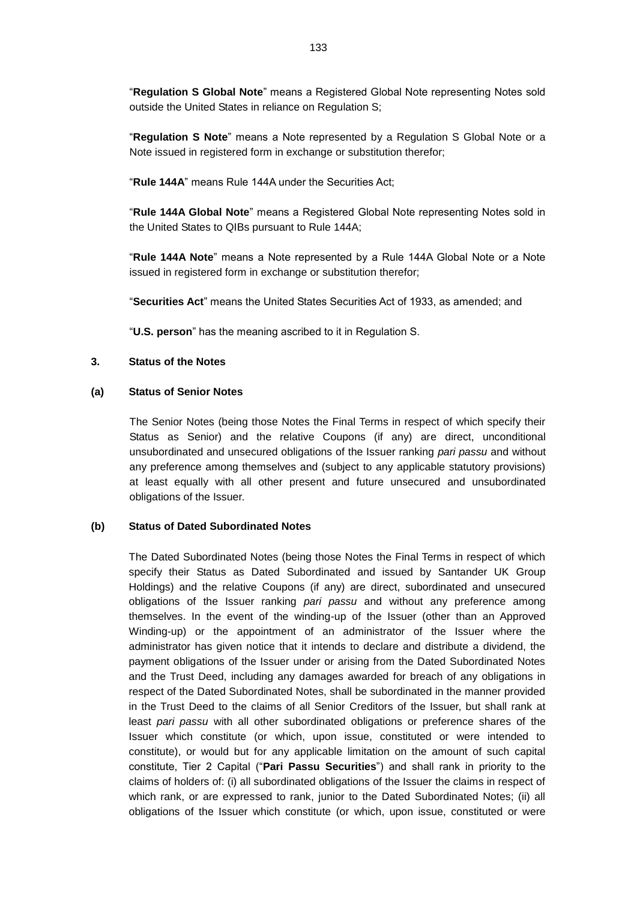"**Regulation S Global Note**" means a Registered Global Note representing Notes sold outside the United States in reliance on Regulation S;

"**Regulation S Note**" means a Note represented by a Regulation S Global Note or a Note issued in registered form in exchange or substitution therefor;

"**Rule 144A**" means Rule 144A under the Securities Act;

"**Rule 144A Global Note**" means a Registered Global Note representing Notes sold in the United States to QIBs pursuant to Rule 144A;

"**Rule 144A Note**" means a Note represented by a Rule 144A Global Note or a Note issued in registered form in exchange or substitution therefor;

"**Securities Act**" means the United States Securities Act of 1933, as amended; and

"**U.S. person**" has the meaning ascribed to it in Regulation S.

### 3. Status of the Notes

#### (a) Status of Senior Notes

The Senior Notes (being those Notes the Final Terms in respect of which specify their Status as Senior) and the relative Coupons (if any) are direct, unconditional unsubordinated and unsecured obligations of the Issuer ranking *pari passu* and without any preference among themselves and (subject to any applicable statutory provisions) at least equally with all other present and future unsecured and unsubordinated obligations of the Issuer.

#### (b) Status of Dated Subordinated Notes

The Dated Subordinated Notes (being those Notes the Final Terms in respect of which specify their Status as Dated Subordinated and issued by Santander UK Group Holdings) and the relative Coupons (if any) are direct, subordinated and unsecured obligations of the Issuer ranking *pari passu* and without any preference among themselves. In the event of the winding-up of the Issuer (other than an Approved Winding-up) or the appointment of an administrator of the Issuer where the administrator has given notice that it intends to declare and distribute a dividend, the payment obligations of the Issuer under or arising from the Dated Subordinated Notes and the Trust Deed, including any damages awarded for breach of any obligations in respect of the Dated Subordinated Notes, shall be subordinated in the manner provided in the Trust Deed to the claims of all Senior Creditors of the Issuer, but shall rank at least *pari passu* with all other subordinated obligations or preference shares of the Issuer which constitute (or which, upon issue, constituted or were intended to constitute), or would but for any applicable limitation on the amount of such capital constitute, Tier 2 Capital ("**Pari Passu Securities**") and shall rank in priority to the claims of holders of: (i) all subordinated obligations of the Issuer the claims in respect of which rank, or are expressed to rank, junior to the Dated Subordinated Notes; (ii) all obligations of the Issuer which constitute (or which, upon issue, constituted or were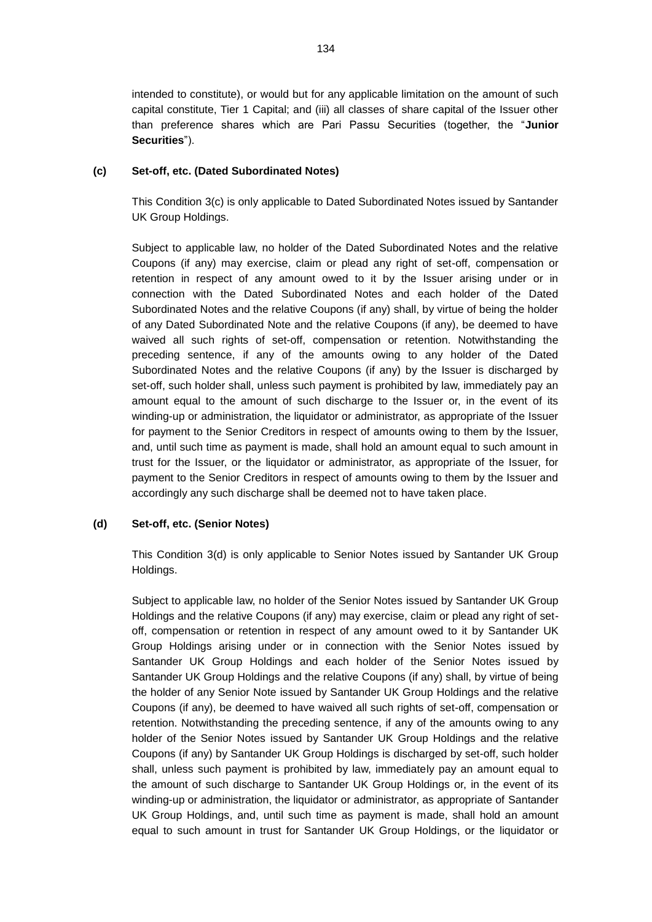intended to constitute), or would but for any applicable limitation on the amount of such capital constitute, Tier 1 Capital; and (iii) all classes of share capital of the Issuer other than preference shares which are Pari Passu Securities (together, the "**Junior Securities**").

**(c) Set-off, etc. (Dated Subordinated Notes)**

This Condition 3(c) is only applicable to Dated Subordinated Notes issued by Santander UK Group Holdings.

Subject to applicable law, no holder of the Dated Subordinated Notes and the relative Coupons (if any) may exercise, claim or plead any right of set-off, compensation or retention in respect of any amount owed to it by the Issuer arising under or in connection with the Dated Subordinated Notes and each holder of the Dated Subordinated Notes and the relative Coupons (if any) shall, by virtue of being the holder of any Dated Subordinated Note and the relative Coupons (if any), be deemed to have waived all such rights of set-off, compensation or retention. Notwithstanding the preceding sentence, if any of the amounts owing to any holder of the Dated Subordinated Notes and the relative Coupons (if any) by the Issuer is discharged by set-off, such holder shall, unless such payment is prohibited by law, immediately pay an amount equal to the amount of such discharge to the Issuer or, in the event of its winding-up or administration, the liquidator or administrator, as appropriate of the Issuer for payment to the Senior Creditors in respect of amounts owing to them by the Issuer, and, until such time as payment is made, shall hold an amount equal to such amount in trust for the Issuer, or the liquidator or administrator, as appropriate of the Issuer, for payment to the Senior Creditors in respect of amounts owing to them by the Issuer and accordingly any such discharge shall be deemed not to have taken place.

**(d) Set-off, etc. (Senior Notes)**

This Condition 3(d) is only applicable to Senior Notes issued by Santander UK Group Holdings.

Subject to applicable law, no holder of the Senior Notes issued by Santander UK Group Holdings and the relative Coupons (if any) may exercise, claim or plead any right of set-off, compensation or retention in respect of any amount owed to it by Santander UK Group Holdings arising under or in connection with the Senior Notes issued by Santander UK Group Holdings and each holder of the Senior Notes issued by Santander UK Group Holdings and the relative Coupons (if any) shall, by virtue of being the holder of any Senior Note issued by Santander UK Group Holdings and the relative Coupons (if any), be deemed to have waived all such rights of set-off, compensation or retention. Notwithstanding the preceding sentence, if any of the amounts owing to any holder of the Senior Notes issued by Santander UK Group Holdings and the relative Coupons (if any) by Santander UK Group Holdings is discharged by set-off, such holder shall, unless such payment is prohibited by law, immediately pay an amount equal to the amount of such discharge to Santander UK Group Holdings or, in the event of its winding-up or administration, the liquidator or administrator, as appropriate of Santander UK Group Holdings, and, until such time as payment is made, shall hold an amount equal to such amount in trust for Santander UK Group Holdings, or the liquidator or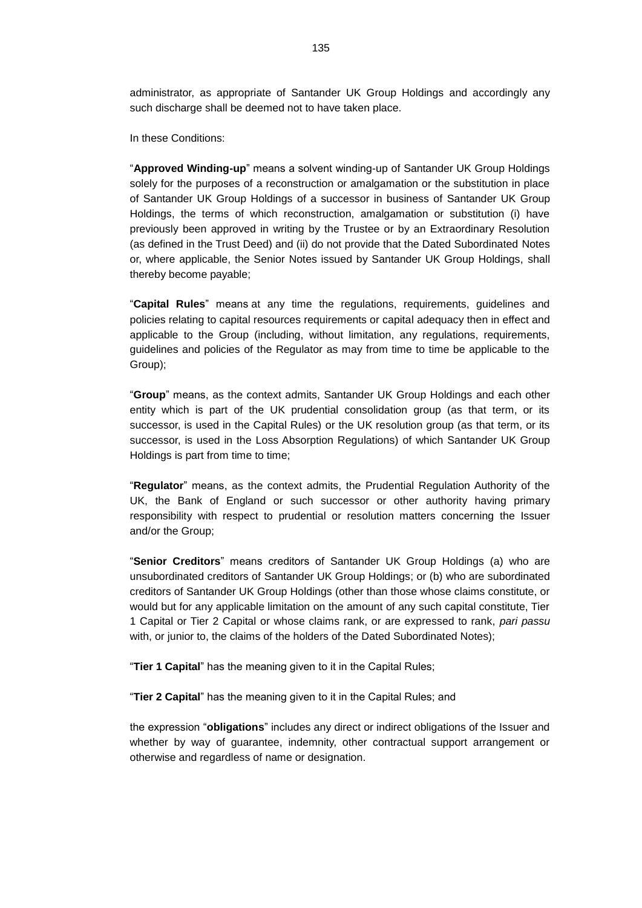administrator, as appropriate of Santander UK Group Holdings and accordingly any such discharge shall be deemed not to have taken place.

In these Conditions:

"**Approved Winding-up**" means a solvent winding-up of Santander UK Group Holdings solely for the purposes of a reconstruction or amalgamation or the substitution in place of Santander UK Group Holdings of a successor in business of Santander UK Group Holdings, the terms of which reconstruction, amalgamation or substitution (i) have previously been approved in writing by the Trustee or by an Extraordinary Resolution (as defined in the Trust Deed) and (ii) do not provide that the Dated Subordinated Notes or, where applicable, the Senior Notes issued by Santander UK Group Holdings, shall thereby become payable;

"**Capital Rules**" means at any time the regulations, requirements, guidelines and policies relating to capital resources requirements or capital adequacy then in effect and applicable to the Group (including, without limitation, any regulations, requirements, guidelines and policies of the Regulator as may from time to time be applicable to the Group);

"**Group**" means, as the context admits, Santander UK Group Holdings and each other entity which is part of the UK prudential consolidation group (as that term, or its successor, is used in the Capital Rules) or the UK resolution group (as that term, or its successor, is used in the Loss Absorption Regulations) of which Santander UK Group Holdings is part from time to time;

"**Regulator**" means, as the context admits, the Prudential Regulation Authority of the UK, the Bank of England or such successor or other authority having primary responsibility with respect to prudential or resolution matters concerning the Issuer and/or the Group;

"**Senior Creditors**" means creditors of Santander UK Group Holdings (a) who are unsubordinated creditors of Santander UK Group Holdings; or (b) who are subordinated creditors of Santander UK Group Holdings (other than those whose claims constitute, or would but for any applicable limitation on the amount of any such capital constitute, Tier 1 Capital or Tier 2 Capital or whose claims rank, or are expressed to rank, *pari passu* with, or junior to, the claims of the holders of the Dated Subordinated Notes);

"**Tier 1 Capital**" has the meaning given to it in the Capital Rules;

"**Tier 2 Capital**" has the meaning given to it in the Capital Rules; and

the expression "**obligations**" includes any direct or indirect obligations of the Issuer and whether by way of guarantee, indemnity, other contractual support arrangement or otherwise and regardless of name or designation.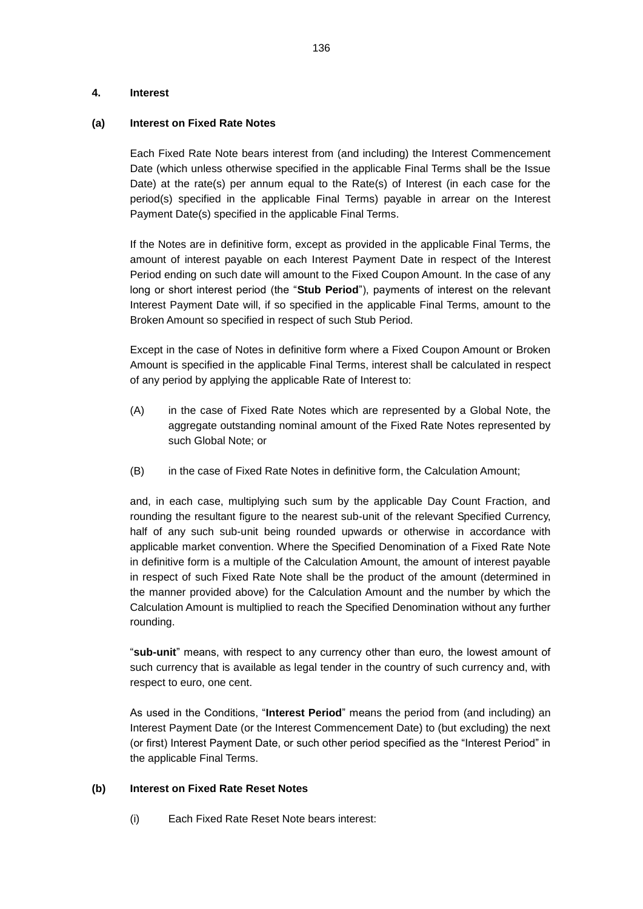## 4. Interest

### (a) Interest on Fixed Rate Notes

Each Fixed Rate Note bears interest from (and including) the Interest Commencement Date (which unless otherwise specified in the applicable Final Terms shall be the Issue Date) at the rate(s) per annum equal to the Rate(s) of Interest (in each case for the period(s) specified in the applicable Final Terms) payable in arrear on the Interest Payment Date(s) specified in the applicable Final Terms.

If the Notes are in definitive form, except as provided in the applicable Final Terms, the amount of interest payable on each Interest Payment Date in respect of the Interest Period ending on such date will amount to the Fixed Coupon Amount. In the case of any long or short interest period (the "**Stub Period**"), payments of interest on the relevant Interest Payment Date will, if so specified in the applicable Final Terms, amount to the Broken Amount so specified in respect of such Stub Period.

Except in the case of Notes in definitive form where a Fixed Coupon Amount or Broken Amount is specified in the applicable Final Terms, interest shall be calculated in respect of any period by applying the applicable Rate of Interest to:

(A) in the case of Fixed Rate Notes which are represented by a Global Note, the aggregate outstanding nominal amount of the Fixed Rate Notes represented by such Global Note; or

(B) in the case of Fixed Rate Notes in definitive form, the Calculation Amount;

and, in each case, multiplying such sum by the applicable Day Count Fraction, and rounding the resultant figure to the nearest sub-unit of the relevant Specified Currency, half of any such sub-unit being rounded upwards or otherwise in accordance with applicable market convention. Where the Specified Denomination of a Fixed Rate Note in definitive form is a multiple of the Calculation Amount, the amount of interest payable in respect of such Fixed Rate Note shall be the product of the amount (determined in the manner provided above) for the Calculation Amount and the number by which the Calculation Amount is multiplied to reach the Specified Denomination without any further rounding.

"**sub-unit**" means, with respect to any currency other than euro, the lowest amount of such currency that is available as legal tender in the country of such currency and, with respect to euro, one cent.

As used in the Conditions, "**Interest Period**" means the period from (and including) an Interest Payment Date (or the Interest Commencement Date) to (but excluding) the next (or first) Interest Payment Date, or such other period specified as the "Interest Period" in the applicable Final Terms.

### (b) Interest on Fixed Rate Reset Notes

(i) Each Fixed Rate Reset Note bears interest: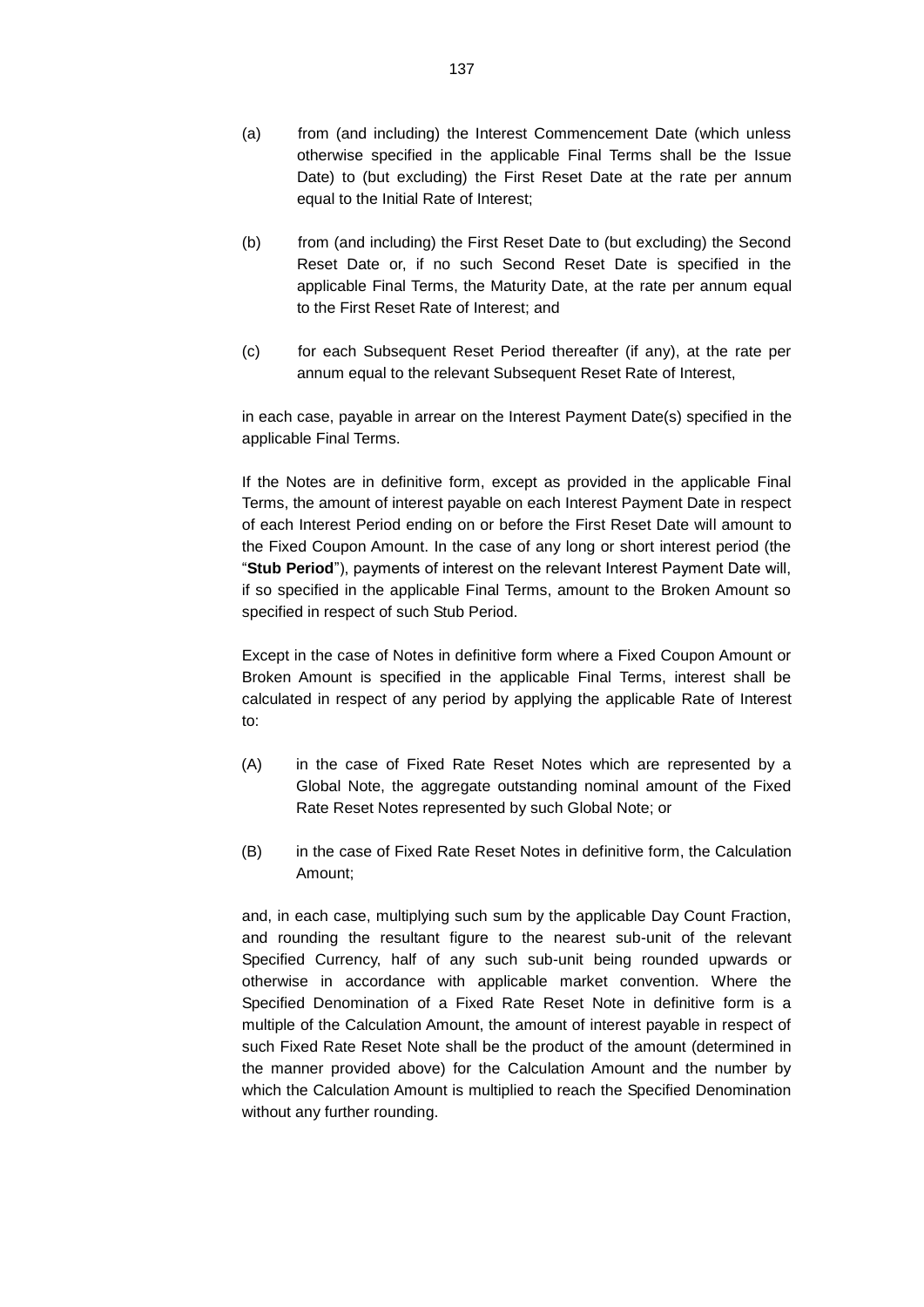(a) from (and including) the Interest Commencement Date (which unless otherwise specified in the applicable Final Terms shall be the Issue Date) to (but excluding) the First Reset Date at the rate per annum equal to the Initial Rate of Interest;

(b) from (and including) the First Reset Date to (but excluding) the Second Reset Date or, if no such Second Reset Date is specified in the applicable Final Terms, the Maturity Date, at the rate per annum equal to the First Reset Rate of Interest; and

(c) for each Subsequent Reset Period thereafter (if any), at the rate per annum equal to the relevant Subsequent Reset Rate of Interest,

in each case, payable in arrear on the Interest Payment Date(s) specified in the applicable Final Terms.

If the Notes are in definitive form, except as provided in the applicable Final Terms, the amount of interest payable on each Interest Payment Date in respect of each Interest Period ending on or before the First Reset Date will amount to the Fixed Coupon Amount. In the case of any long or short interest period (the "**Stub Period**"), payments of interest on the relevant Interest Payment Date will, if so specified in the applicable Final Terms, amount to the Broken Amount so specified in respect of such Stub Period.

Except in the case of Notes in definitive form where a Fixed Coupon Amount or Broken Amount is specified in the applicable Final Terms, interest shall be calculated in respect of any period by applying the applicable Rate of Interest to:

(A) in the case of Fixed Rate Reset Notes which are represented by a Global Note, the aggregate outstanding nominal amount of the Fixed Rate Reset Notes represented by such Global Note; or

(B) in the case of Fixed Rate Reset Notes in definitive form, the Calculation Amount;

and, in each case, multiplying such sum by the applicable Day Count Fraction, and rounding the resultant figure to the nearest sub-unit of the relevant Specified Currency, half of any such sub-unit being rounded upwards or otherwise in accordance with applicable market convention. Where the Specified Denomination of a Fixed Rate Reset Note in definitive form is a multiple of the Calculation Amount, the amount of interest payable in respect of such Fixed Rate Reset Note shall be the product of the amount (determined in the manner provided above) for the Calculation Amount and the number by which the Calculation Amount is multiplied to reach the Specified Denomination without any further rounding.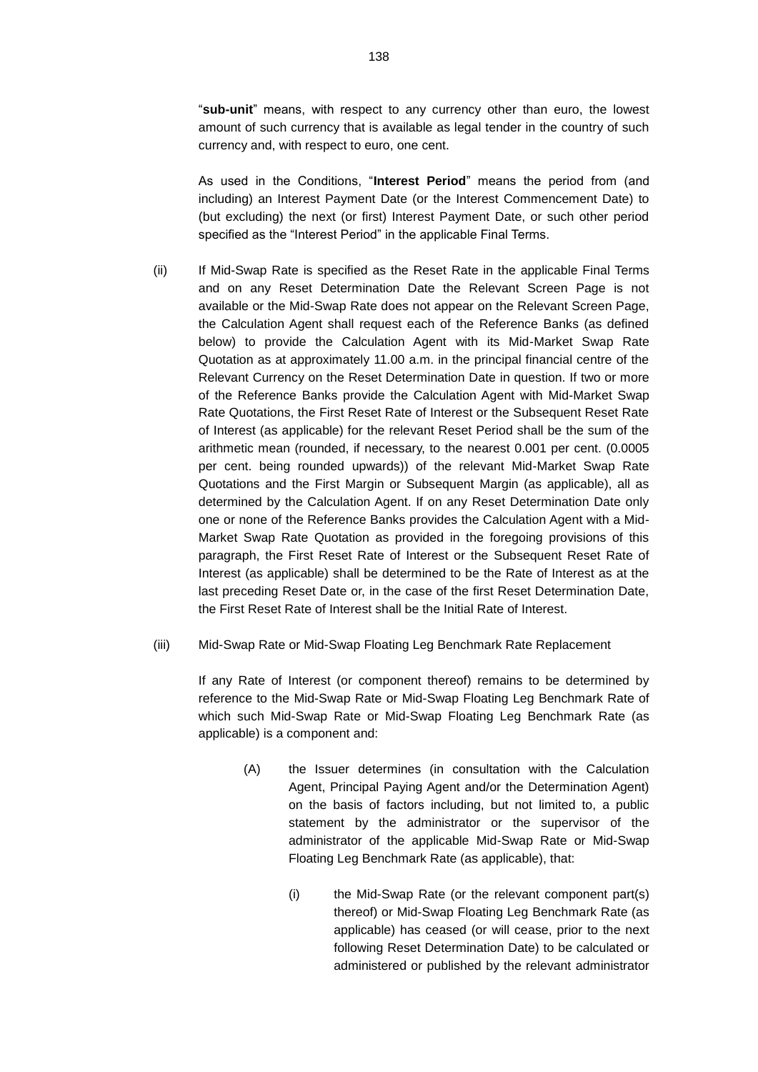"**sub-unit**" means, with respect to any currency other than euro, the lowest amount of such currency that is available as legal tender in the country of such currency and, with respect to euro, one cent.

As used in the Conditions, "**Interest Period**" means the period from (and including) an Interest Payment Date (or the Interest Commencement Date) to (but excluding) the next (or first) Interest Payment Date, or such other period specified as the "Interest Period" in the applicable Final Terms.

(ii) If Mid-Swap Rate is specified as the Reset Rate in the applicable Final Terms and on any Reset Determination Date the Relevant Screen Page is not available or the Mid-Swap Rate does not appear on the Relevant Screen Page, the Calculation Agent shall request each of the Reference Banks (as defined below) to provide the Calculation Agent with its Mid-Market Swap Rate Quotation as at approximately 11.00 a.m. in the principal financial centre of the Relevant Currency on the Reset Determination Date in question. If two or more of the Reference Banks provide the Calculation Agent with Mid-Market Swap Rate Quotations, the First Reset Rate of Interest or the Subsequent Reset Rate of Interest (as applicable) for the relevant Reset Period shall be the sum of the arithmetic mean (rounded, if necessary, to the nearest 0.001 per cent. (0.0005 per cent. being rounded upwards)) of the relevant Mid-Market Swap Rate Quotations and the First Margin or Subsequent Margin (as applicable), all as determined by the Calculation Agent. If on any Reset Determination Date only one or none of the Reference Banks provides the Calculation Agent with a Mid-Market Swap Rate Quotation as provided in the foregoing provisions of this paragraph, the First Reset Rate of Interest or the Subsequent Reset Rate of Interest (as applicable) shall be determined to be the Rate of Interest as at the last preceding Reset Date or, in the case of the first Reset Determination Date, the First Reset Rate of Interest shall be the Initial Rate of Interest.

(iii) Mid-Swap Rate or Mid-Swap Floating Leg Benchmark Rate Replacement

If any Rate of Interest (or component thereof) remains to be determined by reference to the Mid-Swap Rate or Mid-Swap Floating Leg Benchmark Rate of which such Mid-Swap Rate or Mid-Swap Floating Leg Benchmark Rate (as applicable) is a component and:

(A) the Issuer determines (in consultation with the Calculation Agent, Principal Paying Agent and/or the Determination Agent) on the basis of factors including, but not limited to, a public statement by the administrator or the supervisor of the administrator of the applicable Mid-Swap Rate or Mid-Swap Floating Leg Benchmark Rate (as applicable), that:

(i) the Mid-Swap Rate (or the relevant component part(s) thereof) or Mid-Swap Floating Leg Benchmark Rate (as applicable) has ceased (or will cease, prior to the next following Reset Determination Date) to be calculated or administered or published by the relevant administrator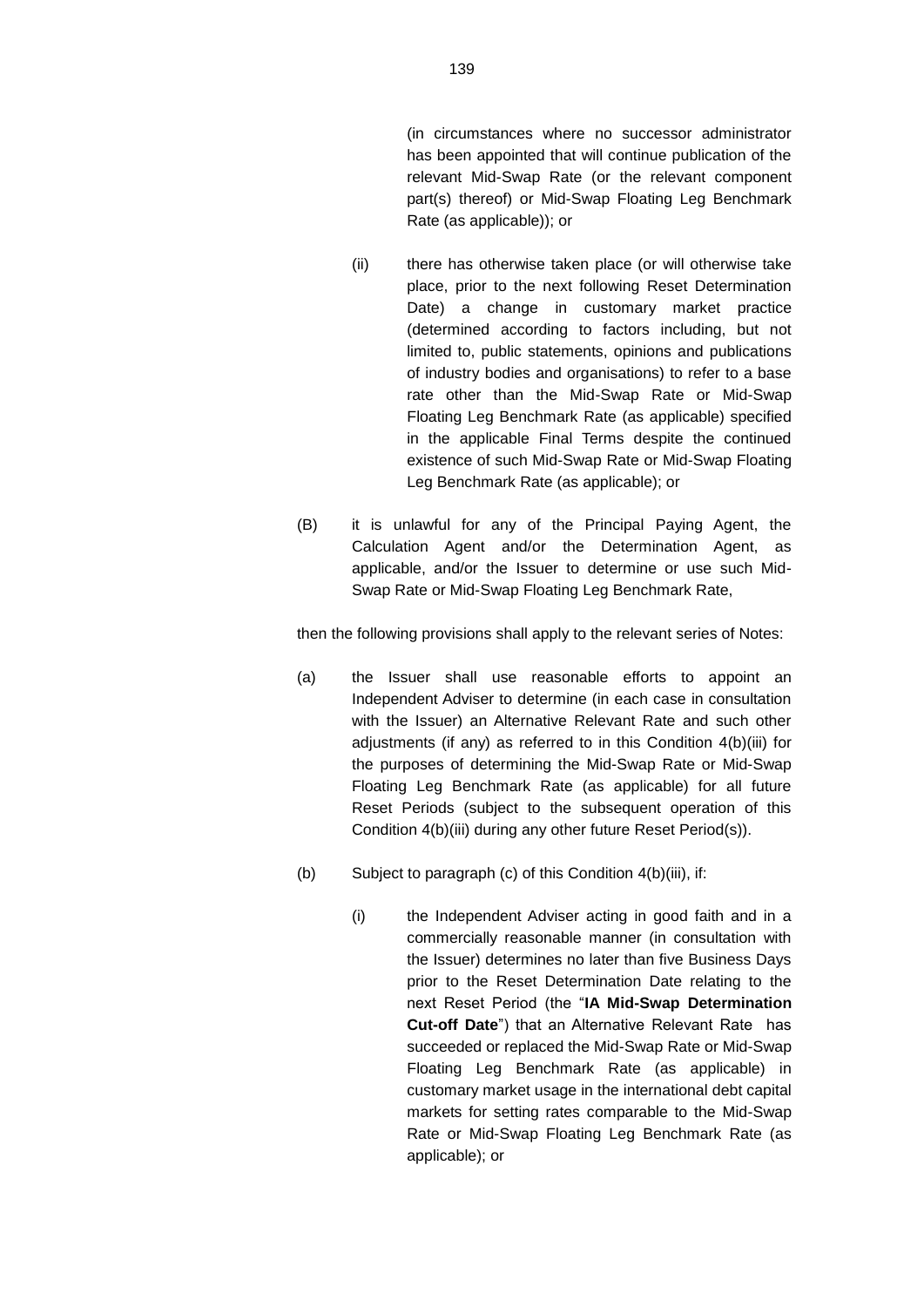(in circumstances where no successor administrator has been appointed that will continue publication of the relevant Mid-Swap Rate (or the relevant component part(s) thereof) or Mid-Swap Floating Leg Benchmark Rate (as applicable)); or

(ii) there has otherwise taken place (or will otherwise take place, prior to the next following Reset Determination Date) a change in customary market practice (determined according to factors including, but not limited to, public statements, opinions and publications of industry bodies and organisations) to refer to a base rate other than the Mid-Swap Rate or Mid-Swap Floating Leg Benchmark Rate (as applicable) specified in the applicable Final Terms despite the continued existence of such Mid-Swap Rate or Mid-Swap Floating Leg Benchmark Rate (as applicable); or

(B) it is unlawful for any of the Principal Paying Agent, the Calculation Agent and/or the Determination Agent, as applicable, and/or the Issuer to determine or use such Mid-Swap Rate or Mid-Swap Floating Leg Benchmark Rate,

then the following provisions shall apply to the relevant series of Notes:

(a) the Issuer shall use reasonable efforts to appoint an Independent Adviser to determine (in each case in consultation with the Issuer) an Alternative Relevant Rate and such other adjustments (if any) as referred to in this Condition 4(b)(iii) for the purposes of determining the Mid-Swap Rate or Mid-Swap Floating Leg Benchmark Rate (as applicable) for all future Reset Periods (subject to the subsequent operation of this Condition 4(b)(iii) during any other future Reset Period(s)).

(b) Subject to paragraph (c) of this Condition 4(b)(iii), if:

(i) the Independent Adviser acting in good faith and in a commercially reasonable manner (in consultation with the Issuer) determines no later than five Business Days prior to the Reset Determination Date relating to the next Reset Period (the "**IA Mid-Swap Determination Cut-off Date**") that an Alternative Relevant Rate has succeeded or replaced the Mid-Swap Rate or Mid-Swap Floating Leg Benchmark Rate (as applicable) in customary market usage in the international debt capital markets for setting rates comparable to the Mid-Swap Rate or Mid-Swap Floating Leg Benchmark Rate (as applicable); or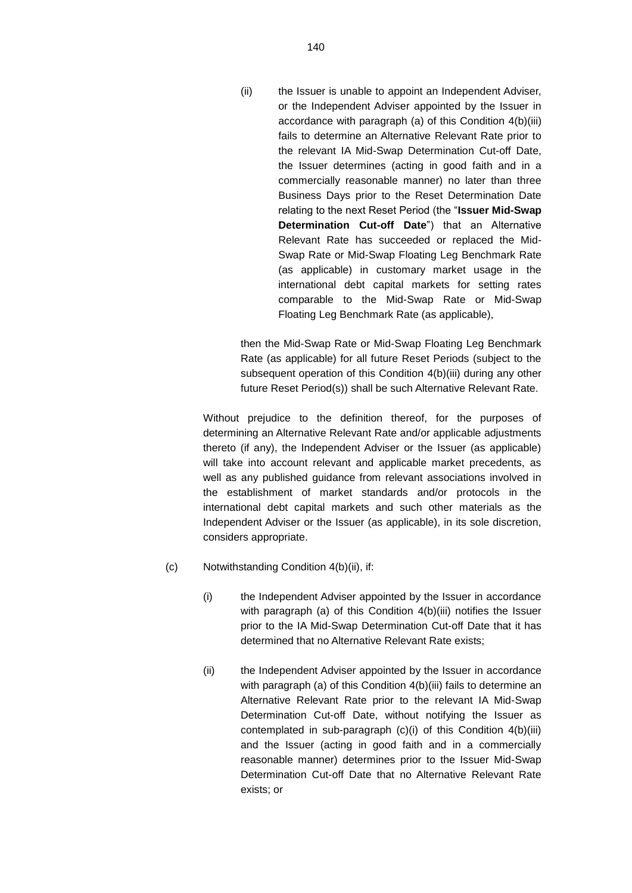(ii) the Issuer is unable to appoint an Independent Adviser, or the Independent Adviser appointed by the Issuer in accordance with paragraph (a) of this Condition 4(b)(iii) fails to determine an Alternative Relevant Rate prior to the relevant IA Mid-Swap Determination Cut-off Date, the Issuer determines (acting in good faith and in a commercially reasonable manner) no later than three Business Days prior to the Reset Determination Date relating to the next Reset Period (the "**Issuer Mid-Swap Determination Cut-off Date**") that an Alternative Relevant Rate has succeeded or replaced the Mid-Swap Rate or Mid-Swap Floating Leg Benchmark Rate (as applicable) in customary market usage in the international debt capital markets for setting rates comparable to the Mid-Swap Rate or Mid-Swap Floating Leg Benchmark Rate (as applicable),

then the Mid-Swap Rate or Mid-Swap Floating Leg Benchmark Rate (as applicable) for all future Reset Periods (subject to the subsequent operation of this Condition 4(b)(iii) during any other future Reset Period(s)) shall be such Alternative Relevant Rate.

Without prejudice to the definition thereof, for the purposes of determining an Alternative Relevant Rate and/or applicable adjustments thereto (if any), the Independent Adviser or the Issuer (as applicable) will take into account relevant and applicable market precedents, as well as any published guidance from relevant associations involved in the establishment of market standards and/or protocols in the international debt capital markets and such other materials as the Independent Adviser or the Issuer (as applicable), in its sole discretion, considers appropriate.

(c) Notwithstanding Condition 4(b)(ii), if:

(i) the Independent Adviser appointed by the Issuer in accordance with paragraph (a) of this Condition 4(b)(iii) notifies the Issuer prior to the IA Mid-Swap Determination Cut-off Date that it has determined that no Alternative Relevant Rate exists;

(ii) the Independent Adviser appointed by the Issuer in accordance with paragraph (a) of this Condition 4(b)(iii) fails to determine an Alternative Relevant Rate prior to the relevant IA Mid-Swap Determination Cut-off Date, without notifying the Issuer as contemplated in sub-paragraph (c)(i) of this Condition 4(b)(iii) and the Issuer (acting in good faith and in a commercially reasonable manner) determines prior to the Issuer Mid-Swap Determination Cut-off Date that no Alternative Relevant Rate exists; or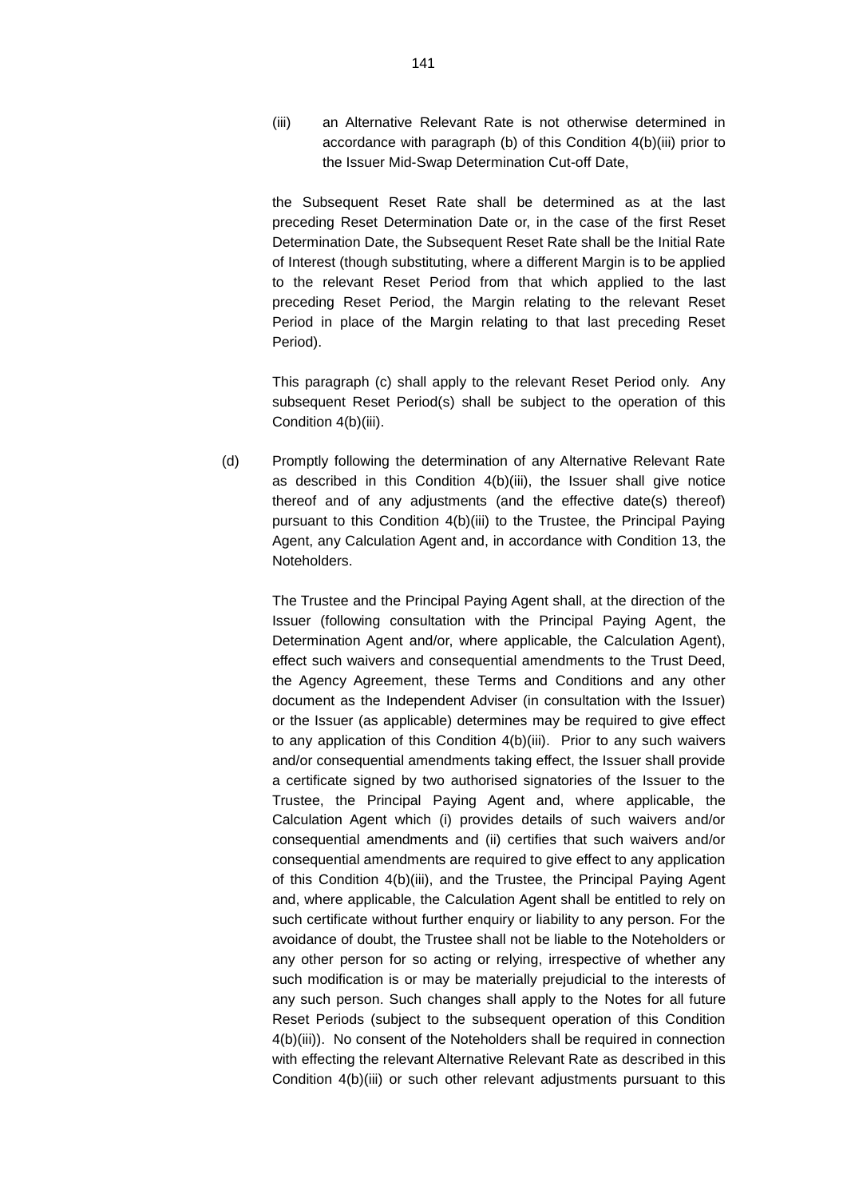(iii) an Alternative Relevant Rate is not otherwise determined in accordance with paragraph (b) of this Condition 4(b)(iii) prior to the Issuer Mid-Swap Determination Cut-off Date,

the Subsequent Reset Rate shall be determined as at the last preceding Reset Determination Date or, in the case of the first Reset Determination Date, the Subsequent Reset Rate shall be the Initial Rate of Interest (though substituting, where a different Margin is to be applied to the relevant Reset Period from that which applied to the last preceding Reset Period, the Margin relating to the relevant Reset Period in place of the Margin relating to that last preceding Reset Period).

This paragraph (c) shall apply to the relevant Reset Period only. Any subsequent Reset Period(s) shall be subject to the operation of this Condition 4(b)(iii).

(d) Promptly following the determination of any Alternative Relevant Rate as described in this Condition 4(b)(iii), the Issuer shall give notice thereof and of any adjustments (and the effective date(s) thereof) pursuant to this Condition 4(b)(iii) to the Trustee, the Principal Paying Agent, any Calculation Agent and, in accordance with Condition 13, the Noteholders.

The Trustee and the Principal Paying Agent shall, at the direction of the Issuer (following consultation with the Principal Paying Agent, the Determination Agent and/or, where applicable, the Calculation Agent), effect such waivers and consequential amendments to the Trust Deed, the Agency Agreement, these Terms and Conditions and any other document as the Independent Adviser (in consultation with the Issuer) or the Issuer (as applicable) determines may be required to give effect to any application of this Condition 4(b)(iii). Prior to any such waivers and/or consequential amendments taking effect, the Issuer shall provide a certificate signed by two authorised signatories of the Issuer to the Trustee, the Principal Paying Agent and, where applicable, the Calculation Agent which (i) provides details of such waivers and/or consequential amendments and (ii) certifies that such waivers and/or consequential amendments are required to give effect to any application of this Condition 4(b)(iii), and the Trustee, the Principal Paying Agent and, where applicable, the Calculation Agent shall be entitled to rely on such certificate without further enquiry or liability to any person. For the avoidance of doubt, the Trustee shall not be liable to the Noteholders or any other person for so acting or relying, irrespective of whether any such modification is or may be materially prejudicial to the interests of any such person. Such changes shall apply to the Notes for all future Reset Periods (subject to the subsequent operation of this Condition 4(b)(iii)). No consent of the Noteholders shall be required in connection with effecting the relevant Alternative Relevant Rate as described in this Condition 4(b)(iii) or such other relevant adjustments pursuant to this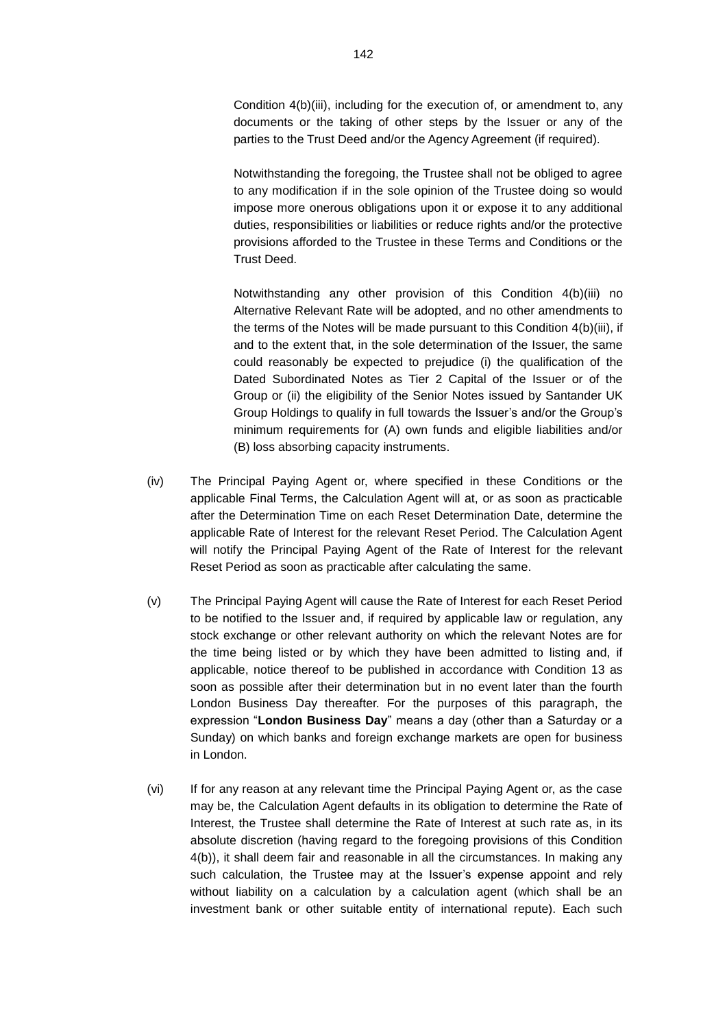Condition 4(b)(iii), including for the execution of, or amendment to, any documents or the taking of other steps by the Issuer or any of the parties to the Trust Deed and/or the Agency Agreement (if required).

Notwithstanding the foregoing, the Trustee shall not be obliged to agree to any modification if in the sole opinion of the Trustee doing so would impose more onerous obligations upon it or expose it to any additional duties, responsibilities or liabilities or reduce rights and/or the protective provisions afforded to the Trustee in these Terms and Conditions or the Trust Deed.

Notwithstanding any other provision of this Condition 4(b)(iii) no Alternative Relevant Rate will be adopted, and no other amendments to the terms of the Notes will be made pursuant to this Condition 4(b)(iii), if and to the extent that, in the sole determination of the Issuer, the same could reasonably be expected to prejudice (i) the qualification of the Dated Subordinated Notes as Tier 2 Capital of the Issuer or of the Group or (ii) the eligibility of the Senior Notes issued by Santander UK Group Holdings to qualify in full towards the Issuer's and/or the Group's minimum requirements for (A) own funds and eligible liabilities and/or (B) loss absorbing capacity instruments.

(iv) The Principal Paying Agent or, where specified in these Conditions or the applicable Final Terms, the Calculation Agent will at, or as soon as practicable after the Determination Time on each Reset Determination Date, determine the applicable Rate of Interest for the relevant Reset Period. The Calculation Agent will notify the Principal Paying Agent of the Rate of Interest for the relevant Reset Period as soon as practicable after calculating the same.

(v) The Principal Paying Agent will cause the Rate of Interest for each Reset Period to be notified to the Issuer and, if required by applicable law or regulation, any stock exchange or other relevant authority on which the relevant Notes are for the time being listed or by which they have been admitted to listing and, if applicable, notice thereof to be published in accordance with Condition 13 as soon as possible after their determination but in no event later than the fourth London Business Day thereafter. For the purposes of this paragraph, the expression "**London Business Day**" means a day (other than a Saturday or a Sunday) on which banks and foreign exchange markets are open for business in London.

(vi) If for any reason at any relevant time the Principal Paying Agent or, as the case may be, the Calculation Agent defaults in its obligation to determine the Rate of Interest, the Trustee shall determine the Rate of Interest at such rate as, in its absolute discretion (having regard to the foregoing provisions of this Condition 4(b)), it shall deem fair and reasonable in all the circumstances. In making any such calculation, the Trustee may at the Issuer's expense appoint and rely without liability on a calculation by a calculation agent (which shall be an investment bank or other suitable entity of international repute). Each such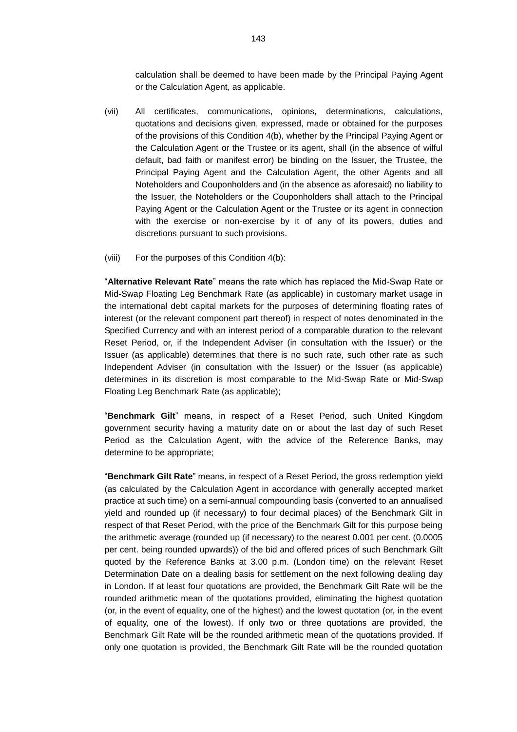calculation shall be deemed to have been made by the Principal Paying Agent or the Calculation Agent, as applicable.

(vii) All certificates, communications, opinions, determinations, calculations, quotations and decisions given, expressed, made or obtained for the purposes of the provisions of this Condition 4(b), whether by the Principal Paying Agent or the Calculation Agent or the Trustee or its agent, shall (in the absence of wilful default, bad faith or manifest error) be binding on the Issuer, the Trustee, the Principal Paying Agent and the Calculation Agent, the other Agents and all Noteholders and Couponholders and (in the absence as aforesaid) no liability to the Issuer, the Noteholders or the Couponholders shall attach to the Principal Paying Agent or the Calculation Agent or the Trustee or its agent in connection with the exercise or non-exercise by it of any of its powers, duties and discretions pursuant to such provisions.

(viii) For the purposes of this Condition 4(b):

"**Alternative Relevant Rate**" means the rate which has replaced the Mid-Swap Rate or Mid-Swap Floating Leg Benchmark Rate (as applicable) in customary market usage in the international debt capital markets for the purposes of determining floating rates of interest (or the relevant component part thereof) in respect of notes denominated in the Specified Currency and with an interest period of a comparable duration to the relevant Reset Period, or, if the Independent Adviser (in consultation with the Issuer) or the Issuer (as applicable) determines that there is no such rate, such other rate as such Independent Adviser (in consultation with the Issuer) or the Issuer (as applicable) determines in its discretion is most comparable to the Mid-Swap Rate or Mid-Swap Floating Leg Benchmark Rate (as applicable);

"**Benchmark Gilt**" means, in respect of a Reset Period, such United Kingdom government security having a maturity date on or about the last day of such Reset Period as the Calculation Agent, with the advice of the Reference Banks, may determine to be appropriate;

"**Benchmark Gilt Rate**" means, in respect of a Reset Period, the gross redemption yield (as calculated by the Calculation Agent in accordance with generally accepted market practice at such time) on a semi-annual compounding basis (converted to an annualised yield and rounded up (if necessary) to four decimal places) of the Benchmark Gilt in respect of that Reset Period, with the price of the Benchmark Gilt for this purpose being the arithmetic average (rounded up (if necessary) to the nearest 0.001 per cent. (0.0005 per cent. being rounded upwards)) of the bid and offered prices of such Benchmark Gilt quoted by the Reference Banks at 3.00 p.m. (London time) on the relevant Reset Determination Date on a dealing basis for settlement on the next following dealing day in London. If at least four quotations are provided, the Benchmark Gilt Rate will be the rounded arithmetic mean of the quotations provided, eliminating the highest quotation (or, in the event of equality, one of the highest) and the lowest quotation (or, in the event of equality, one of the lowest). If only two or three quotations are provided, the Benchmark Gilt Rate will be the rounded arithmetic mean of the quotations provided. If only one quotation is provided, the Benchmark Gilt Rate will be the rounded quotation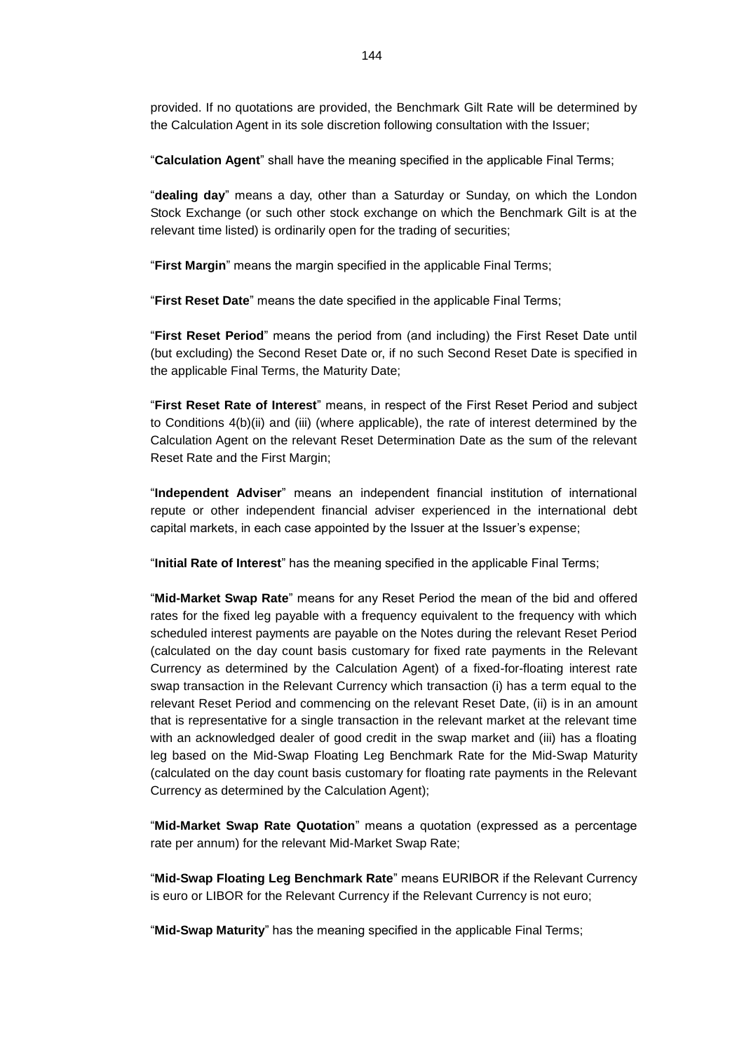provided. If no quotations are provided, the Benchmark Gilt Rate will be determined by the Calculation Agent in its sole discretion following consultation with the Issuer;

"**Calculation Agent**" shall have the meaning specified in the applicable Final Terms;

"**dealing day**" means a day, other than a Saturday or Sunday, on which the London Stock Exchange (or such other stock exchange on which the Benchmark Gilt is at the relevant time listed) is ordinarily open for the trading of securities;

"**First Margin**" means the margin specified in the applicable Final Terms;

"**First Reset Date**" means the date specified in the applicable Final Terms;

"**First Reset Period**" means the period from (and including) the First Reset Date until (but excluding) the Second Reset Date or, if no such Second Reset Date is specified in the applicable Final Terms, the Maturity Date;

"**First Reset Rate of Interest**" means, in respect of the First Reset Period and subject to Conditions 4(b)(ii) and (iii) (where applicable), the rate of interest determined by the Calculation Agent on the relevant Reset Determination Date as the sum of the relevant Reset Rate and the First Margin;

"**Independent Adviser**" means an independent financial institution of international repute or other independent financial adviser experienced in the international debt capital markets, in each case appointed by the Issuer at the Issuer's expense;

"**Initial Rate of Interest**" has the meaning specified in the applicable Final Terms;

"**Mid-Market Swap Rate**" means for any Reset Period the mean of the bid and offered rates for the fixed leg payable with a frequency equivalent to the frequency with which scheduled interest payments are payable on the Notes during the relevant Reset Period (calculated on the day count basis customary for fixed rate payments in the Relevant Currency as determined by the Calculation Agent) of a fixed-for-floating interest rate swap transaction in the Relevant Currency which transaction (i) has a term equal to the relevant Reset Period and commencing on the relevant Reset Date, (ii) is in an amount that is representative for a single transaction in the relevant market at the relevant time with an acknowledged dealer of good credit in the swap market and (iii) has a floating leg based on the Mid-Swap Floating Leg Benchmark Rate for the Mid-Swap Maturity (calculated on the day count basis customary for floating rate payments in the Relevant Currency as determined by the Calculation Agent);

"**Mid-Market Swap Rate Quotation**" means a quotation (expressed as a percentage rate per annum) for the relevant Mid-Market Swap Rate;

"**Mid-Swap Floating Leg Benchmark Rate**" means EURIBOR if the Relevant Currency is euro or LIBOR for the Relevant Currency if the Relevant Currency is not euro;

"**Mid-Swap Maturity**" has the meaning specified in the applicable Final Terms;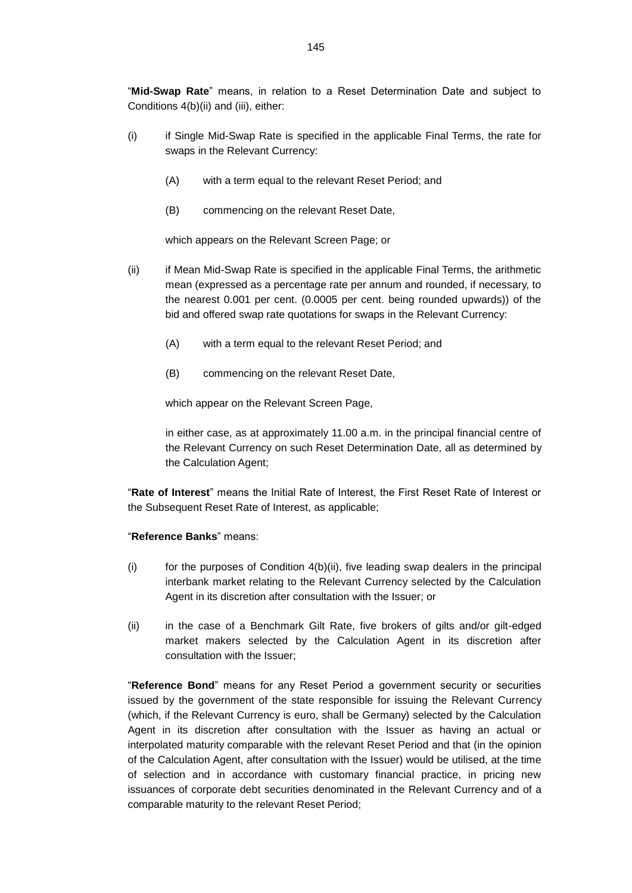"**Mid-Swap Rate**" means, in relation to a Reset Determination Date and subject to Conditions 4(b)(ii) and (iii), either:

(i) if Single Mid-Swap Rate is specified in the applicable Final Terms, the rate for swaps in the Relevant Currency:

 (A) with a term equal to the relevant Reset Period; and

 (B) commencing on the relevant Reset Date,

 which appears on the Relevant Screen Page; or

(ii) if Mean Mid-Swap Rate is specified in the applicable Final Terms, the arithmetic mean (expressed as a percentage rate per annum and rounded, if necessary, to the nearest 0.001 per cent. (0.0005 per cent. being rounded upwards)) of the bid and offered swap rate quotations for swaps in the Relevant Currency:

 (A) with a term equal to the relevant Reset Period; and

 (B) commencing on the relevant Reset Date,

 which appear on the Relevant Screen Page,

 in either case, as at approximately 11.00 a.m. in the principal financial centre of the Relevant Currency on such Reset Determination Date, all as determined by the Calculation Agent;

"**Rate of Interest**" means the Initial Rate of Interest, the First Reset Rate of Interest or the Subsequent Reset Rate of Interest, as applicable;

"**Reference Banks**" means:

(i) for the purposes of Condition 4(b)(ii), five leading swap dealers in the principal interbank market relating to the Relevant Currency selected by the Calculation Agent in its discretion after consultation with the Issuer; or

(ii) in the case of a Benchmark Gilt Rate, five brokers of gilts and/or gilt-edged market makers selected by the Calculation Agent in its discretion after consultation with the Issuer;

"**Reference Bond**" means for any Reset Period a government security or securities issued by the government of the state responsible for issuing the Relevant Currency (which, if the Relevant Currency is euro, shall be Germany) selected by the Calculation Agent in its discretion after consultation with the Issuer as having an actual or interpolated maturity comparable with the relevant Reset Period and that (in the opinion of the Calculation Agent, after consultation with the Issuer) would be utilised, at the time of selection and in accordance with customary financial practice, in pricing new issuances of corporate debt securities denominated in the Relevant Currency and of a comparable maturity to the relevant Reset Period;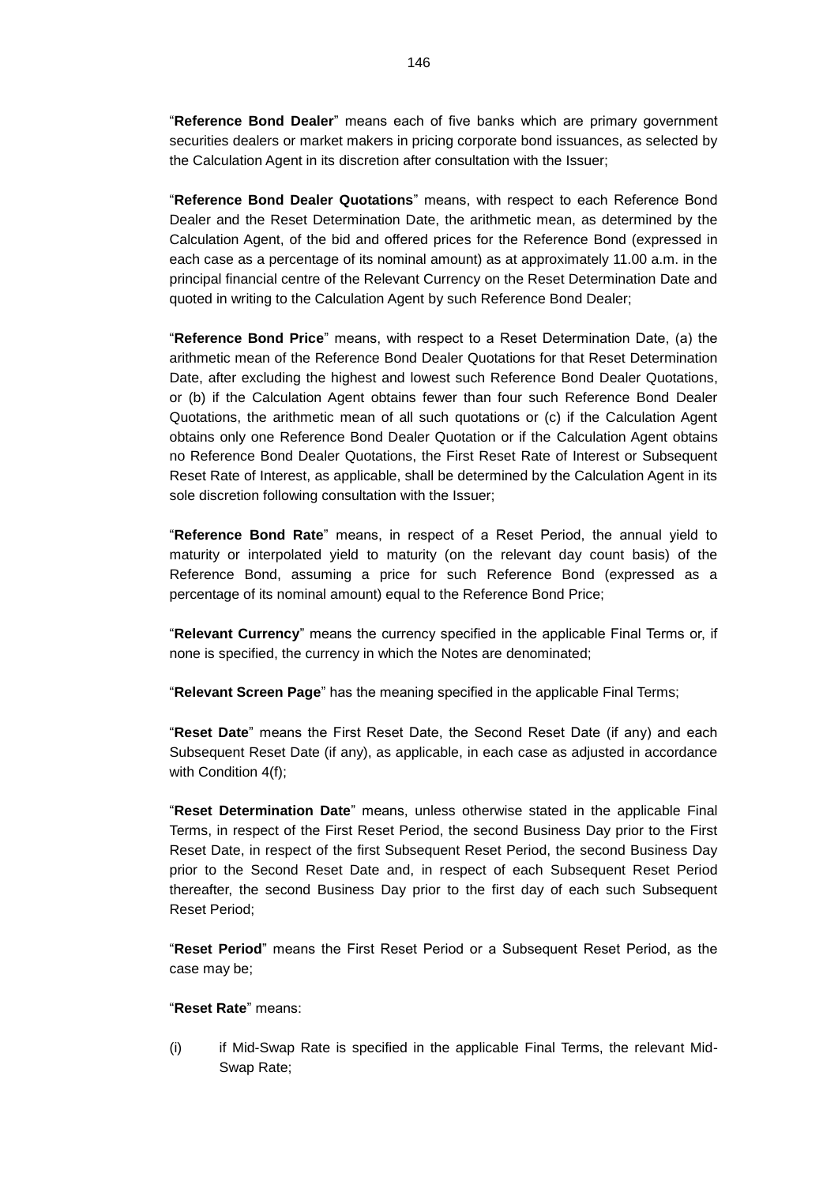"**Reference Bond Dealer**" means each of five banks which are primary government securities dealers or market makers in pricing corporate bond issuances, as selected by the Calculation Agent in its discretion after consultation with the Issuer;

"**Reference Bond Dealer Quotations**" means, with respect to each Reference Bond Dealer and the Reset Determination Date, the arithmetic mean, as determined by the Calculation Agent, of the bid and offered prices for the Reference Bond (expressed in each case as a percentage of its nominal amount) as at approximately 11.00 a.m. in the principal financial centre of the Relevant Currency on the Reset Determination Date and quoted in writing to the Calculation Agent by such Reference Bond Dealer;

"**Reference Bond Price**" means, with respect to a Reset Determination Date, (a) the arithmetic mean of the Reference Bond Dealer Quotations for that Reset Determination Date, after excluding the highest and lowest such Reference Bond Dealer Quotations, or (b) if the Calculation Agent obtains fewer than four such Reference Bond Dealer Quotations, the arithmetic mean of all such quotations or (c) if the Calculation Agent obtains only one Reference Bond Dealer Quotation or if the Calculation Agent obtains no Reference Bond Dealer Quotations, the First Reset Rate of Interest or Subsequent Reset Rate of Interest, as applicable, shall be determined by the Calculation Agent in its sole discretion following consultation with the Issuer;

"**Reference Bond Rate**" means, in respect of a Reset Period, the annual yield to maturity or interpolated yield to maturity (on the relevant day count basis) of the Reference Bond, assuming a price for such Reference Bond (expressed as a percentage of its nominal amount) equal to the Reference Bond Price;

"**Relevant Currency**" means the currency specified in the applicable Final Terms or, if none is specified, the currency in which the Notes are denominated;

"**Relevant Screen Page**" has the meaning specified in the applicable Final Terms;

"**Reset Date**" means the First Reset Date, the Second Reset Date (if any) and each Subsequent Reset Date (if any), as applicable, in each case as adjusted in accordance with Condition 4(f);

"**Reset Determination Date**" means, unless otherwise stated in the applicable Final Terms, in respect of the First Reset Period, the second Business Day prior to the First Reset Date, in respect of the first Subsequent Reset Period, the second Business Day prior to the Second Reset Date and, in respect of each Subsequent Reset Period thereafter, the second Business Day prior to the first day of each such Subsequent Reset Period;

"**Reset Period**" means the First Reset Period or a Subsequent Reset Period, as the case may be;

"**Reset Rate**" means:

(i) if Mid-Swap Rate is specified in the applicable Final Terms, the relevant Mid-Swap Rate;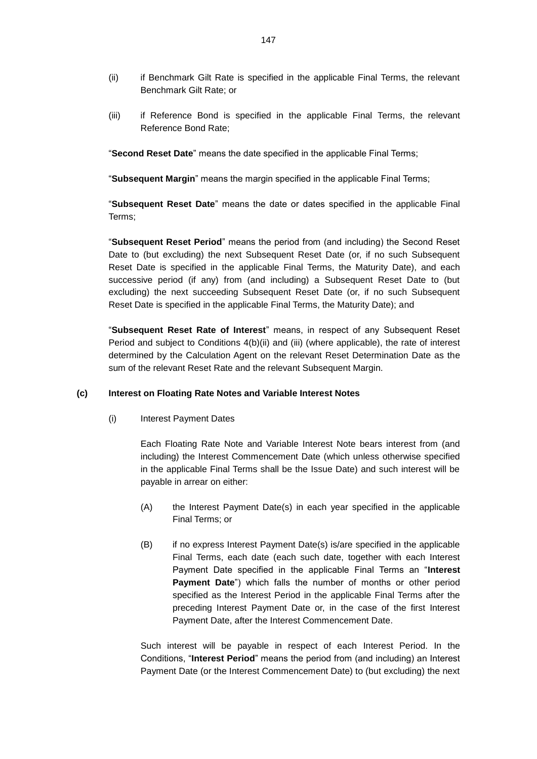(ii) if Benchmark Gilt Rate is specified in the applicable Final Terms, the relevant Benchmark Gilt Rate; or

(iii) if Reference Bond is specified in the applicable Final Terms, the relevant Reference Bond Rate;

"**Second Reset Date**" means the date specified in the applicable Final Terms;

"**Subsequent Margin**" means the margin specified in the applicable Final Terms;

"**Subsequent Reset Date**" means the date or dates specified in the applicable Final Terms;

"**Subsequent Reset Period**" means the period from (and including) the Second Reset Date to (but excluding) the next Subsequent Reset Date (or, if no such Subsequent Reset Date is specified in the applicable Final Terms, the Maturity Date), and each successive period (if any) from (and including) a Subsequent Reset Date to (but excluding) the next succeeding Subsequent Reset Date (or, if no such Subsequent Reset Date is specified in the applicable Final Terms, the Maturity Date); and

"**Subsequent Reset Rate of Interest**" means, in respect of any Subsequent Reset Period and subject to Conditions 4(b)(ii) and (iii) (where applicable), the rate of interest determined by the Calculation Agent on the relevant Reset Determination Date as the sum of the relevant Reset Rate and the relevant Subsequent Margin.

**(c) Interest on Floating Rate Notes and Variable Interest Notes**

(i) Interest Payment Dates

Each Floating Rate Note and Variable Interest Note bears interest from (and including) the Interest Commencement Date (which unless otherwise specified in the applicable Final Terms shall be the Issue Date) and such interest will be payable in arrear on either:

(A) the Interest Payment Date(s) in each year specified in the applicable Final Terms; or

(B) if no express Interest Payment Date(s) is/are specified in the applicable Final Terms, each date (each such date, together with each Interest Payment Date specified in the applicable Final Terms an "**Interest Payment Date**") which falls the number of months or other period specified as the Interest Period in the applicable Final Terms after the preceding Interest Payment Date or, in the case of the first Interest Payment Date, after the Interest Commencement Date.

Such interest will be payable in respect of each Interest Period. In the Conditions, "**Interest Period**" means the period from (and including) an Interest Payment Date (or the Interest Commencement Date) to (but excluding) the next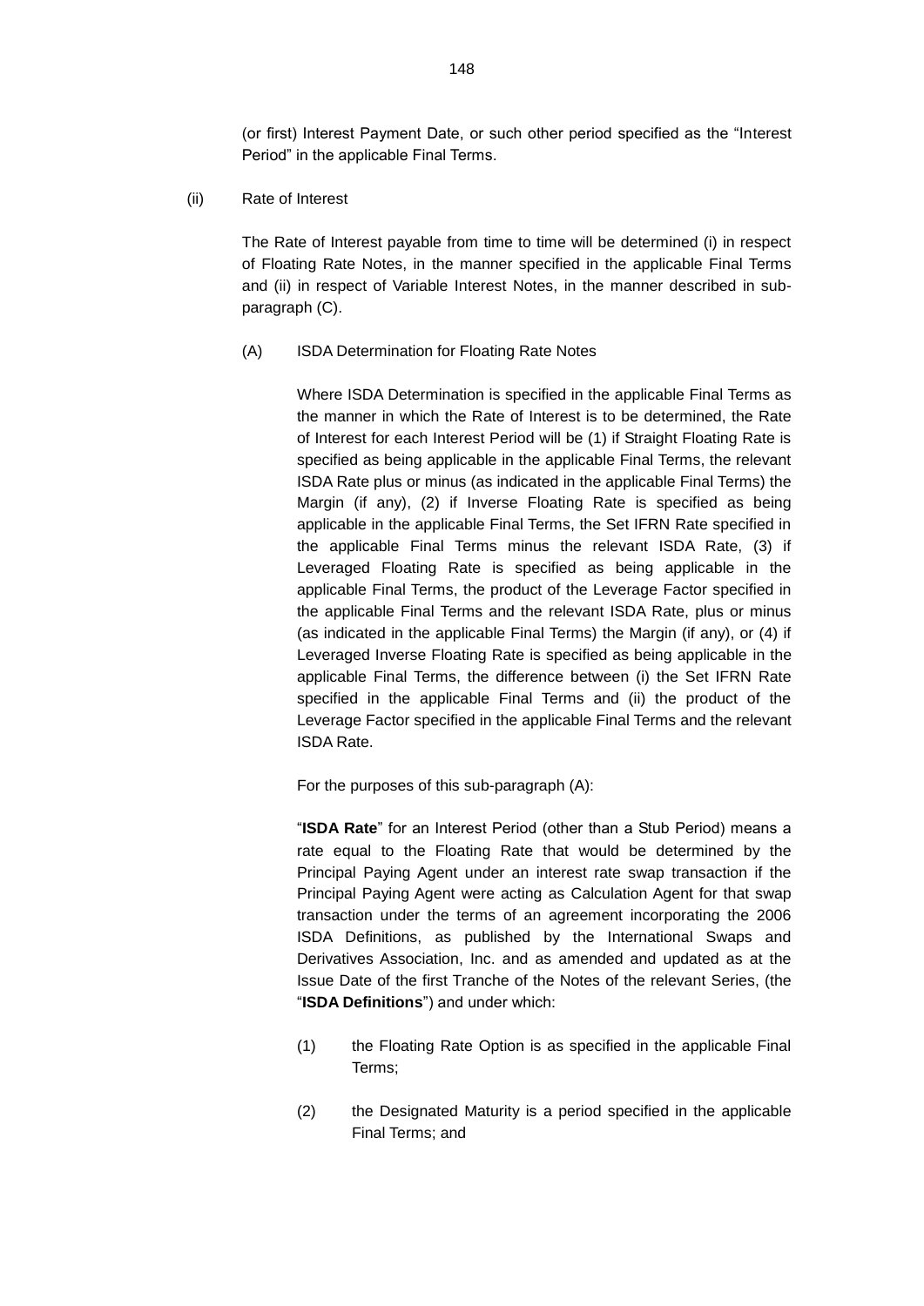(or first) Interest Payment Date, or such other period specified as the "Interest Period" in the applicable Final Terms.

(ii) Rate of Interest

The Rate of Interest payable from time to time will be determined (i) in respect of Floating Rate Notes, in the manner specified in the applicable Final Terms and (ii) in respect of Variable Interest Notes, in the manner described in sub-paragraph (C).

(A) ISDA Determination for Floating Rate Notes

Where ISDA Determination is specified in the applicable Final Terms as the manner in which the Rate of Interest is to be determined, the Rate of Interest for each Interest Period will be (1) if Straight Floating Rate is specified as being applicable in the applicable Final Terms, the relevant ISDA Rate plus or minus (as indicated in the applicable Final Terms) the Margin (if any), (2) if Inverse Floating Rate is specified as being applicable in the applicable Final Terms, the Set IFRN Rate specified in the applicable Final Terms minus the relevant ISDA Rate, (3) if Leveraged Floating Rate is specified as being applicable in the applicable Final Terms, the product of the Leverage Factor specified in the applicable Final Terms and the relevant ISDA Rate, plus or minus (as indicated in the applicable Final Terms) the Margin (if any), or (4) if Leveraged Inverse Floating Rate is specified as being applicable in the applicable Final Terms, the difference between (i) the Set IFRN Rate specified in the applicable Final Terms and (ii) the product of the Leverage Factor specified in the applicable Final Terms and the relevant ISDA Rate.

For the purposes of this sub-paragraph (A):

"**ISDA Rate**" for an Interest Period (other than a Stub Period) means a rate equal to the Floating Rate that would be determined by the Principal Paying Agent under an interest rate swap transaction if the Principal Paying Agent were acting as Calculation Agent for that swap transaction under the terms of an agreement incorporating the 2006 ISDA Definitions, as published by the International Swaps and Derivatives Association, Inc. and as amended and updated as at the Issue Date of the first Tranche of the Notes of the relevant Series, (the "**ISDA Definitions**") and under which:

(1) the Floating Rate Option is as specified in the applicable Final Terms;

(2) the Designated Maturity is a period specified in the applicable Final Terms; and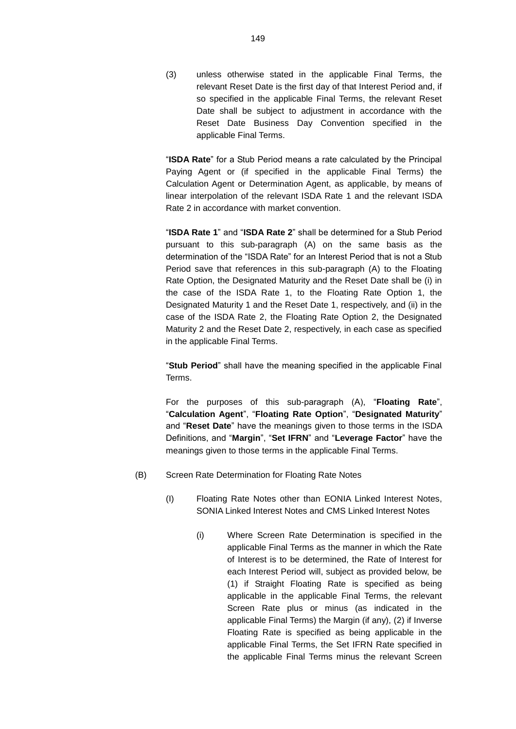(3) unless otherwise stated in the applicable Final Terms, the relevant Reset Date is the first day of that Interest Period and, if so specified in the applicable Final Terms, the relevant Reset Date shall be subject to adjustment in accordance with the Reset Date Business Day Convention specified in the applicable Final Terms.

"**ISDA Rate**" for a Stub Period means a rate calculated by the Principal Paying Agent or (if specified in the applicable Final Terms) the Calculation Agent or Determination Agent, as applicable, by means of linear interpolation of the relevant ISDA Rate 1 and the relevant ISDA Rate 2 in accordance with market convention.

"**ISDA Rate 1**" and "**ISDA Rate 2**" shall be determined for a Stub Period pursuant to this sub-paragraph (A) on the same basis as the determination of the "ISDA Rate" for an Interest Period that is not a Stub Period save that references in this sub-paragraph (A) to the Floating Rate Option, the Designated Maturity and the Reset Date shall be (i) in the case of the ISDA Rate 1, to the Floating Rate Option 1, the Designated Maturity 1 and the Reset Date 1, respectively, and (ii) in the case of the ISDA Rate 2, the Floating Rate Option 2, the Designated Maturity 2 and the Reset Date 2, respectively, in each case as specified in the applicable Final Terms.

"**Stub Period**" shall have the meaning specified in the applicable Final Terms.

For the purposes of this sub-paragraph (A), "**Floating Rate**", "**Calculation Agent**", "**Floating Rate Option**", "**Designated Maturity**" and "**Reset Date**" have the meanings given to those terms in the ISDA Definitions, and "**Margin**", "**Set IFRN**" and "**Leverage Factor**" have the meanings given to those terms in the applicable Final Terms.

(B) Screen Rate Determination for Floating Rate Notes

(I) Floating Rate Notes other than EONIA Linked Interest Notes, SONIA Linked Interest Notes and CMS Linked Interest Notes

(i) Where Screen Rate Determination is specified in the applicable Final Terms as the manner in which the Rate of Interest is to be determined, the Rate of Interest for each Interest Period will, subject as provided below, be (1) if Straight Floating Rate is specified as being applicable in the applicable Final Terms, the relevant Screen Rate plus or minus (as indicated in the applicable Final Terms) the Margin (if any), (2) if Inverse Floating Rate is specified as being applicable in the applicable Final Terms, the Set IFRN Rate specified in the applicable Final Terms minus the relevant Screen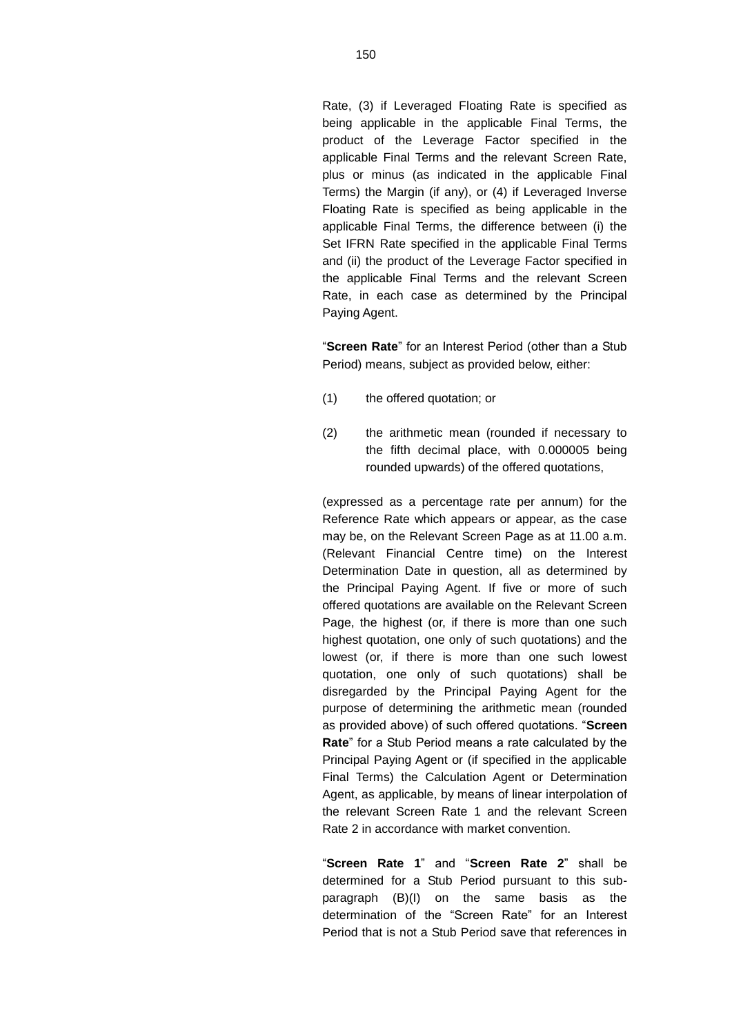Rate, (3) if Leveraged Floating Rate is specified as being applicable in the applicable Final Terms, the product of the Leverage Factor specified in the applicable Final Terms and the relevant Screen Rate, plus or minus (as indicated in the applicable Final Terms) the Margin (if any), or (4) if Leveraged Inverse Floating Rate is specified as being applicable in the applicable Final Terms, the difference between (i) the Set IFRN Rate specified in the applicable Final Terms and (ii) the product of the Leverage Factor specified in the applicable Final Terms and the relevant Screen Rate, in each case as determined by the Principal Paying Agent.

"**Screen Rate**" for an Interest Period (other than a Stub Period) means, subject as provided below, either:

(1) the offered quotation; or

(2) the arithmetic mean (rounded if necessary to the fifth decimal place, with 0.000005 being rounded upwards) of the offered quotations,

(expressed as a percentage rate per annum) for the Reference Rate which appears or appear, as the case may be, on the Relevant Screen Page as at 11.00 a.m. (Relevant Financial Centre time) on the Interest Determination Date in question, all as determined by the Principal Paying Agent. If five or more of such offered quotations are available on the Relevant Screen Page, the highest (or, if there is more than one such highest quotation, one only of such quotations) and the lowest (or, if there is more than one such lowest quotation, one only of such quotations) shall be disregarded by the Principal Paying Agent for the purpose of determining the arithmetic mean (rounded as provided above) of such offered quotations. "**Screen Rate**" for a Stub Period means a rate calculated by the Principal Paying Agent or (if specified in the applicable Final Terms) the Calculation Agent or Determination Agent, as applicable, by means of linear interpolation of the relevant Screen Rate 1 and the relevant Screen Rate 2 in accordance with market convention.

"**Screen Rate 1**" and "**Screen Rate 2**" shall be determined for a Stub Period pursuant to this sub-paragraph (B)(I) on the same basis as the determination of the "Screen Rate" for an Interest Period that is not a Stub Period save that references in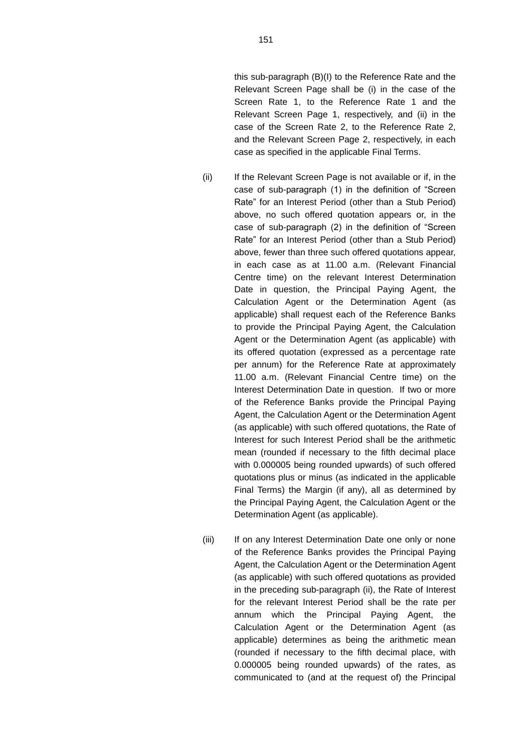this sub-paragraph (B)(I) to the Reference Rate and the Relevant Screen Page shall be (i) in the case of the Screen Rate 1, to the Reference Rate 1 and the Relevant Screen Page 1, respectively, and (ii) in the case of the Screen Rate 2, to the Reference Rate 2, and the Relevant Screen Page 2, respectively, in each case as specified in the applicable Final Terms.

(ii) If the Relevant Screen Page is not available or if, in the case of sub-paragraph (1) in the definition of "Screen Rate" for an Interest Period (other than a Stub Period) above, no such offered quotation appears or, in the case of sub-paragraph (2) in the definition of "Screen Rate" for an Interest Period (other than a Stub Period) above, fewer than three such offered quotations appear, in each case as at 11.00 a.m. (Relevant Financial Centre time) on the relevant Interest Determination Date in question, the Principal Paying Agent, the Calculation Agent or the Determination Agent (as applicable) shall request each of the Reference Banks to provide the Principal Paying Agent, the Calculation Agent or the Determination Agent (as applicable) with its offered quotation (expressed as a percentage rate per annum) for the Reference Rate at approximately 11.00 a.m. (Relevant Financial Centre time) on the Interest Determination Date in question. If two or more of the Reference Banks provide the Principal Paying Agent, the Calculation Agent or the Determination Agent (as applicable) with such offered quotations, the Rate of Interest for such Interest Period shall be the arithmetic mean (rounded if necessary to the fifth decimal place with 0.000005 being rounded upwards) of such offered quotations plus or minus (as indicated in the applicable Final Terms) the Margin (if any), all as determined by the Principal Paying Agent, the Calculation Agent or the Determination Agent (as applicable).

(iii) If on any Interest Determination Date one only or none of the Reference Banks provides the Principal Paying Agent, the Calculation Agent or the Determination Agent (as applicable) with such offered quotations as provided in the preceding sub-paragraph (ii), the Rate of Interest for the relevant Interest Period shall be the rate per annum which the Principal Paying Agent, the Calculation Agent or the Determination Agent (as applicable) determines as being the arithmetic mean (rounded if necessary to the fifth decimal place, with 0.000005 being rounded upwards) of the rates, as communicated to (and at the request of) the Principal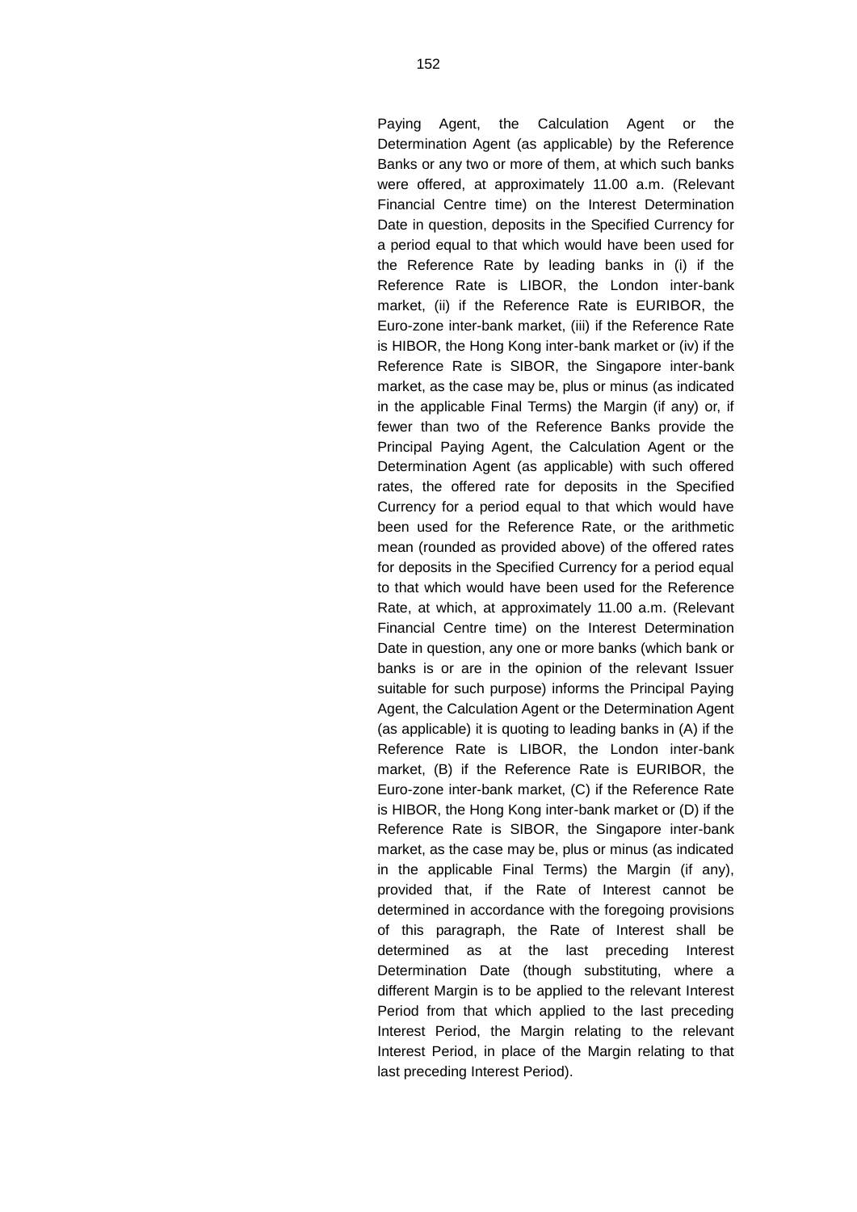Paying Agent, the Calculation Agent or the Determination Agent (as applicable) by the Reference Banks or any two or more of them, at which such banks were offered, at approximately 11.00 a.m. (Relevant Financial Centre time) on the Interest Determination Date in question, deposits in the Specified Currency for a period equal to that which would have been used for the Reference Rate by leading banks in (i) if the Reference Rate is LIBOR, the London inter-bank market, (ii) if the Reference Rate is EURIBOR, the Euro-zone inter-bank market, (iii) if the Reference Rate is HIBOR, the Hong Kong inter-bank market or (iv) if the Reference Rate is SIBOR, the Singapore inter-bank market, as the case may be, plus or minus (as indicated in the applicable Final Terms) the Margin (if any) or, if fewer than two of the Reference Banks provide the Principal Paying Agent, the Calculation Agent or the Determination Agent (as applicable) with such offered rates, the offered rate for deposits in the Specified Currency for a period equal to that which would have been used for the Reference Rate, or the arithmetic mean (rounded as provided above) of the offered rates for deposits in the Specified Currency for a period equal to that which would have been used for the Reference Rate, at which, at approximately 11.00 a.m. (Relevant Financial Centre time) on the Interest Determination Date in question, any one or more banks (which bank or banks is or are in the opinion of the relevant Issuer suitable for such purpose) informs the Principal Paying Agent, the Calculation Agent or the Determination Agent (as applicable) it is quoting to leading banks in (A) if the Reference Rate is LIBOR, the London inter-bank market, (B) if the Reference Rate is EURIBOR, the Euro-zone inter-bank market, (C) if the Reference Rate is HIBOR, the Hong Kong inter-bank market or (D) if the Reference Rate is SIBOR, the Singapore inter-bank market, as the case may be, plus or minus (as indicated in the applicable Final Terms) the Margin (if any), provided that, if the Rate of Interest cannot be determined in accordance with the foregoing provisions of this paragraph, the Rate of Interest shall be determined as at the last preceding Interest Determination Date (though substituting, where a different Margin is to be applied to the relevant Interest Period from that which applied to the last preceding Interest Period, the Margin relating to the relevant Interest Period, in place of the Margin relating to that last preceding Interest Period).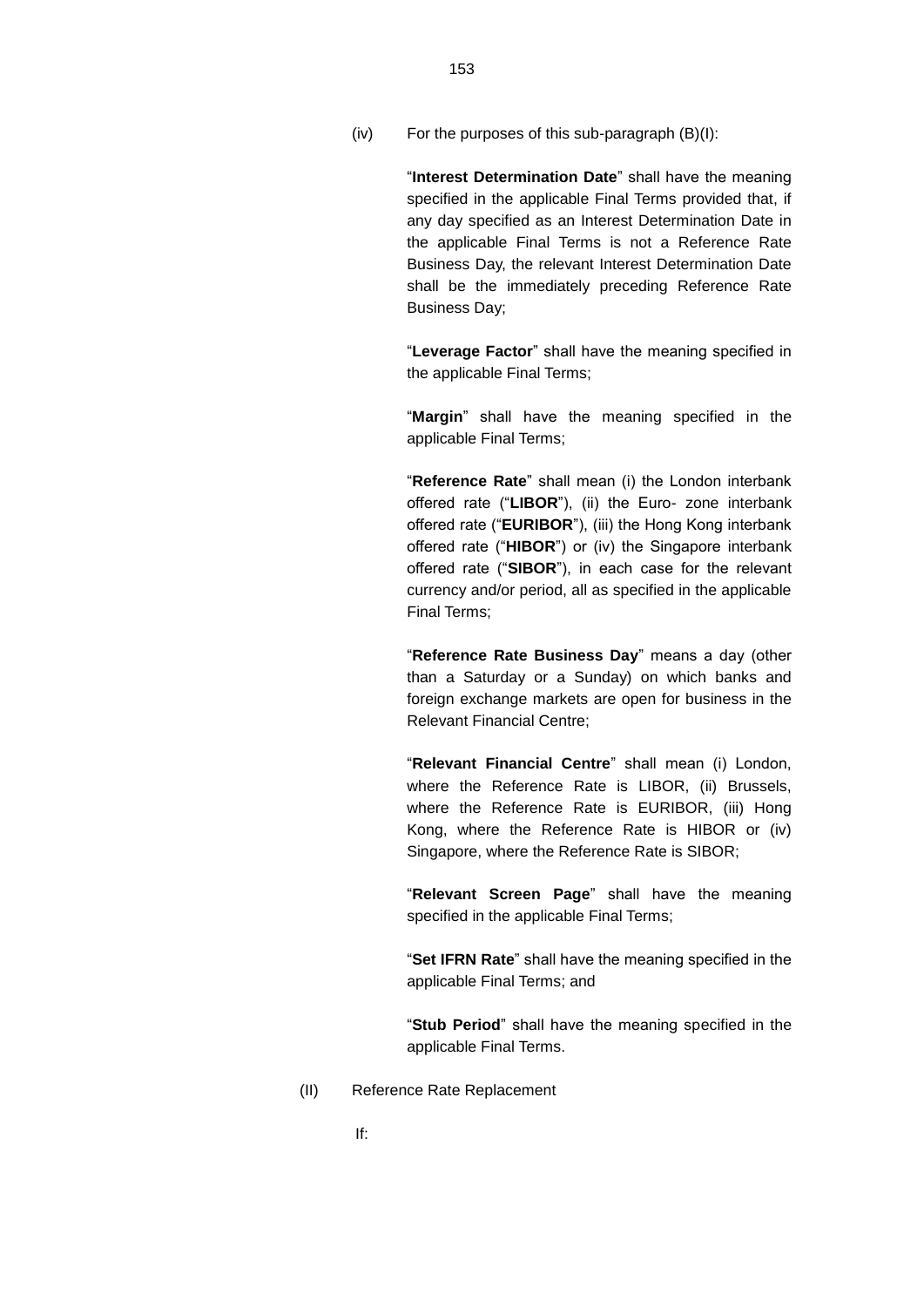(iv) For the purposes of this sub-paragraph (B)(I):

"**Interest Determination Date**" shall have the meaning specified in the applicable Final Terms provided that, if any day specified as an Interest Determination Date in the applicable Final Terms is not a Reference Rate Business Day, the relevant Interest Determination Date shall be the immediately preceding Reference Rate Business Day;

"**Leverage Factor**" shall have the meaning specified in the applicable Final Terms;

"**Margin**" shall have the meaning specified in the applicable Final Terms;

"**Reference Rate**" shall mean (i) the London interbank offered rate ("**LIBOR**"), (ii) the Euro- zone interbank offered rate ("**EURIBOR**"), (iii) the Hong Kong interbank offered rate ("**HIBOR**") or (iv) the Singapore interbank offered rate ("**SIBOR**"), in each case for the relevant currency and/or period, all as specified in the applicable Final Terms;

"**Reference Rate Business Day**" means a day (other than a Saturday or a Sunday) on which banks and foreign exchange markets are open for business in the Relevant Financial Centre;

"**Relevant Financial Centre**" shall mean (i) London, where the Reference Rate is LIBOR, (ii) Brussels, where the Reference Rate is EURIBOR, (iii) Hong Kong, where the Reference Rate is HIBOR or (iv) Singapore, where the Reference Rate is SIBOR;

"**Relevant Screen Page**" shall have the meaning specified in the applicable Final Terms;

"**Set IFRN Rate**" shall have the meaning specified in the applicable Final Terms; and

"**Stub Period**" shall have the meaning specified in the applicable Final Terms.

(II) Reference Rate Replacement

If: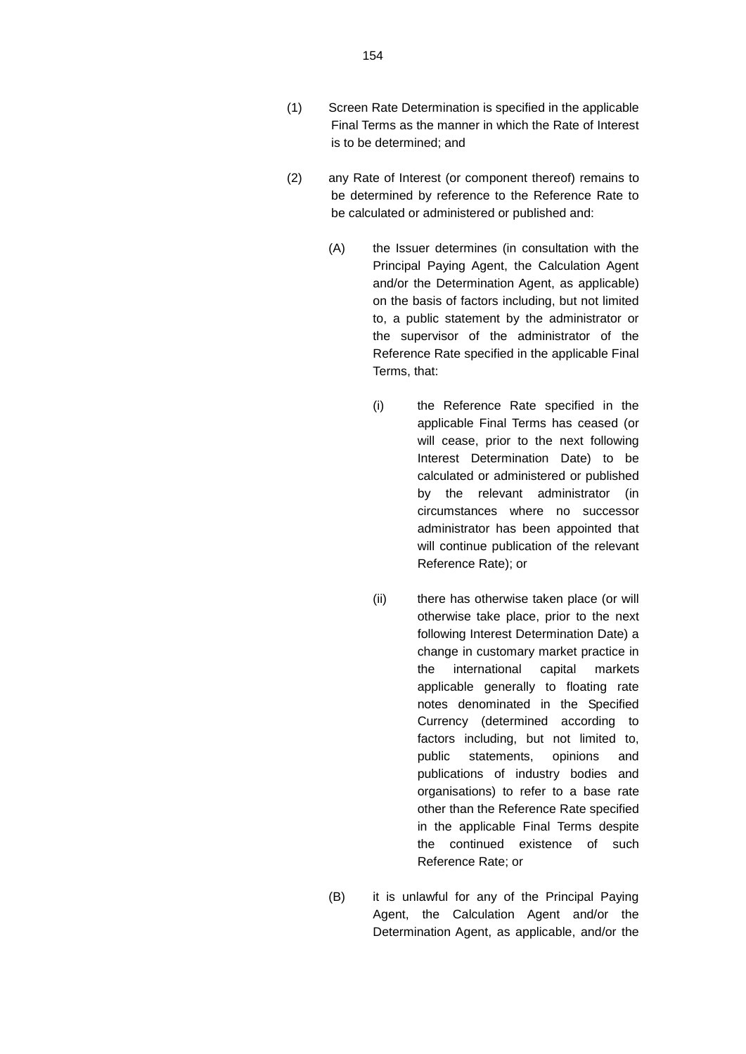(1) Screen Rate Determination is specified in the applicable Final Terms as the manner in which the Rate of Interest is to be determined; and

(2) any Rate of Interest (or component thereof) remains to be determined by reference to the Reference Rate to be calculated or administered or published and:

(A) the Issuer determines (in consultation with the Principal Paying Agent, the Calculation Agent and/or the Determination Agent, as applicable) on the basis of factors including, but not limited to, a public statement by the administrator or the supervisor of the administrator of the Reference Rate specified in the applicable Final Terms, that:

(i) the Reference Rate specified in the applicable Final Terms has ceased (or will cease, prior to the next following Interest Determination Date) to be calculated or administered or published by the relevant administrator (in circumstances where no successor administrator has been appointed that will continue publication of the relevant Reference Rate); or

(ii) there has otherwise taken place (or will otherwise take place, prior to the next following Interest Determination Date) a change in customary market practice in the international capital markets applicable generally to floating rate notes denominated in the Specified Currency (determined according to factors including, but not limited to, public statements, opinions and publications of industry bodies and organisations) to refer to a base rate other than the Reference Rate specified in the applicable Final Terms despite the continued existence of such Reference Rate; or

(B) it is unlawful for any of the Principal Paying Agent, the Calculation Agent and/or the Determination Agent, as applicable, and/or the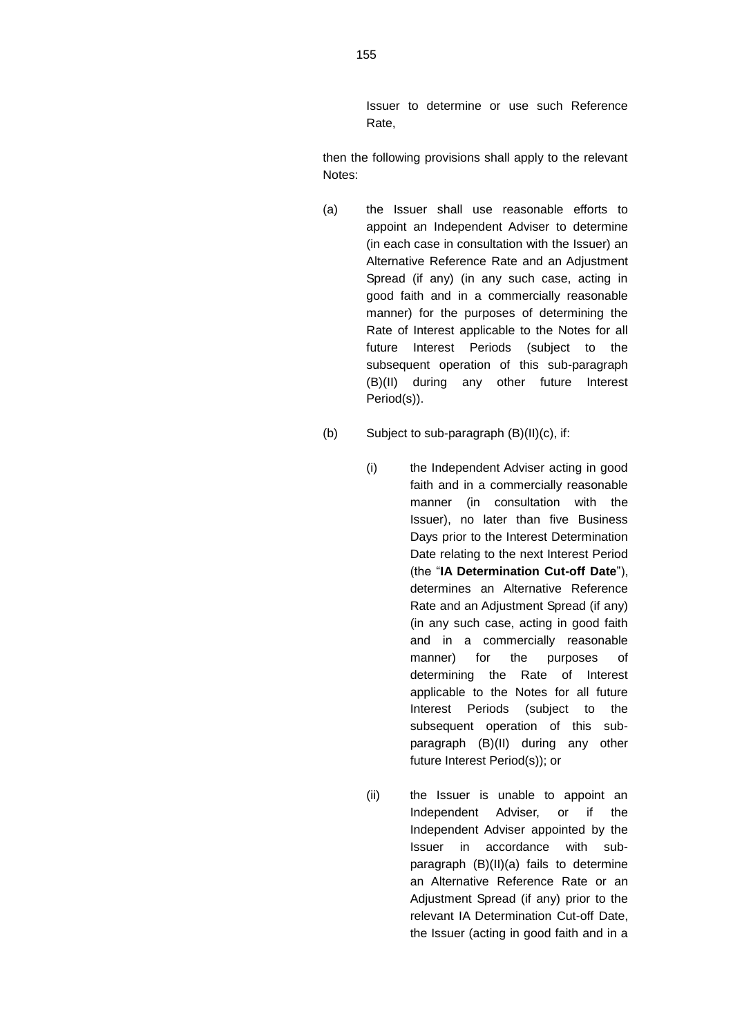Issuer to determine or use such Reference Rate,

then the following provisions shall apply to the relevant Notes:

(a) the Issuer shall use reasonable efforts to appoint an Independent Adviser to determine (in each case in consultation with the Issuer) an Alternative Reference Rate and an Adjustment Spread (if any) (in any such case, acting in good faith and in a commercially reasonable manner) for the purposes of determining the Rate of Interest applicable to the Notes for all future Interest Periods (subject to the subsequent operation of this sub-paragraph (B)(II) during any other future Interest Period(s)).

(b) Subject to sub-paragraph (B)(II)(c), if:

(i) the Independent Adviser acting in good faith and in a commercially reasonable manner (in consultation with the Issuer), no later than five Business Days prior to the Interest Determination Date relating to the next Interest Period (the "**IA Determination Cut-off Date**"), determines an Alternative Reference Rate and an Adjustment Spread (if any) (in any such case, acting in good faith and in a commercially reasonable manner) for the purposes of determining the Rate of Interest applicable to the Notes for all future Interest Periods (subject to the subsequent operation of this sub-paragraph (B)(II) during any other future Interest Period(s)); or

(ii) the Issuer is unable to appoint an Independent Adviser, or if the Independent Adviser appointed by the Issuer in accordance with sub-paragraph (B)(II)(a) fails to determine an Alternative Reference Rate or an Adjustment Spread (if any) prior to the relevant IA Determination Cut-off Date, the Issuer (acting in good faith and in a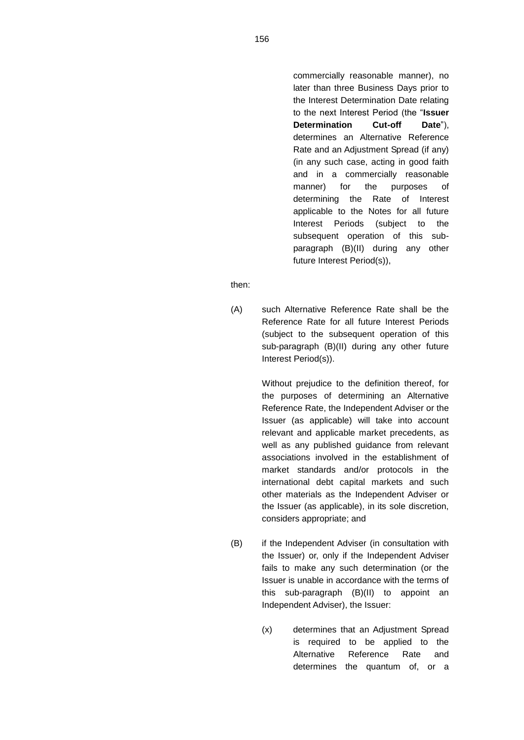commercially reasonable manner), no later than three Business Days prior to the Interest Determination Date relating to the next Interest Period (the "**Issuer Determination Cut-off Date**"), determines an Alternative Reference Rate and an Adjustment Spread (if any) (in any such case, acting in good faith and in a commercially reasonable manner) for the purposes of determining the Rate of Interest applicable to the Notes for all future Interest Periods (subject to the subsequent operation of this sub-paragraph (B)(II) during any other future Interest Period(s)),

then:

(A) such Alternative Reference Rate shall be the Reference Rate for all future Interest Periods (subject to the subsequent operation of this sub-paragraph (B)(II) during any other future Interest Period(s)).

Without prejudice to the definition thereof, for the purposes of determining an Alternative Reference Rate, the Independent Adviser or the Issuer (as applicable) will take into account relevant and applicable market precedents, as well as any published guidance from relevant associations involved in the establishment of market standards and/or protocols in the international debt capital markets and such other materials as the Independent Adviser or the Issuer (as applicable), in its sole discretion, considers appropriate; and

(B) if the Independent Adviser (in consultation with the Issuer) or, only if the Independent Adviser fails to make any such determination (or the Issuer is unable in accordance with the terms of this sub-paragraph (B)(II) to appoint an Independent Adviser), the Issuer:

(x) determines that an Adjustment Spread is required to be applied to the Alternative Reference Rate and determines the quantum of, or a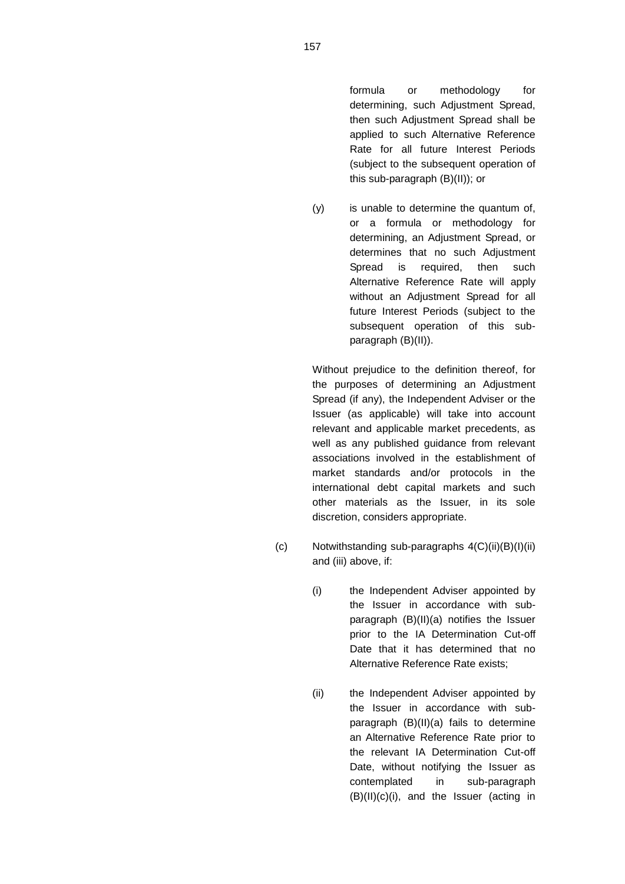formula or methodology for determining, such Adjustment Spread, then such Adjustment Spread shall be applied to such Alternative Reference Rate for all future Interest Periods (subject to the subsequent operation of this sub-paragraph (B)(II)); or

(y) is unable to determine the quantum of, or a formula or methodology for determining, an Adjustment Spread, or determines that no such Adjustment Spread is required, then such Alternative Reference Rate will apply without an Adjustment Spread for all future Interest Periods (subject to the subsequent operation of this sub-paragraph (B)(II)).

Without prejudice to the definition thereof, for the purposes of determining an Adjustment Spread (if any), the Independent Adviser or the Issuer (as applicable) will take into account relevant and applicable market precedents, as well as any published guidance from relevant associations involved in the establishment of market standards and/or protocols in the international debt capital markets and such other materials as the Issuer, in its sole discretion, considers appropriate.

(c) Notwithstanding sub-paragraphs 4(C)(ii)(B)(I)(ii) and (iii) above, if:

(i) the Independent Adviser appointed by the Issuer in accordance with sub-paragraph (B)(II)(a) notifies the Issuer prior to the IA Determination Cut-off Date that it has determined that no Alternative Reference Rate exists;

(ii) the Independent Adviser appointed by the Issuer in accordance with sub-paragraph (B)(II)(a) fails to determine an Alternative Reference Rate prior to the relevant IA Determination Cut-off Date, without notifying the Issuer as contemplated in sub-paragraph (B)(II)(c)(i), and the Issuer (acting in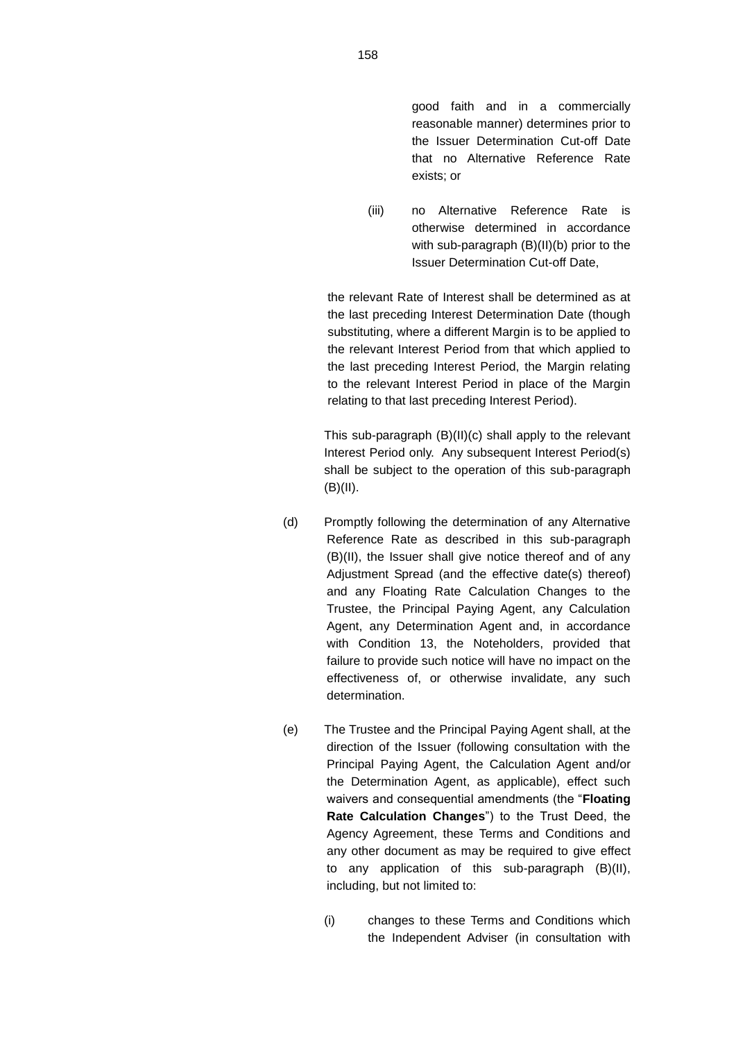good faith and in a commercially reasonable manner) determines prior to the Issuer Determination Cut-off Date that no Alternative Reference Rate exists; or

(iii) no Alternative Reference Rate is otherwise determined in accordance with sub-paragraph (B)(II)(b) prior to the Issuer Determination Cut-off Date,

the relevant Rate of Interest shall be determined as at the last preceding Interest Determination Date (though substituting, where a different Margin is to be applied to the relevant Interest Period from that which applied to the last preceding Interest Period, the Margin relating to the relevant Interest Period in place of the Margin relating to that last preceding Interest Period).

This sub-paragraph (B)(II)(c) shall apply to the relevant Interest Period only. Any subsequent Interest Period(s) shall be subject to the operation of this sub-paragraph (B)(II).

(d) Promptly following the determination of any Alternative Reference Rate as described in this sub-paragraph (B)(II), the Issuer shall give notice thereof and of any Adjustment Spread (and the effective date(s) thereof) and any Floating Rate Calculation Changes to the Trustee, the Principal Paying Agent, any Calculation Agent, any Determination Agent and, in accordance with Condition 13, the Noteholders, provided that failure to provide such notice will have no impact on the effectiveness of, or otherwise invalidate, any such determination.

(e) The Trustee and the Principal Paying Agent shall, at the direction of the Issuer (following consultation with the Principal Paying Agent, the Calculation Agent and/or the Determination Agent, as applicable), effect such waivers and consequential amendments (the "**Floating Rate Calculation Changes**") to the Trust Deed, the Agency Agreement, these Terms and Conditions and any other document as may be required to give effect to any application of this sub-paragraph (B)(II), including, but not limited to:

(i) changes to these Terms and Conditions which the Independent Adviser (in consultation with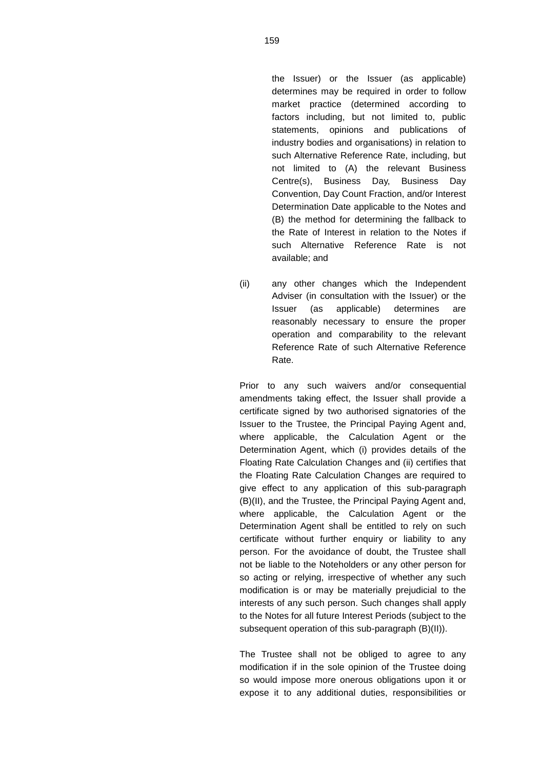the Issuer) or the Issuer (as applicable) determines may be required in order to follow market practice (determined according to factors including, but not limited to, public statements, opinions and publications of industry bodies and organisations) in relation to such Alternative Reference Rate, including, but not limited to (A) the relevant Business Centre(s), Business Day, Business Day Convention, Day Count Fraction, and/or Interest Determination Date applicable to the Notes and (B) the method for determining the fallback to the Rate of Interest in relation to the Notes if such Alternative Reference Rate is not available; and

(ii) any other changes which the Independent Adviser (in consultation with the Issuer) or the Issuer (as applicable) determines are reasonably necessary to ensure the proper operation and comparability to the relevant Reference Rate of such Alternative Reference Rate.

Prior to any such waivers and/or consequential amendments taking effect, the Issuer shall provide a certificate signed by two authorised signatories of the Issuer to the Trustee, the Principal Paying Agent and, where applicable, the Calculation Agent or the Determination Agent, which (i) provides details of the Floating Rate Calculation Changes and (ii) certifies that the Floating Rate Calculation Changes are required to give effect to any application of this sub-paragraph (B)(II), and the Trustee, the Principal Paying Agent and, where applicable, the Calculation Agent or the Determination Agent shall be entitled to rely on such certificate without further enquiry or liability to any person. For the avoidance of doubt, the Trustee shall not be liable to the Noteholders or any other person for so acting or relying, irrespective of whether any such modification is or may be materially prejudicial to the interests of any such person. Such changes shall apply to the Notes for all future Interest Periods (subject to the subsequent operation of this sub-paragraph (B)(II)).

The Trustee shall not be obliged to agree to any modification if in the sole opinion of the Trustee doing so would impose more onerous obligations upon it or expose it to any additional duties, responsibilities or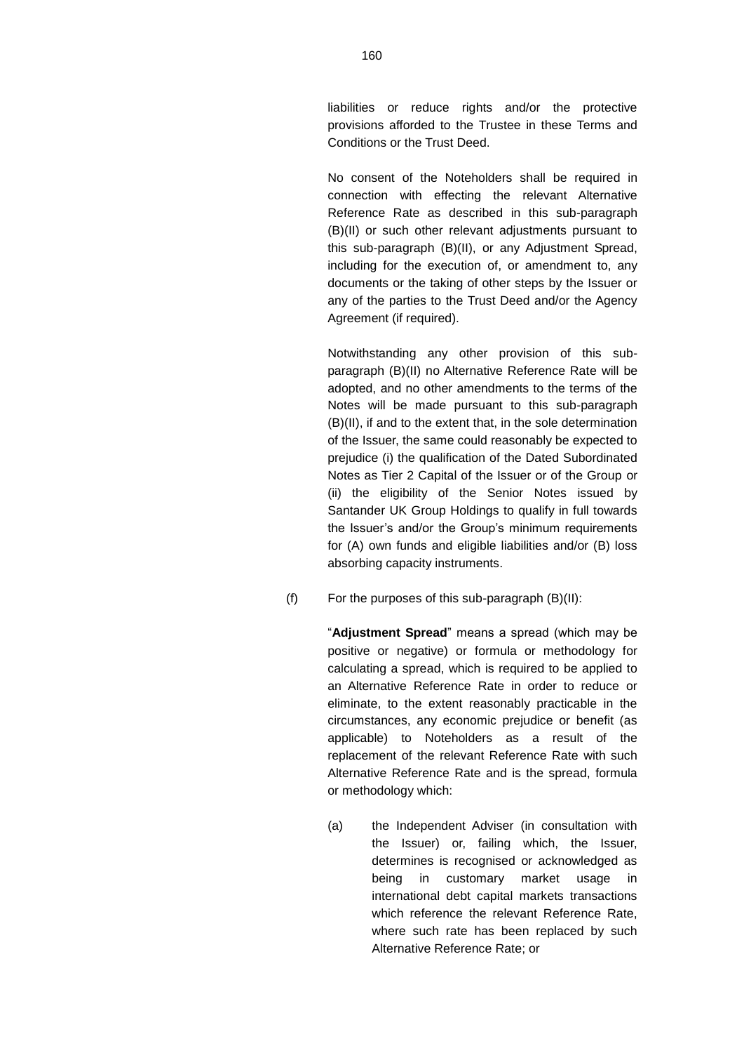liabilities or reduce rights and/or the protective provisions afforded to the Trustee in these Terms and Conditions or the Trust Deed.

No consent of the Noteholders shall be required in connection with effecting the relevant Alternative Reference Rate as described in this sub-paragraph (B)(II) or such other relevant adjustments pursuant to this sub-paragraph (B)(II), or any Adjustment Spread, including for the execution of, or amendment to, any documents or the taking of other steps by the Issuer or any of the parties to the Trust Deed and/or the Agency Agreement (if required).

Notwithstanding any other provision of this sub-paragraph (B)(II) no Alternative Reference Rate will be adopted, and no other amendments to the terms of the Notes will be made pursuant to this sub-paragraph (B)(II), if and to the extent that, in the sole determination of the Issuer, the same could reasonably be expected to prejudice (i) the qualification of the Dated Subordinated Notes as Tier 2 Capital of the Issuer or of the Group or (ii) the eligibility of the Senior Notes issued by Santander UK Group Holdings to qualify in full towards the Issuer's and/or the Group's minimum requirements for (A) own funds and eligible liabilities and/or (B) loss absorbing capacity instruments.

(f) For the purposes of this sub-paragraph (B)(II):

"**Adjustment Spread**" means a spread (which may be positive or negative) or formula or methodology for calculating a spread, which is required to be applied to an Alternative Reference Rate in order to reduce or eliminate, to the extent reasonably practicable in the circumstances, any economic prejudice or benefit (as applicable) to Noteholders as a result of the replacement of the relevant Reference Rate with such Alternative Reference Rate and is the spread, formula or methodology which:

(a) the Independent Adviser (in consultation with the Issuer) or, failing which, the Issuer, determines is recognised or acknowledged as being in customary market usage in international debt capital markets transactions which reference the relevant Reference Rate, where such rate has been replaced by such Alternative Reference Rate; or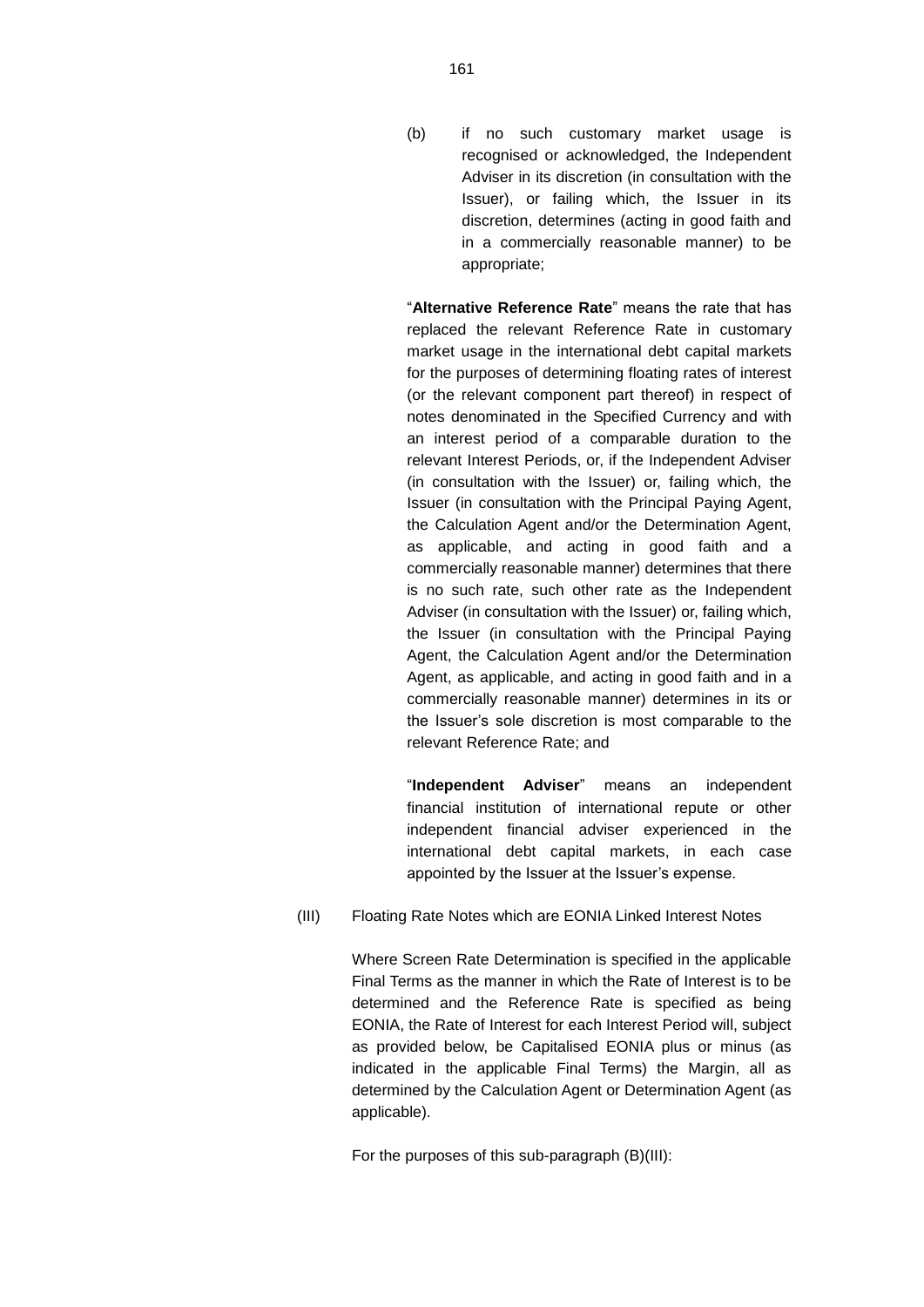(b) if no such customary market usage is recognised or acknowledged, the Independent Adviser in its discretion (in consultation with the Issuer), or failing which, the Issuer in its discretion, determines (acting in good faith and in a commercially reasonable manner) to be appropriate;

"**Alternative Reference Rate**" means the rate that has replaced the relevant Reference Rate in customary market usage in the international debt capital markets for the purposes of determining floating rates of interest (or the relevant component part thereof) in respect of notes denominated in the Specified Currency and with an interest period of a comparable duration to the relevant Interest Periods, or, if the Independent Adviser (in consultation with the Issuer) or, failing which, the Issuer (in consultation with the Principal Paying Agent, the Calculation Agent and/or the Determination Agent, as applicable, and acting in good faith and a commercially reasonable manner) determines that there is no such rate, such other rate as the Independent Adviser (in consultation with the Issuer) or, failing which, the Issuer (in consultation with the Principal Paying Agent, the Calculation Agent and/or the Determination Agent, as applicable, and acting in good faith and in a commercially reasonable manner) determines in its or the Issuer's sole discretion is most comparable to the relevant Reference Rate; and

"**Independent Adviser**" means an independent financial institution of international repute or other independent financial adviser experienced in the international debt capital markets, in each case appointed by the Issuer at the Issuer's expense.

(III) Floating Rate Notes which are EONIA Linked Interest Notes

Where Screen Rate Determination is specified in the applicable Final Terms as the manner in which the Rate of Interest is to be determined and the Reference Rate is specified as being EONIA, the Rate of Interest for each Interest Period will, subject as provided below, be Capitalised EONIA plus or minus (as indicated in the applicable Final Terms) the Margin, all as determined by the Calculation Agent or Determination Agent (as applicable).

For the purposes of this sub-paragraph (B)(III):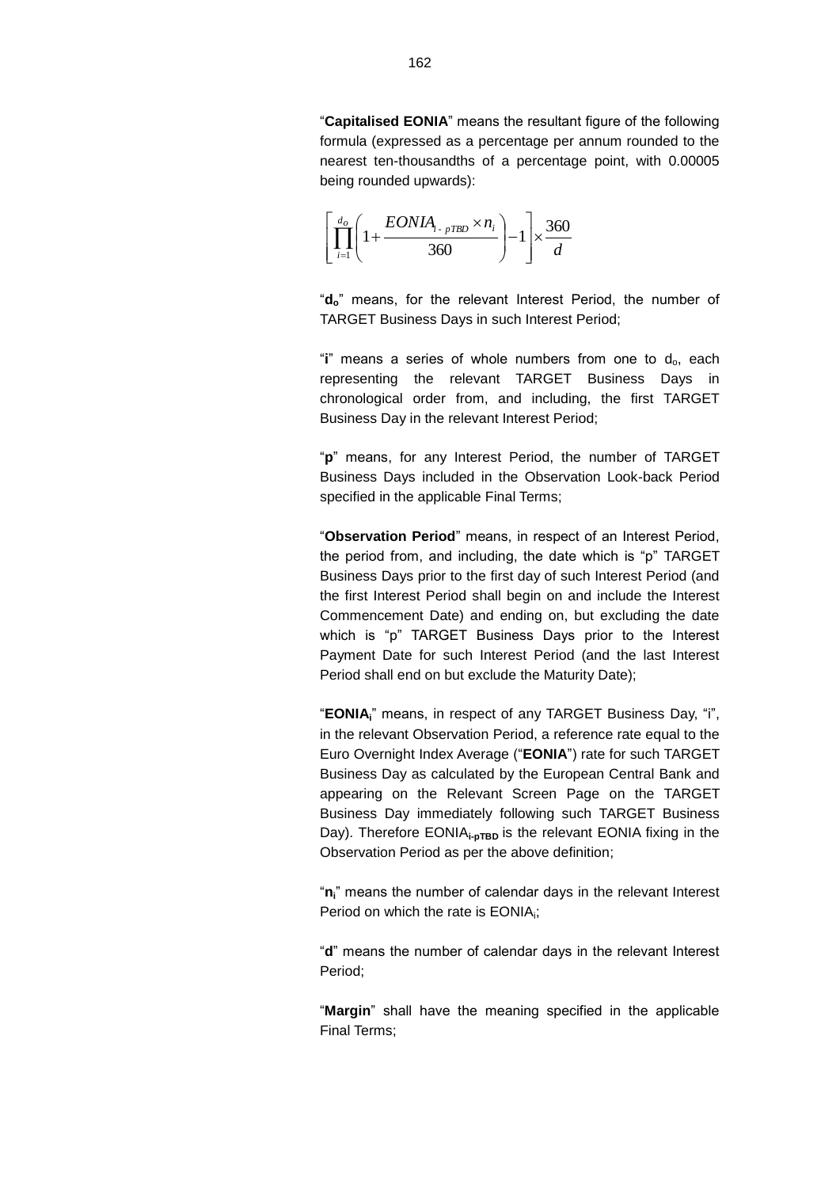"**Capitalised EONIA**" means the resultant figure of the following formula (expressed as a percentage per annum rounded to the nearest ten-thousandths of a percentage point, with 0.00005 being rounded upwards):

$$\left[\prod_{i=1}^{d_o}\left(1+\frac{EONIA_{i-pTBD}\times n_i}{360}\right)-1\right]\times\frac{360}{d}$$

"**$d_o$**" means, for the relevant Interest Period, the number of TARGET Business Days in such Interest Period;

"**i**" means a series of whole numbers from one to $d_o$, each representing the relevant TARGET Business Days in chronological order from, and including, the first TARGET Business Day in the relevant Interest Period;

"**p**" means, for any Interest Period, the number of TARGET Business Days included in the Observation Look-back Period specified in the applicable Final Terms;

"**Observation Period**" means, in respect of an Interest Period, the period from, and including, the date which is "p" TARGET Business Days prior to the first day of such Interest Period (and the first Interest Period shall begin on and include the Interest Commencement Date) and ending on, but excluding the date which is "p" TARGET Business Days prior to the Interest Payment Date for such Interest Period (and the last Interest Period shall end on but exclude the Maturity Date);

"**$EONIA_i$**" means, in respect of any TARGET Business Day, "i", in the relevant Observation Period, a reference rate equal to the Euro Overnight Index Average ("**EONIA**") rate for such TARGET Business Day as calculated by the European Central Bank and appearing on the Relevant Screen Page on the TARGET Business Day immediately following such TARGET Business Day). Therefore $EONIA_{i-pTBD}$ is the relevant EONIA fixing in the Observation Period as per the above definition;

"**$n_i$**" means the number of calendar days in the relevant Interest Period on which the rate is $EONIA_i$;

"**d**" means the number of calendar days in the relevant Interest Period;

"**Margin**" shall have the meaning specified in the applicable Final Terms;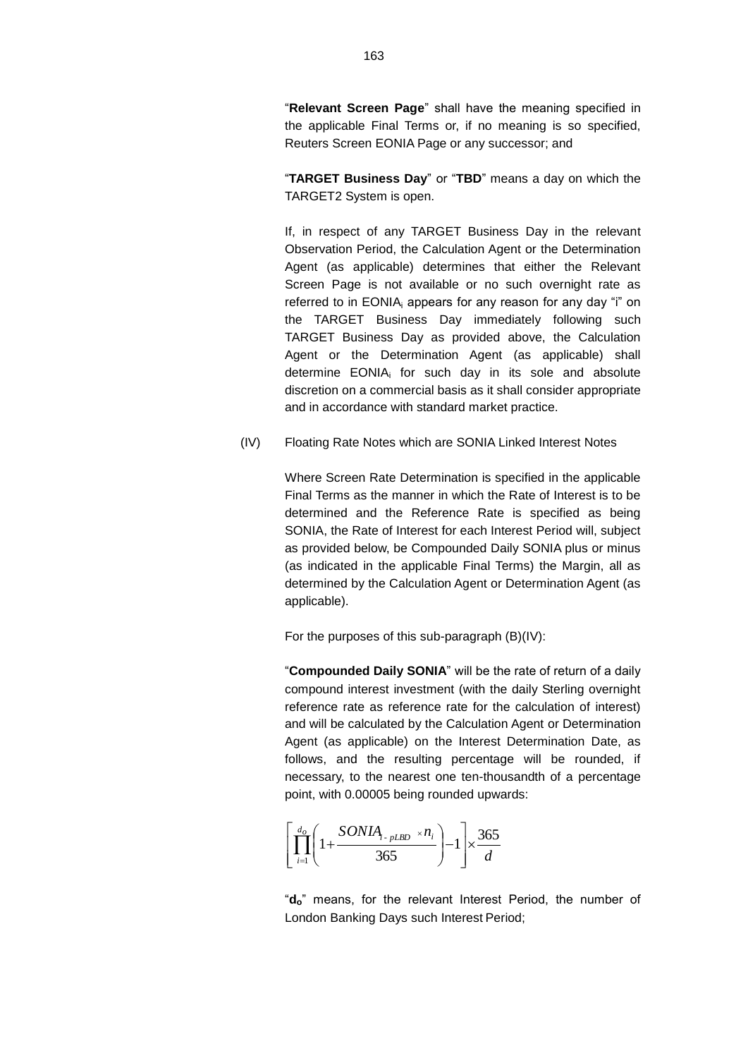"**Relevant Screen Page**" shall have the meaning specified in the applicable Final Terms or, if no meaning is so specified, Reuters Screen EONIA Page or any successor; and

"**TARGET Business Day**" or "**TBD**" means a day on which the TARGET2 System is open.

If, in respect of any TARGET Business Day in the relevant Observation Period, the Calculation Agent or the Determination Agent (as applicable) determines that either the Relevant Screen Page is not available or no such overnight rate as referred to in $EONIA_i$ appears for any reason for any day "i" on the TARGET Business Day immediately following such TARGET Business Day as provided above, the Calculation Agent or the Determination Agent (as applicable) shall determine $EONIA_i$ for such day in its sole and absolute discretion on a commercial basis as it shall consider appropriate and in accordance with standard market practice.

(IV) Floating Rate Notes which are SONIA Linked Interest Notes

Where Screen Rate Determination is specified in the applicable Final Terms as the manner in which the Rate of Interest is to be determined and the Reference Rate is specified as being SONIA, the Rate of Interest for each Interest Period will, subject as provided below, be Compounded Daily SONIA plus or minus (as indicated in the applicable Final Terms) the Margin, all as determined by the Calculation Agent or Determination Agent (as applicable).

For the purposes of this sub-paragraph (B)(IV):

"**Compounded Daily SONIA**" will be the rate of return of a daily compound interest investment (with the daily Sterling overnight reference rate as reference rate for the calculation of interest) and will be calculated by the Calculation Agent or Determination Agent (as applicable) on the Interest Determination Date, as follows, and the resulting percentage will be rounded, if necessary, to the nearest one ten-thousandth of a percentage point, with 0.00005 being rounded upwards:

$$\left[\prod_{i=1}^{d_o}\left(1+\frac{SONIA_{i-pLBD}\times n_i}{365}\right)-1\right]\times\frac{365}{d}$$

"$\mathbf{d_o}$" means, for the relevant Interest Period, the number of London Banking Days such Interest Period;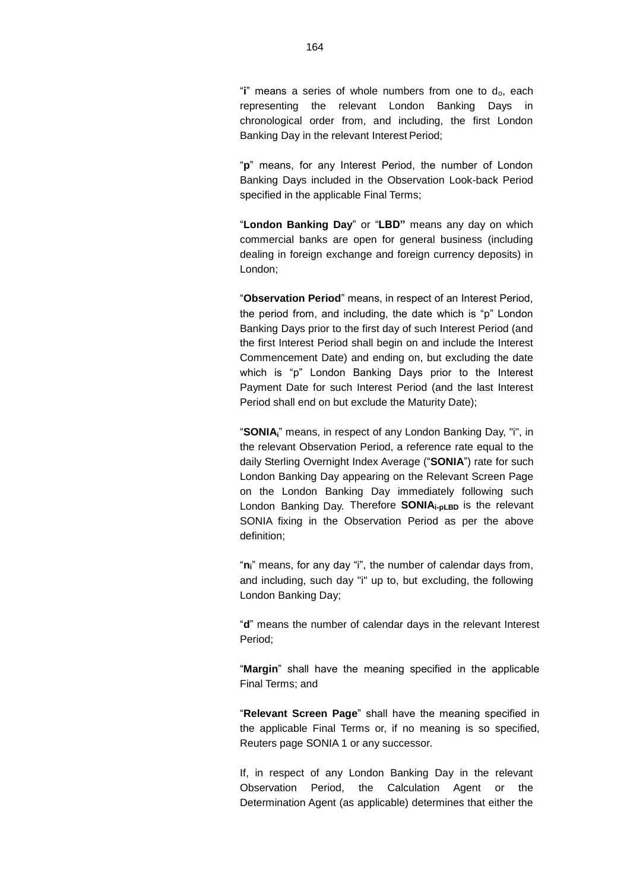"**i**" means a series of whole numbers from one to $d_o$, each representing the relevant London Banking Days in chronological order from, and including, the first London Banking Day in the relevant Interest Period;

"**p**" means, for any Interest Period, the number of London Banking Days included in the Observation Look-back Period specified in the applicable Final Terms;

"**London Banking Day**" or "**LBD"** means any day on which commercial banks are open for general business (including dealing in foreign exchange and foreign currency deposits) in London;

"**Observation Period**" means, in respect of an Interest Period, the period from, and including, the date which is "p" London Banking Days prior to the first day of such Interest Period (and the first Interest Period shall begin on and include the Interest Commencement Date) and ending on, but excluding the date which is "p" London Banking Days prior to the Interest Payment Date for such Interest Period (and the last Interest Period shall end on but exclude the Maturity Date);

"**$SONIA_i$**" means, in respect of any London Banking Day, "i", in the relevant Observation Period, a reference rate equal to the daily Sterling Overnight Index Average ("**SONIA**") rate for such London Banking Day appearing on the Relevant Screen Page on the London Banking Day immediately following such London Banking Day. Therefore **$SONIA_{i\text{-}pLBD}$** is the relevant SONIA fixing in the Observation Period as per the above definition;

"**$n_i$**" means, for any day "i", the number of calendar days from, and including, such day "i" up to, but excluding, the following London Banking Day;

"**d**" means the number of calendar days in the relevant Interest Period;

"**Margin**" shall have the meaning specified in the applicable Final Terms; and

"**Relevant Screen Page**" shall have the meaning specified in the applicable Final Terms or, if no meaning is so specified, Reuters page SONIA 1 or any successor.

If, in respect of any London Banking Day in the relevant Observation Period, the Calculation Agent or the Determination Agent (as applicable) determines that either the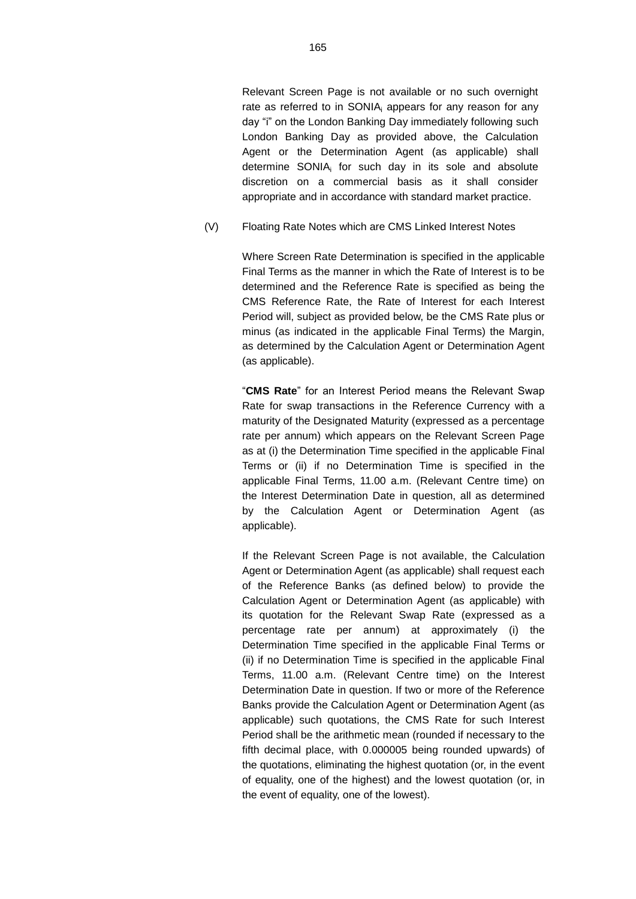Relevant Screen Page is not available or no such overnight rate as referred to in $SONIA_i$ appears for any reason for any day "i" on the London Banking Day immediately following such London Banking Day as provided above, the Calculation Agent or the Determination Agent (as applicable) shall determine $SONIA_i$ for such day in its sole and absolute discretion on a commercial basis as it shall consider appropriate and in accordance with standard market practice.

(V) Floating Rate Notes which are CMS Linked Interest Notes

Where Screen Rate Determination is specified in the applicable Final Terms as the manner in which the Rate of Interest is to be determined and the Reference Rate is specified as being the CMS Reference Rate, the Rate of Interest for each Interest Period will, subject as provided below, be the CMS Rate plus or minus (as indicated in the applicable Final Terms) the Margin, as determined by the Calculation Agent or Determination Agent (as applicable).

"**CMS Rate**" for an Interest Period means the Relevant Swap Rate for swap transactions in the Reference Currency with a maturity of the Designated Maturity (expressed as a percentage rate per annum) which appears on the Relevant Screen Page as at (i) the Determination Time specified in the applicable Final Terms or (ii) if no Determination Time is specified in the applicable Final Terms, 11.00 a.m. (Relevant Centre time) on the Interest Determination Date in question, all as determined by the Calculation Agent or Determination Agent (as applicable).

If the Relevant Screen Page is not available, the Calculation Agent or Determination Agent (as applicable) shall request each of the Reference Banks (as defined below) to provide the Calculation Agent or Determination Agent (as applicable) with its quotation for the Relevant Swap Rate (expressed as a percentage rate per annum) at approximately (i) the Determination Time specified in the applicable Final Terms or (ii) if no Determination Time is specified in the applicable Final Terms, 11.00 a.m. (Relevant Centre time) on the Interest Determination Date in question. If two or more of the Reference Banks provide the Calculation Agent or Determination Agent (as applicable) such quotations, the CMS Rate for such Interest Period shall be the arithmetic mean (rounded if necessary to the fifth decimal place, with 0.000005 being rounded upwards) of the quotations, eliminating the highest quotation (or, in the event of equality, one of the highest) and the lowest quotation (or, in the event of equality, one of the lowest).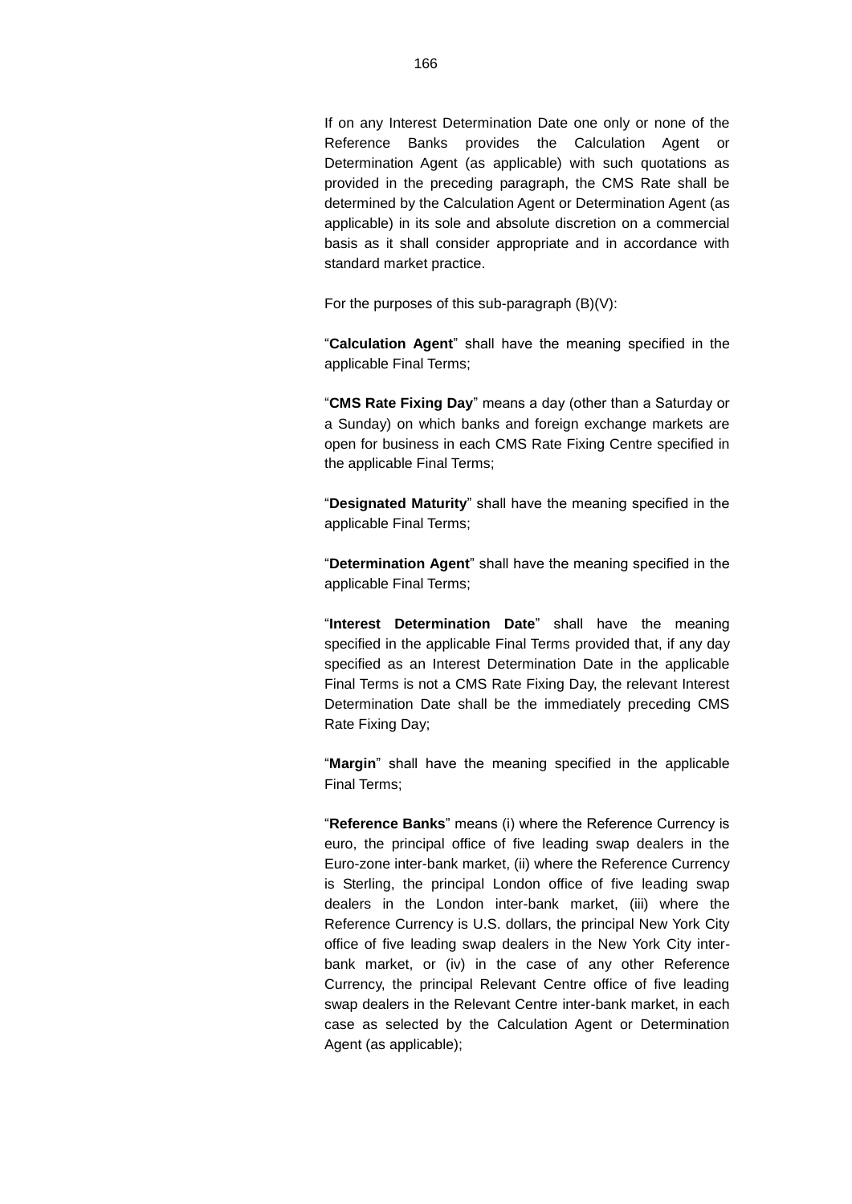If on any Interest Determination Date one only or none of the Reference Banks provides the Calculation Agent or Determination Agent (as applicable) with such quotations as provided in the preceding paragraph, the CMS Rate shall be determined by the Calculation Agent or Determination Agent (as applicable) in its sole and absolute discretion on a commercial basis as it shall consider appropriate and in accordance with standard market practice.

For the purposes of this sub-paragraph (B)(V):

"**Calculation Agent**" shall have the meaning specified in the applicable Final Terms;

"**CMS Rate Fixing Day**" means a day (other than a Saturday or a Sunday) on which banks and foreign exchange markets are open for business in each CMS Rate Fixing Centre specified in the applicable Final Terms;

"**Designated Maturity**" shall have the meaning specified in the applicable Final Terms;

"**Determination Agent**" shall have the meaning specified in the applicable Final Terms;

"**Interest Determination Date**" shall have the meaning specified in the applicable Final Terms provided that, if any day specified as an Interest Determination Date in the applicable Final Terms is not a CMS Rate Fixing Day, the relevant Interest Determination Date shall be the immediately preceding CMS Rate Fixing Day;

"**Margin**" shall have the meaning specified in the applicable Final Terms;

"**Reference Banks**" means (i) where the Reference Currency is euro, the principal office of five leading swap dealers in the Euro-zone inter-bank market, (ii) where the Reference Currency is Sterling, the principal London office of five leading swap dealers in the London inter-bank market, (iii) where the Reference Currency is U.S. dollars, the principal New York City office of five leading swap dealers in the New York City inter-bank market, or (iv) in the case of any other Reference Currency, the principal Relevant Centre office of five leading swap dealers in the Relevant Centre inter-bank market, in each case as selected by the Calculation Agent or Determination Agent (as applicable);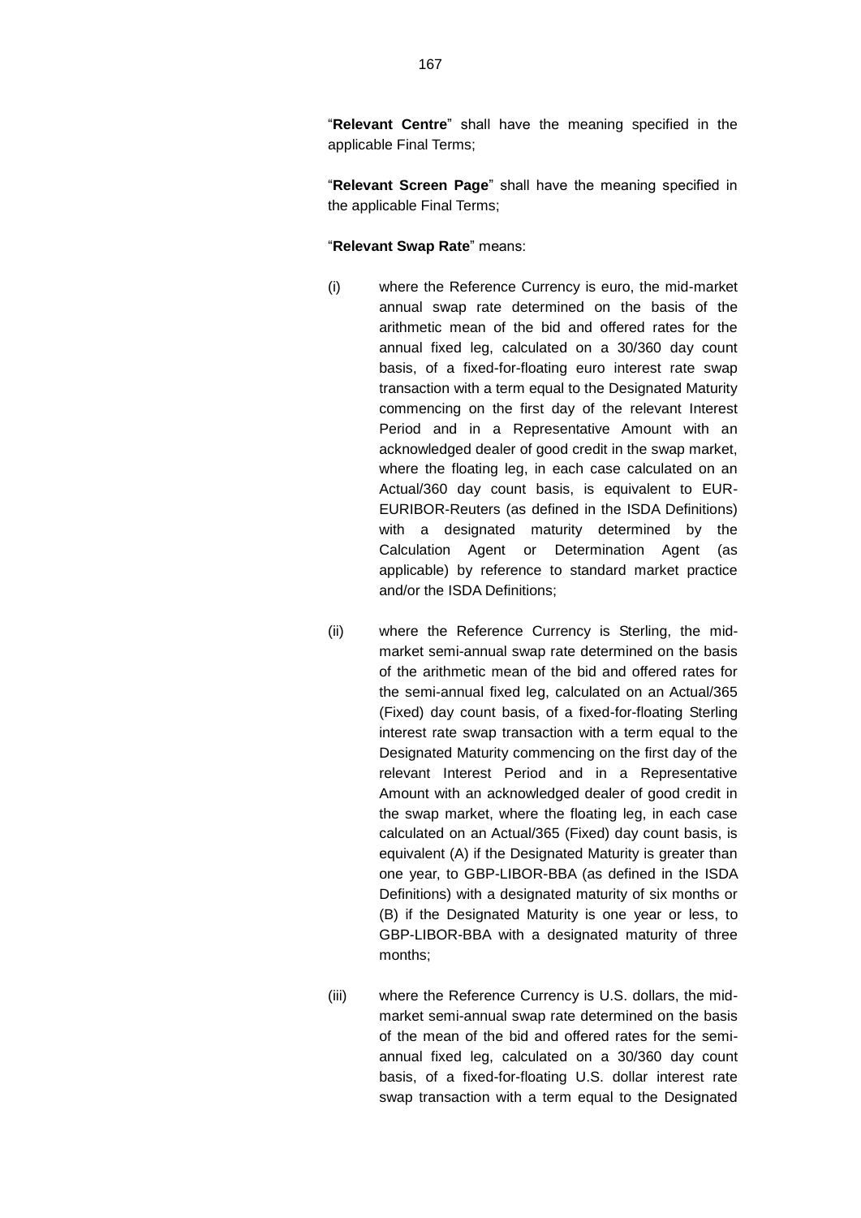"**Relevant Centre**" shall have the meaning specified in the applicable Final Terms;

"**Relevant Screen Page**" shall have the meaning specified in the applicable Final Terms;

"**Relevant Swap Rate**" means:

(i) where the Reference Currency is euro, the mid-market annual swap rate determined on the basis of the arithmetic mean of the bid and offered rates for the annual fixed leg, calculated on a 30/360 day count basis, of a fixed-for-floating euro interest rate swap transaction with a term equal to the Designated Maturity commencing on the first day of the relevant Interest Period and in a Representative Amount with an acknowledged dealer of good credit in the swap market, where the floating leg, in each case calculated on an Actual/360 day count basis, is equivalent to EUR-EURIBOR-Reuters (as defined in the ISDA Definitions) with a designated maturity determined by the Calculation Agent or Determination Agent (as applicable) by reference to standard market practice and/or the ISDA Definitions;

(ii) where the Reference Currency is Sterling, the mid-market semi-annual swap rate determined on the basis of the arithmetic mean of the bid and offered rates for the semi-annual fixed leg, calculated on an Actual/365 (Fixed) day count basis, of a fixed-for-floating Sterling interest rate swap transaction with a term equal to the Designated Maturity commencing on the first day of the relevant Interest Period and in a Representative Amount with an acknowledged dealer of good credit in the swap market, where the floating leg, in each case calculated on an Actual/365 (Fixed) day count basis, is equivalent (A) if the Designated Maturity is greater than one year, to GBP-LIBOR-BBA (as defined in the ISDA Definitions) with a designated maturity of six months or (B) if the Designated Maturity is one year or less, to GBP-LIBOR-BBA with a designated maturity of three months;

(iii) where the Reference Currency is U.S. dollars, the mid-market semi-annual swap rate determined on the basis of the mean of the bid and offered rates for the semi-annual fixed leg, calculated on a 30/360 day count basis, of a fixed-for-floating U.S. dollar interest rate swap transaction with a term equal to the Designated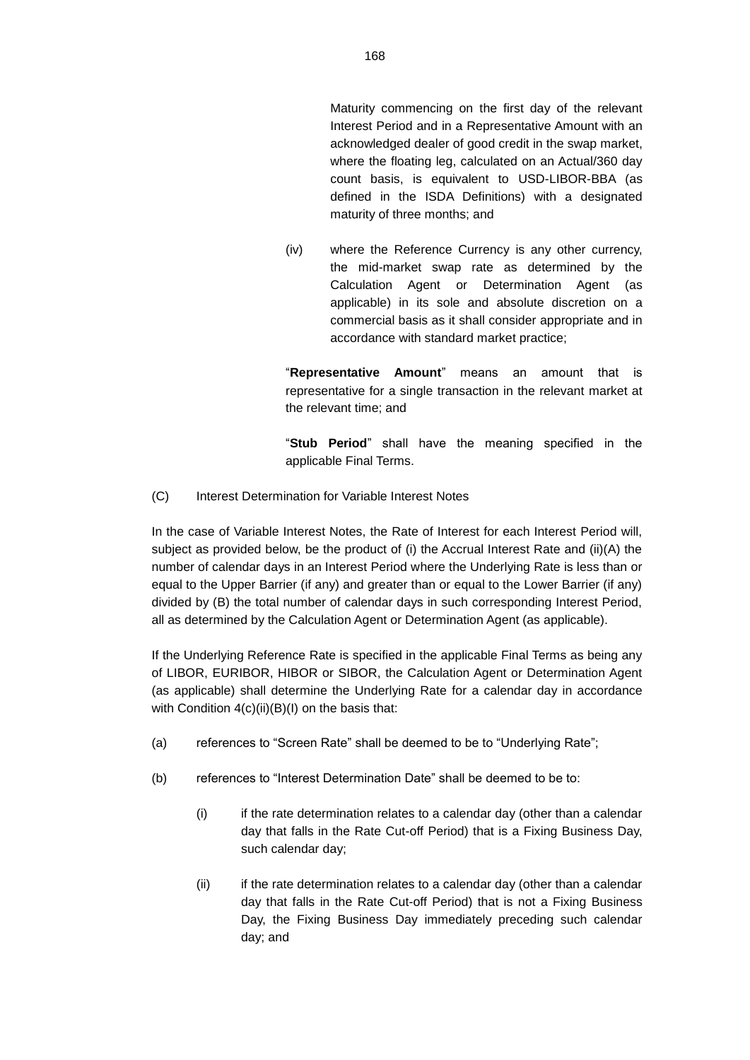Maturity commencing on the first day of the relevant Interest Period and in a Representative Amount with an acknowledged dealer of good credit in the swap market, where the floating leg, calculated on an Actual/360 day count basis, is equivalent to USD-LIBOR-BBA (as defined in the ISDA Definitions) with a designated maturity of three months; and

(iv) where the Reference Currency is any other currency, the mid-market swap rate as determined by the Calculation Agent or Determination Agent (as applicable) in its sole and absolute discretion on a commercial basis as it shall consider appropriate and in accordance with standard market practice;

"**Representative Amount**" means an amount that is representative for a single transaction in the relevant market at the relevant time; and

"**Stub Period**" shall have the meaning specified in the applicable Final Terms.

(C) Interest Determination for Variable Interest Notes

In the case of Variable Interest Notes, the Rate of Interest for each Interest Period will, subject as provided below, be the product of (i) the Accrual Interest Rate and (ii)(A) the number of calendar days in an Interest Period where the Underlying Rate is less than or equal to the Upper Barrier (if any) and greater than or equal to the Lower Barrier (if any) divided by (B) the total number of calendar days in such corresponding Interest Period, all as determined by the Calculation Agent or Determination Agent (as applicable).

If the Underlying Reference Rate is specified in the applicable Final Terms as being any of LIBOR, EURIBOR, HIBOR or SIBOR, the Calculation Agent or Determination Agent (as applicable) shall determine the Underlying Rate for a calendar day in accordance with Condition 4(c)(ii)(B)(I) on the basis that:

(a) references to "Screen Rate" shall be deemed to be to "Underlying Rate";

(b) references to "Interest Determination Date" shall be deemed to be to:

   (i) if the rate determination relates to a calendar day (other than a calendar day that falls in the Rate Cut-off Period) that is a Fixing Business Day, such calendar day;

   (ii) if the rate determination relates to a calendar day (other than a calendar day that falls in the Rate Cut-off Period) that is not a Fixing Business Day, the Fixing Business Day immediately preceding such calendar day; and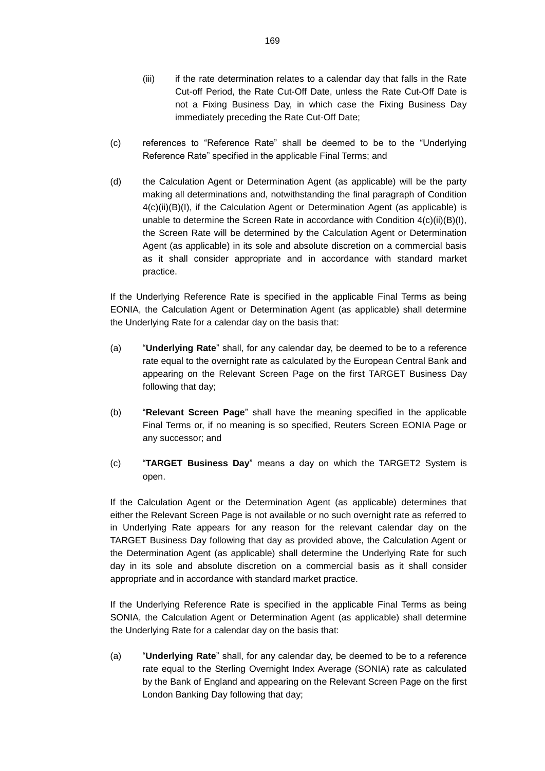(iii) if the rate determination relates to a calendar day that falls in the Rate Cut-off Period, the Rate Cut-Off Date, unless the Rate Cut-Off Date is not a Fixing Business Day, in which case the Fixing Business Day immediately preceding the Rate Cut-Off Date;

(c) references to "Reference Rate" shall be deemed to be to the "Underlying Reference Rate" specified in the applicable Final Terms; and

(d) the Calculation Agent or Determination Agent (as applicable) will be the party making all determinations and, notwithstanding the final paragraph of Condition 4(c)(ii)(B)(I), if the Calculation Agent or Determination Agent (as applicable) is unable to determine the Screen Rate in accordance with Condition 4(c)(ii)(B)(I), the Screen Rate will be determined by the Calculation Agent or Determination Agent (as applicable) in its sole and absolute discretion on a commercial basis as it shall consider appropriate and in accordance with standard market practice.

If the Underlying Reference Rate is specified in the applicable Final Terms as being EONIA, the Calculation Agent or Determination Agent (as applicable) shall determine the Underlying Rate for a calendar day on the basis that:

(a) "**Underlying Rate**" shall, for any calendar day, be deemed to be to a reference rate equal to the overnight rate as calculated by the European Central Bank and appearing on the Relevant Screen Page on the first TARGET Business Day following that day;

(b) "**Relevant Screen Page**" shall have the meaning specified in the applicable Final Terms or, if no meaning is so specified, Reuters Screen EONIA Page or any successor; and

(c) "**TARGET Business Day**" means a day on which the TARGET2 System is open.

If the Calculation Agent or the Determination Agent (as applicable) determines that either the Relevant Screen Page is not available or no such overnight rate as referred to in Underlying Rate appears for any reason for the relevant calendar day on the TARGET Business Day following that day as provided above, the Calculation Agent or the Determination Agent (as applicable) shall determine the Underlying Rate for such day in its sole and absolute discretion on a commercial basis as it shall consider appropriate and in accordance with standard market practice.

If the Underlying Reference Rate is specified in the applicable Final Terms as being SONIA, the Calculation Agent or Determination Agent (as applicable) shall determine the Underlying Rate for a calendar day on the basis that:

(a) "**Underlying Rate**" shall, for any calendar day, be deemed to be to a reference rate equal to the Sterling Overnight Index Average (SONIA) rate as calculated by the Bank of England and appearing on the Relevant Screen Page on the first London Banking Day following that day;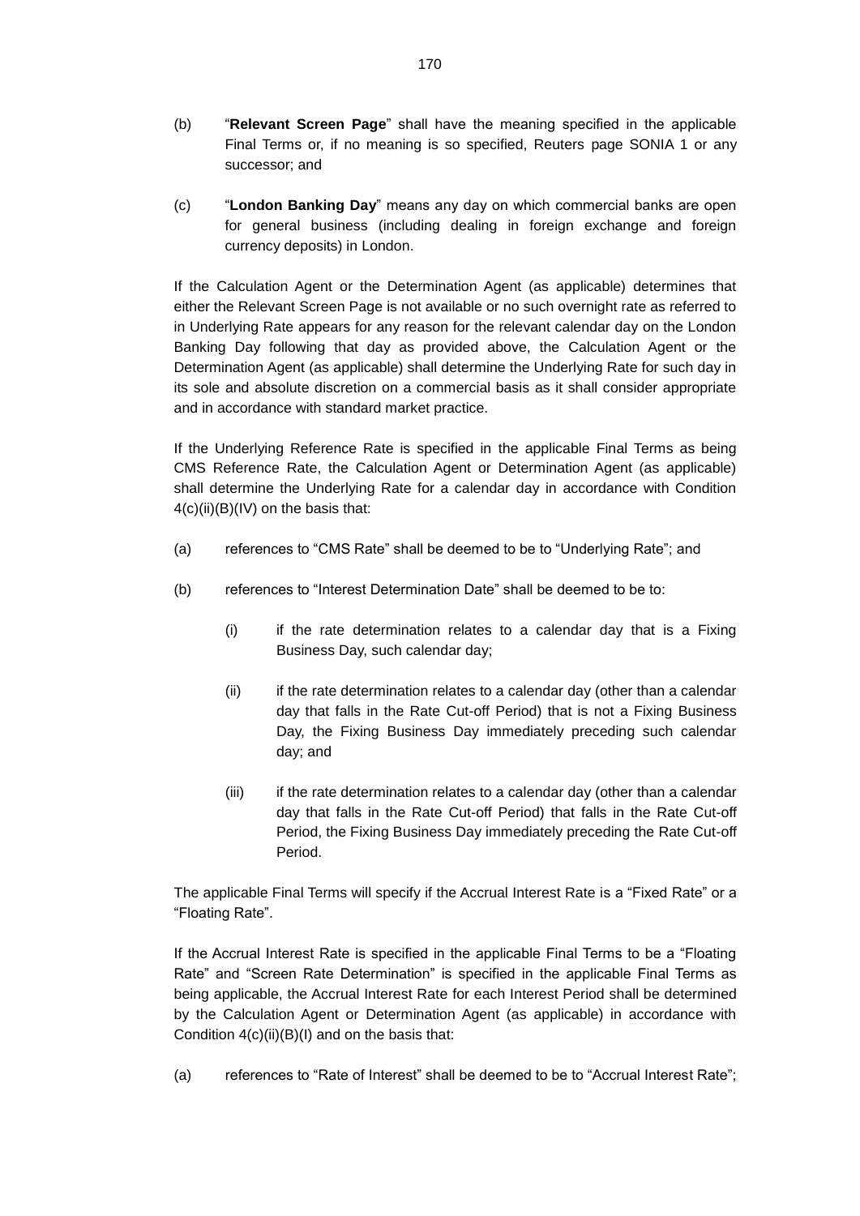(b) "**Relevant Screen Page**" shall have the meaning specified in the applicable Final Terms or, if no meaning is so specified, Reuters page SONIA 1 or any successor; and

(c) "**London Banking Day**" means any day on which commercial banks are open for general business (including dealing in foreign exchange and foreign currency deposits) in London.

If the Calculation Agent or the Determination Agent (as applicable) determines that either the Relevant Screen Page is not available or no such overnight rate as referred to in Underlying Rate appears for any reason for the relevant calendar day on the London Banking Day following that day as provided above, the Calculation Agent or the Determination Agent (as applicable) shall determine the Underlying Rate for such day in its sole and absolute discretion on a commercial basis as it shall consider appropriate and in accordance with standard market practice.

If the Underlying Reference Rate is specified in the applicable Final Terms as being CMS Reference Rate, the Calculation Agent or Determination Agent (as applicable) shall determine the Underlying Rate for a calendar day in accordance with Condition 4(c)(ii)(B)(IV) on the basis that:

(a) references to "CMS Rate" shall be deemed to be to "Underlying Rate"; and

(b) references to "Interest Determination Date" shall be deemed to be to:

   (i) if the rate determination relates to a calendar day that is a Fixing Business Day, such calendar day;

   (ii) if the rate determination relates to a calendar day (other than a calendar day that falls in the Rate Cut-off Period) that is not a Fixing Business Day, the Fixing Business Day immediately preceding such calendar day; and

   (iii) if the rate determination relates to a calendar day (other than a calendar day that falls in the Rate Cut-off Period) that falls in the Rate Cut-off Period, the Fixing Business Day immediately preceding the Rate Cut-off Period.

The applicable Final Terms will specify if the Accrual Interest Rate is a "Fixed Rate" or a "Floating Rate".

If the Accrual Interest Rate is specified in the applicable Final Terms to be a "Floating Rate" and "Screen Rate Determination" is specified in the applicable Final Terms as being applicable, the Accrual Interest Rate for each Interest Period shall be determined by the Calculation Agent or Determination Agent (as applicable) in accordance with Condition 4(c)(ii)(B)(I) and on the basis that:

(a) references to "Rate of Interest" shall be deemed to be to "Accrual Interest Rate";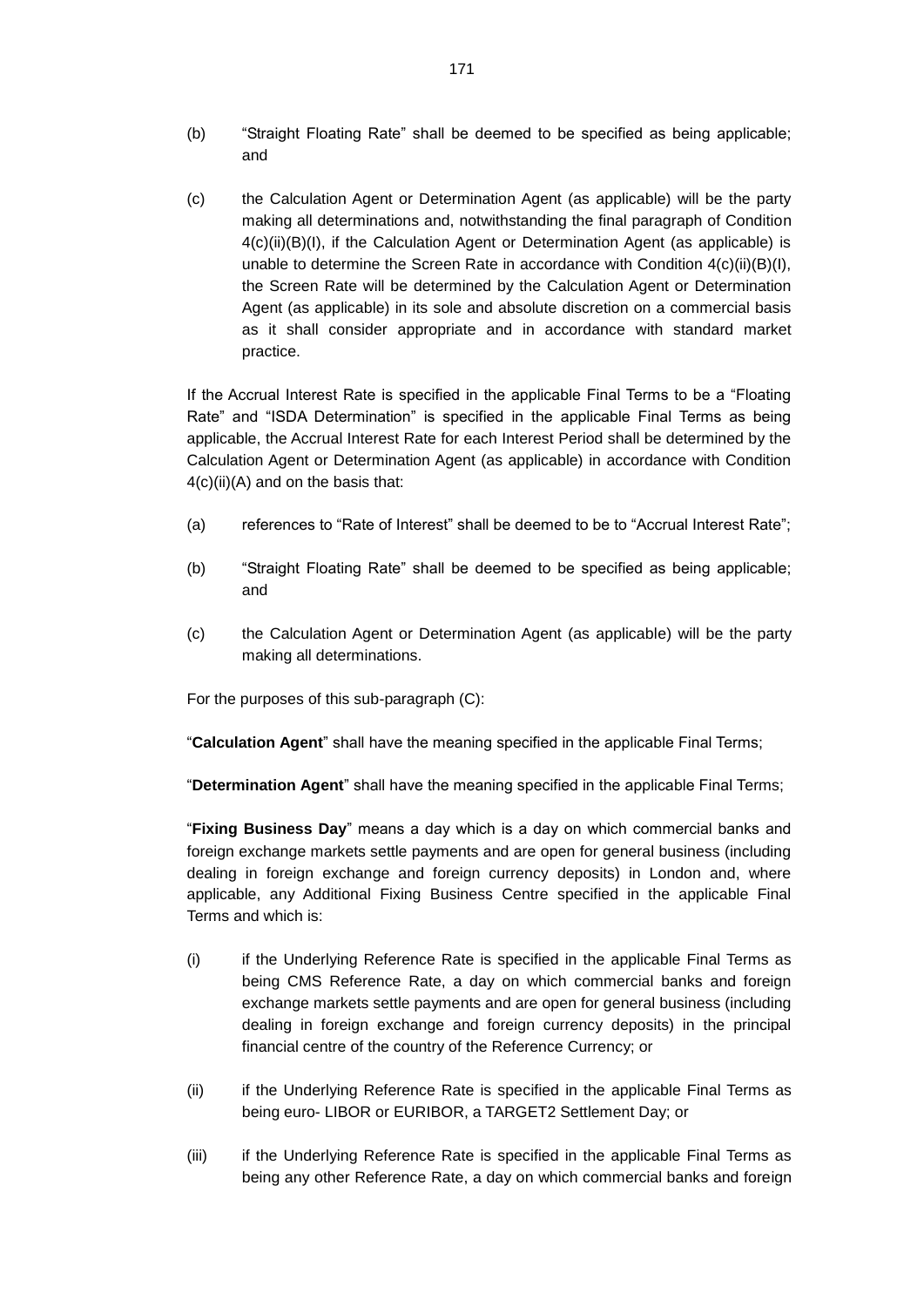(b) "Straight Floating Rate" shall be deemed to be specified as being applicable; and

(c) the Calculation Agent or Determination Agent (as applicable) will be the party making all determinations and, notwithstanding the final paragraph of Condition 4(c)(ii)(B)(I), if the Calculation Agent or Determination Agent (as applicable) is unable to determine the Screen Rate in accordance with Condition 4(c)(ii)(B)(I), the Screen Rate will be determined by the Calculation Agent or Determination Agent (as applicable) in its sole and absolute discretion on a commercial basis as it shall consider appropriate and in accordance with standard market practice.

If the Accrual Interest Rate is specified in the applicable Final Terms to be a "Floating Rate" and "ISDA Determination" is specified in the applicable Final Terms as being applicable, the Accrual Interest Rate for each Interest Period shall be determined by the Calculation Agent or Determination Agent (as applicable) in accordance with Condition 4(c)(ii)(A) and on the basis that:

(a) references to "Rate of Interest" shall be deemed to be to "Accrual Interest Rate";

(b) "Straight Floating Rate" shall be deemed to be specified as being applicable; and

(c) the Calculation Agent or Determination Agent (as applicable) will be the party making all determinations.

For the purposes of this sub-paragraph (C):

"**Calculation Agent**" shall have the meaning specified in the applicable Final Terms;

"**Determination Agent**" shall have the meaning specified in the applicable Final Terms;

"**Fixing Business Day**" means a day which is a day on which commercial banks and foreign exchange markets settle payments and are open for general business (including dealing in foreign exchange and foreign currency deposits) in London and, where applicable, any Additional Fixing Business Centre specified in the applicable Final Terms and which is:

(i) if the Underlying Reference Rate is specified in the applicable Final Terms as being CMS Reference Rate, a day on which commercial banks and foreign exchange markets settle payments and are open for general business (including dealing in foreign exchange and foreign currency deposits) in the principal financial centre of the country of the Reference Currency; or

(ii) if the Underlying Reference Rate is specified in the applicable Final Terms as being euro- LIBOR or EURIBOR, a TARGET2 Settlement Day; or

(iii) if the Underlying Reference Rate is specified in the applicable Final Terms as being any other Reference Rate, a day on which commercial banks and foreign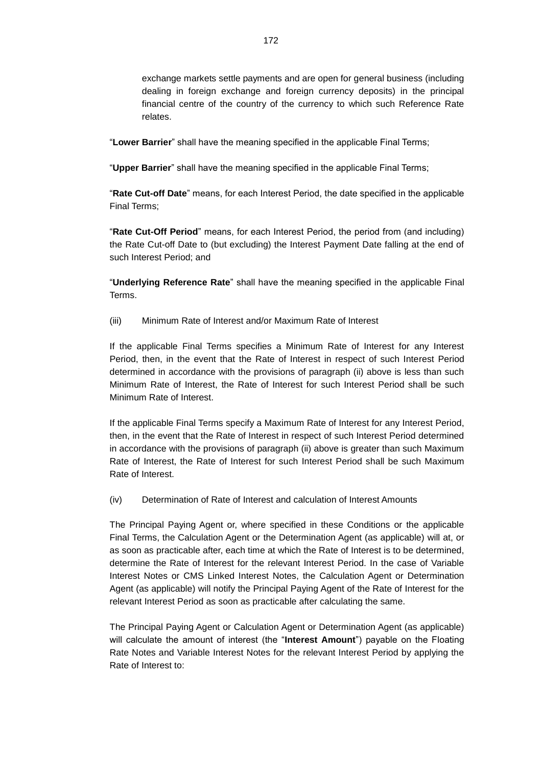exchange markets settle payments and are open for general business (including dealing in foreign exchange and foreign currency deposits) in the principal financial centre of the country of the currency to which such Reference Rate relates.

"**Lower Barrier**" shall have the meaning specified in the applicable Final Terms;

"**Upper Barrier**" shall have the meaning specified in the applicable Final Terms;

"**Rate Cut-off Date**" means, for each Interest Period, the date specified in the applicable Final Terms;

"**Rate Cut-Off Period**" means, for each Interest Period, the period from (and including) the Rate Cut-off Date to (but excluding) the Interest Payment Date falling at the end of such Interest Period; and

"**Underlying Reference Rate**" shall have the meaning specified in the applicable Final Terms.

(iii) Minimum Rate of Interest and/or Maximum Rate of Interest

If the applicable Final Terms specifies a Minimum Rate of Interest for any Interest Period, then, in the event that the Rate of Interest in respect of such Interest Period determined in accordance with the provisions of paragraph (ii) above is less than such Minimum Rate of Interest, the Rate of Interest for such Interest Period shall be such Minimum Rate of Interest.

If the applicable Final Terms specify a Maximum Rate of Interest for any Interest Period, then, in the event that the Rate of Interest in respect of such Interest Period determined in accordance with the provisions of paragraph (ii) above is greater than such Maximum Rate of Interest, the Rate of Interest for such Interest Period shall be such Maximum Rate of Interest.

(iv) Determination of Rate of Interest and calculation of Interest Amounts

The Principal Paying Agent or, where specified in these Conditions or the applicable Final Terms, the Calculation Agent or the Determination Agent (as applicable) will at, or as soon as practicable after, each time at which the Rate of Interest is to be determined, determine the Rate of Interest for the relevant Interest Period. In the case of Variable Interest Notes or CMS Linked Interest Notes, the Calculation Agent or Determination Agent (as applicable) will notify the Principal Paying Agent of the Rate of Interest for the relevant Interest Period as soon as practicable after calculating the same.

The Principal Paying Agent or Calculation Agent or Determination Agent (as applicable) will calculate the amount of interest (the "**Interest Amount**") payable on the Floating Rate Notes and Variable Interest Notes for the relevant Interest Period by applying the Rate of Interest to: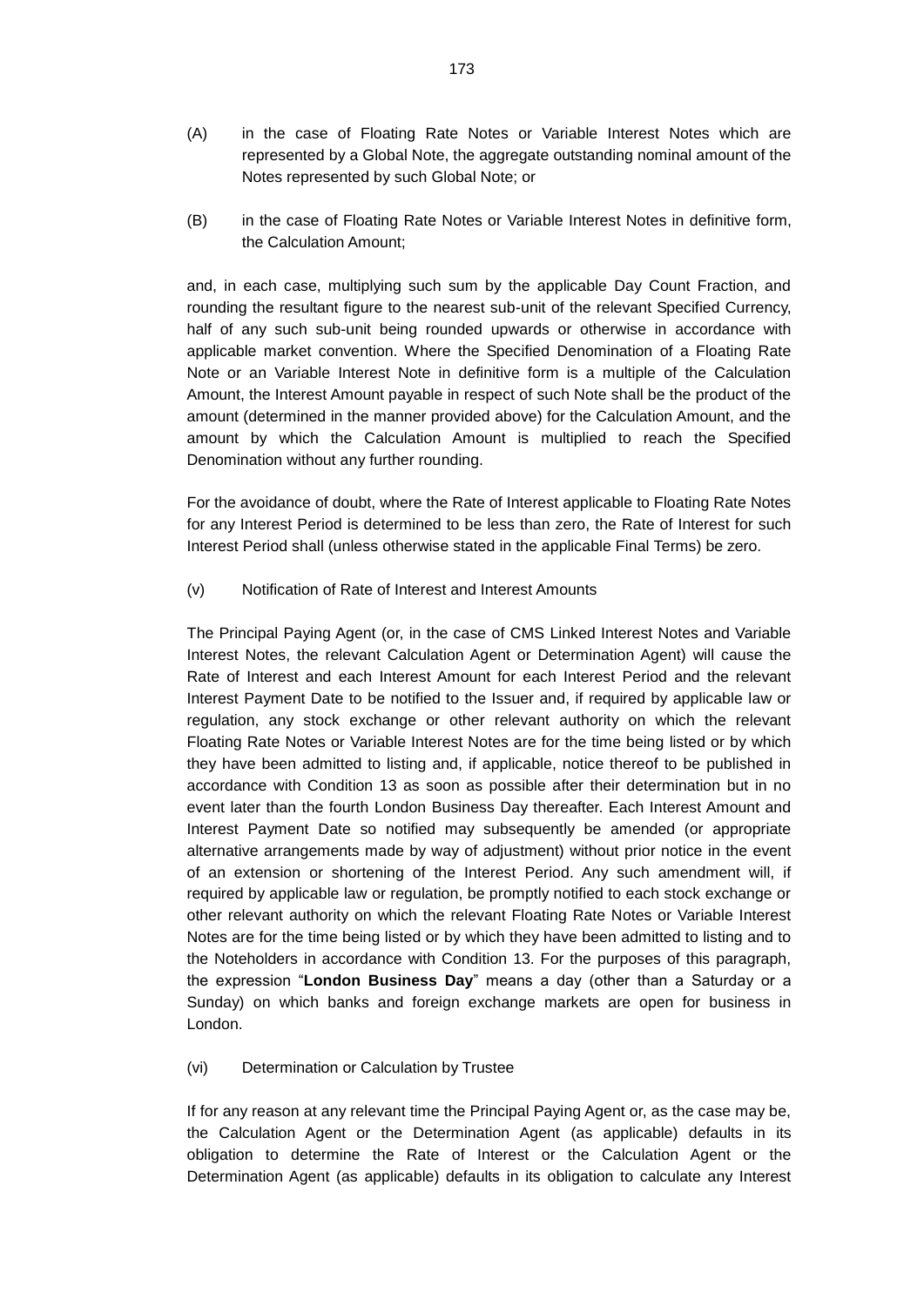(A) in the case of Floating Rate Notes or Variable Interest Notes which are represented by a Global Note, the aggregate outstanding nominal amount of the Notes represented by such Global Note; or

(B) in the case of Floating Rate Notes or Variable Interest Notes in definitive form, the Calculation Amount;

and, in each case, multiplying such sum by the applicable Day Count Fraction, and rounding the resultant figure to the nearest sub-unit of the relevant Specified Currency, half of any such sub-unit being rounded upwards or otherwise in accordance with applicable market convention. Where the Specified Denomination of a Floating Rate Note or an Variable Interest Note in definitive form is a multiple of the Calculation Amount, the Interest Amount payable in respect of such Note shall be the product of the amount (determined in the manner provided above) for the Calculation Amount, and the amount by which the Calculation Amount is multiplied to reach the Specified Denomination without any further rounding.

For the avoidance of doubt, where the Rate of Interest applicable to Floating Rate Notes for any Interest Period is determined to be less than zero, the Rate of Interest for such Interest Period shall (unless otherwise stated in the applicable Final Terms) be zero.

(v) Notification of Rate of Interest and Interest Amounts

The Principal Paying Agent (or, in the case of CMS Linked Interest Notes and Variable Interest Notes, the relevant Calculation Agent or Determination Agent) will cause the Rate of Interest and each Interest Amount for each Interest Period and the relevant Interest Payment Date to be notified to the Issuer and, if required by applicable law or regulation, any stock exchange or other relevant authority on which the relevant Floating Rate Notes or Variable Interest Notes are for the time being listed or by which they have been admitted to listing and, if applicable, notice thereof to be published in accordance with Condition 13 as soon as possible after their determination but in no event later than the fourth London Business Day thereafter. Each Interest Amount and Interest Payment Date so notified may subsequently be amended (or appropriate alternative arrangements made by way of adjustment) without prior notice in the event of an extension or shortening of the Interest Period. Any such amendment will, if required by applicable law or regulation, be promptly notified to each stock exchange or other relevant authority on which the relevant Floating Rate Notes or Variable Interest Notes are for the time being listed or by which they have been admitted to listing and to the Noteholders in accordance with Condition 13. For the purposes of this paragraph, the expression "**London Business Day**" means a day (other than a Saturday or a Sunday) on which banks and foreign exchange markets are open for business in London.

(vi) Determination or Calculation by Trustee

If for any reason at any relevant time the Principal Paying Agent or, as the case may be, the Calculation Agent or the Determination Agent (as applicable) defaults in its obligation to determine the Rate of Interest or the Calculation Agent or the Determination Agent (as applicable) defaults in its obligation to calculate any Interest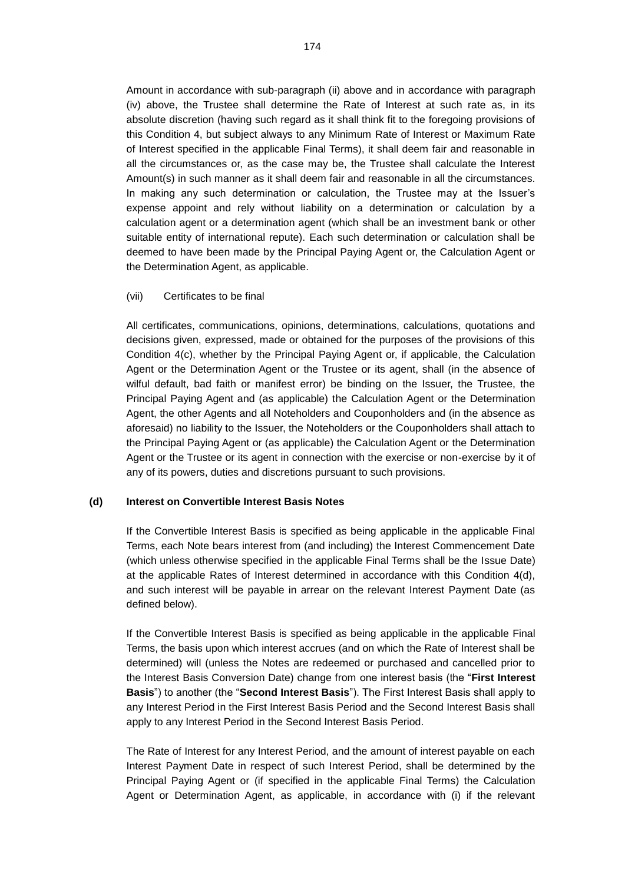Amount in accordance with sub-paragraph (ii) above and in accordance with paragraph (iv) above, the Trustee shall determine the Rate of Interest at such rate as, in its absolute discretion (having such regard as it shall think fit to the foregoing provisions of this Condition 4, but subject always to any Minimum Rate of Interest or Maximum Rate of Interest specified in the applicable Final Terms), it shall deem fair and reasonable in all the circumstances or, as the case may be, the Trustee shall calculate the Interest Amount(s) in such manner as it shall deem fair and reasonable in all the circumstances. In making any such determination or calculation, the Trustee may at the Issuer's expense appoint and rely without liability on a determination or calculation by a calculation agent or a determination agent (which shall be an investment bank or other suitable entity of international repute). Each such determination or calculation shall be deemed to have been made by the Principal Paying Agent or, the Calculation Agent or the Determination Agent, as applicable.

(vii) Certificates to be final

All certificates, communications, opinions, determinations, calculations, quotations and decisions given, expressed, made or obtained for the purposes of the provisions of this Condition 4(c), whether by the Principal Paying Agent or, if applicable, the Calculation Agent or the Determination Agent or the Trustee or its agent, shall (in the absence of wilful default, bad faith or manifest error) be binding on the Issuer, the Trustee, the Principal Paying Agent and (as applicable) the Calculation Agent or the Determination Agent, the other Agents and all Noteholders and Couponholders and (in the absence as aforesaid) no liability to the Issuer, the Noteholders or the Couponholders shall attach to the Principal Paying Agent or (as applicable) the Calculation Agent or the Determination Agent or the Trustee or its agent in connection with the exercise or non-exercise by it of any of its powers, duties and discretions pursuant to such provisions.

**(d) Interest on Convertible Interest Basis Notes**

If the Convertible Interest Basis is specified as being applicable in the applicable Final Terms, each Note bears interest from (and including) the Interest Commencement Date (which unless otherwise specified in the applicable Final Terms shall be the Issue Date) at the applicable Rates of Interest determined in accordance with this Condition 4(d), and such interest will be payable in arrear on the relevant Interest Payment Date (as defined below).

If the Convertible Interest Basis is specified as being applicable in the applicable Final Terms, the basis upon which interest accrues (and on which the Rate of Interest shall be determined) will (unless the Notes are redeemed or purchased and cancelled prior to the Interest Basis Conversion Date) change from one interest basis (the "**First Interest Basis**") to another (the "**Second Interest Basis**"). The First Interest Basis shall apply to any Interest Period in the First Interest Basis Period and the Second Interest Basis shall apply to any Interest Period in the Second Interest Basis Period.

The Rate of Interest for any Interest Period, and the amount of interest payable on each Interest Payment Date in respect of such Interest Period, shall be determined by the Principal Paying Agent or (if specified in the applicable Final Terms) the Calculation Agent or Determination Agent, as applicable, in accordance with (i) if the relevant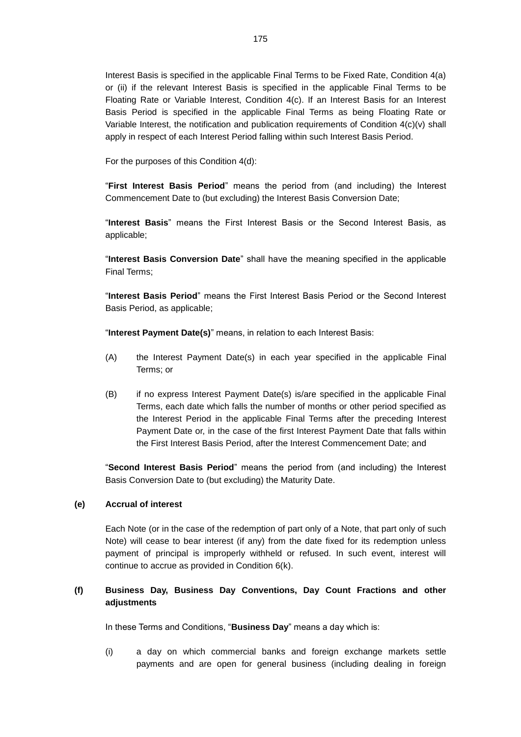Interest Basis is specified in the applicable Final Terms to be Fixed Rate, Condition 4(a) or (ii) if the relevant Interest Basis is specified in the applicable Final Terms to be Floating Rate or Variable Interest, Condition 4(c). If an Interest Basis for an Interest Basis Period is specified in the applicable Final Terms as being Floating Rate or Variable Interest, the notification and publication requirements of Condition 4(c)(v) shall apply in respect of each Interest Period falling within such Interest Basis Period.

For the purposes of this Condition 4(d):

"**First Interest Basis Period**" means the period from (and including) the Interest Commencement Date to (but excluding) the Interest Basis Conversion Date;

"**Interest Basis**" means the First Interest Basis or the Second Interest Basis, as applicable;

"**Interest Basis Conversion Date**" shall have the meaning specified in the applicable Final Terms;

"**Interest Basis Period**" means the First Interest Basis Period or the Second Interest Basis Period, as applicable;

"**Interest Payment Date(s)**" means, in relation to each Interest Basis:

(A) the Interest Payment Date(s) in each year specified in the applicable Final Terms; or

(B) if no express Interest Payment Date(s) is/are specified in the applicable Final Terms, each date which falls the number of months or other period specified as the Interest Period in the applicable Final Terms after the preceding Interest Payment Date or, in the case of the first Interest Payment Date that falls within the First Interest Basis Period, after the Interest Commencement Date; and

"**Second Interest Basis Period**" means the period from (and including) the Interest Basis Conversion Date to (but excluding) the Maturity Date.

**(e) Accrual of interest**

Each Note (or in the case of the redemption of part only of a Note, that part only of such Note) will cease to bear interest (if any) from the date fixed for its redemption unless payment of principal is improperly withheld or refused. In such event, interest will continue to accrue as provided in Condition 6(k).

**(f) Business Day, Business Day Conventions, Day Count Fractions and other adjustments**

In these Terms and Conditions, "**Business Day**" means a day which is:

(i) a day on which commercial banks and foreign exchange markets settle payments and are open for general business (including dealing in foreign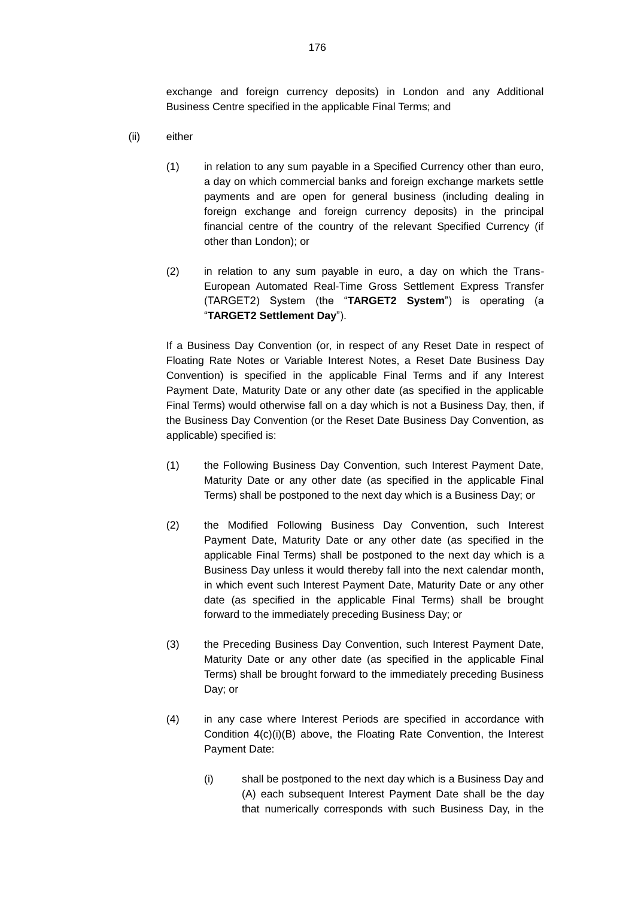exchange and foreign currency deposits) in London and any Additional Business Centre specified in the applicable Final Terms; and

(ii) either

(1) in relation to any sum payable in a Specified Currency other than euro, a day on which commercial banks and foreign exchange markets settle payments and are open for general business (including dealing in foreign exchange and foreign currency deposits) in the principal financial centre of the country of the relevant Specified Currency (if other than London); or

(2) in relation to any sum payable in euro, a day on which the Trans-European Automated Real-Time Gross Settlement Express Transfer (TARGET2) System (the "**TARGET2 System**") is operating (a "**TARGET2 Settlement Day**").

If a Business Day Convention (or, in respect of any Reset Date in respect of Floating Rate Notes or Variable Interest Notes, a Reset Date Business Day Convention) is specified in the applicable Final Terms and if any Interest Payment Date, Maturity Date or any other date (as specified in the applicable Final Terms) would otherwise fall on a day which is not a Business Day, then, if the Business Day Convention (or the Reset Date Business Day Convention, as applicable) specified is:

(1) the Following Business Day Convention, such Interest Payment Date, Maturity Date or any other date (as specified in the applicable Final Terms) shall be postponed to the next day which is a Business Day; or

(2) the Modified Following Business Day Convention, such Interest Payment Date, Maturity Date or any other date (as specified in the applicable Final Terms) shall be postponed to the next day which is a Business Day unless it would thereby fall into the next calendar month, in which event such Interest Payment Date, Maturity Date or any other date (as specified in the applicable Final Terms) shall be brought forward to the immediately preceding Business Day; or

(3) the Preceding Business Day Convention, such Interest Payment Date, Maturity Date or any other date (as specified in the applicable Final Terms) shall be brought forward to the immediately preceding Business Day; or

(4) in any case where Interest Periods are specified in accordance with Condition 4(c)(i)(B) above, the Floating Rate Convention, the Interest Payment Date:

   (i) shall be postponed to the next day which is a Business Day and (A) each subsequent Interest Payment Date shall be the day that numerically corresponds with such Business Day, in the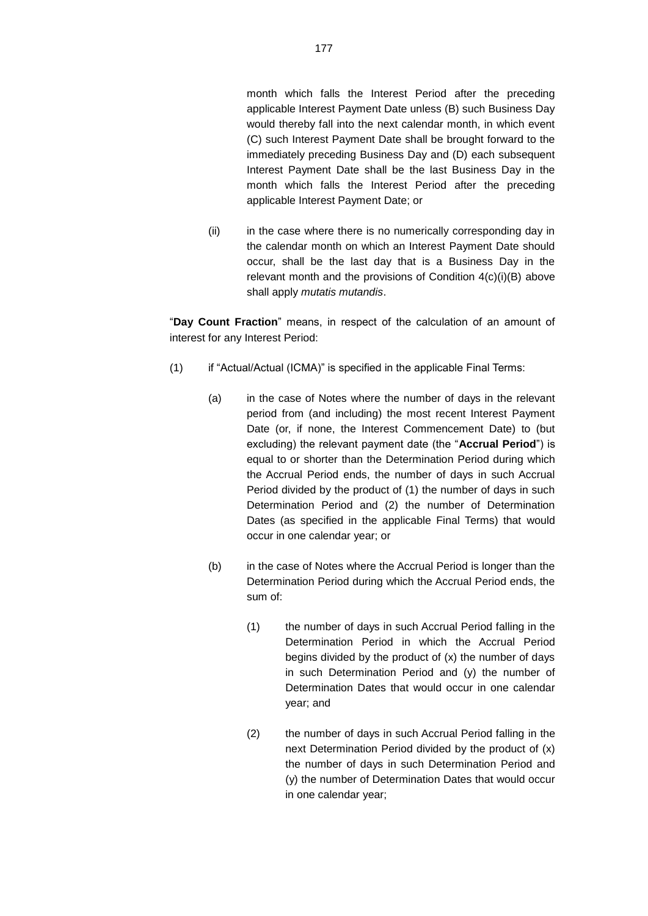month which falls the Interest Period after the preceding applicable Interest Payment Date unless (B) such Business Day would thereby fall into the next calendar month, in which event (C) such Interest Payment Date shall be brought forward to the immediately preceding Business Day and (D) each subsequent Interest Payment Date shall be the last Business Day in the month which falls the Interest Period after the preceding applicable Interest Payment Date; or

(ii) in the case where there is no numerically corresponding day in the calendar month on which an Interest Payment Date should occur, shall be the last day that is a Business Day in the relevant month and the provisions of Condition 4(c)(i)(B) above shall apply *mutatis mutandis*.

"**Day Count Fraction**" means, in respect of the calculation of an amount of interest for any Interest Period:

(1) if "Actual/Actual (ICMA)" is specified in the applicable Final Terms:

(a) in the case of Notes where the number of days in the relevant period from (and including) the most recent Interest Payment Date (or, if none, the Interest Commencement Date) to (but excluding) the relevant payment date (the "**Accrual Period**") is equal to or shorter than the Determination Period during which the Accrual Period ends, the number of days in such Accrual Period divided by the product of (1) the number of days in such Determination Period and (2) the number of Determination Dates (as specified in the applicable Final Terms) that would occur in one calendar year; or

(b) in the case of Notes where the Accrual Period is longer than the Determination Period during which the Accrual Period ends, the sum of:

(1) the number of days in such Accrual Period falling in the Determination Period in which the Accrual Period begins divided by the product of (x) the number of days in such Determination Period and (y) the number of Determination Dates that would occur in one calendar year; and

(2) the number of days in such Accrual Period falling in the next Determination Period divided by the product of (x) the number of days in such Determination Period and (y) the number of Determination Dates that would occur in one calendar year;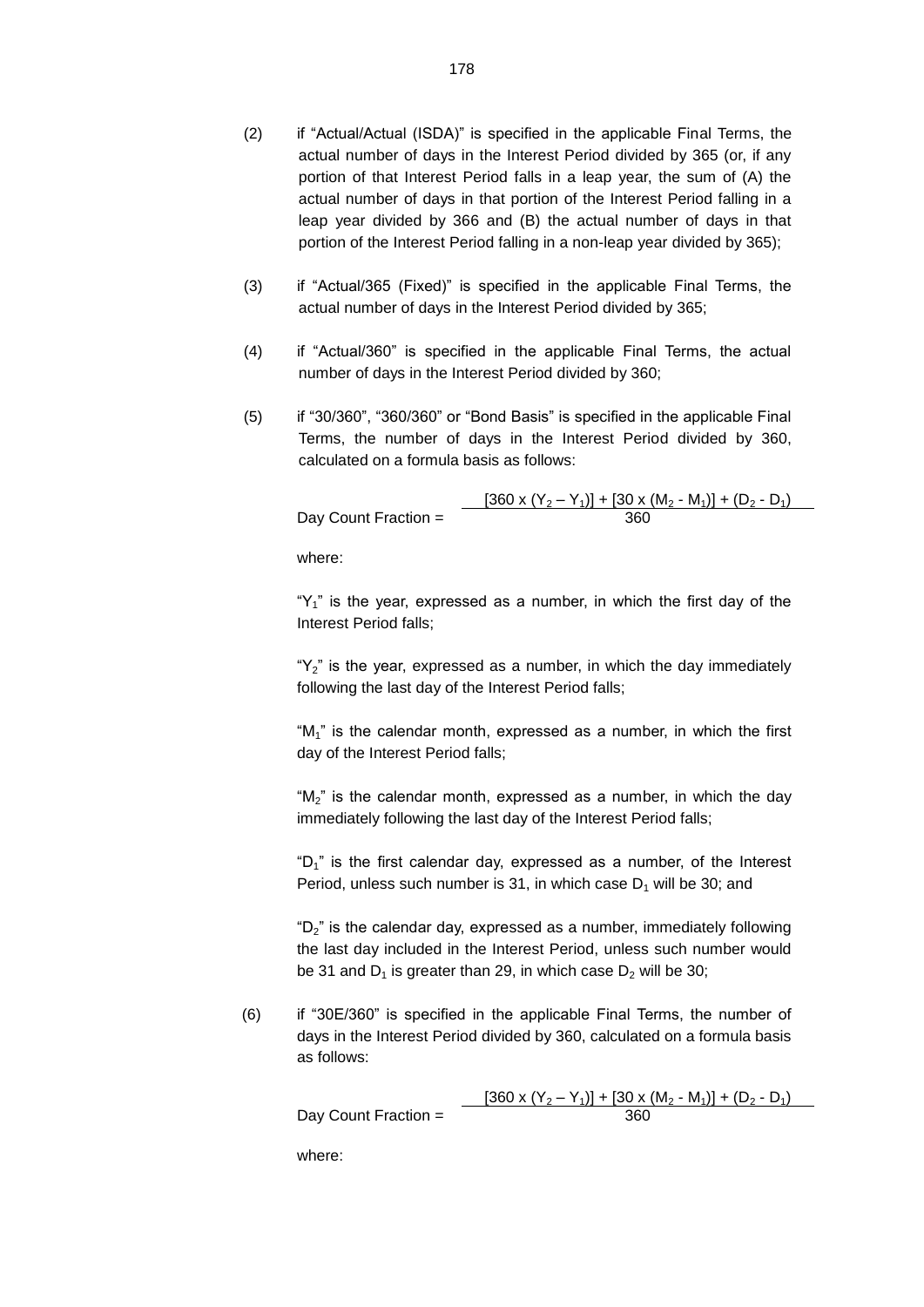(2) if "Actual/Actual (ISDA)" is specified in the applicable Final Terms, the actual number of days in the Interest Period divided by 365 (or, if any portion of that Interest Period falls in a leap year, the sum of (A) the actual number of days in that portion of the Interest Period falling in a leap year divided by 366 and (B) the actual number of days in that portion of the Interest Period falling in a non-leap year divided by 365);

(3) if "Actual/365 (Fixed)" is specified in the applicable Final Terms, the actual number of days in the Interest Period divided by 365;

(4) if "Actual/360" is specified in the applicable Final Terms, the actual number of days in the Interest Period divided by 360;

(5) if "30/360", "360/360" or "Bond Basis" is specified in the applicable Final Terms, the number of days in the Interest Period divided by 360, calculated on a formula basis as follows:

$$\text{Day Count Fraction} = \frac{[360 \times (Y_2 - Y_1)] + [30 \times (M_2 - M_1)] + (D_2 - D_1)}{360}$$

where:

"$Y_1$" is the year, expressed as a number, in which the first day of the Interest Period falls;

"$Y_2$" is the year, expressed as a number, in which the day immediately following the last day of the Interest Period falls;

"$M_1$" is the calendar month, expressed as a number, in which the first day of the Interest Period falls;

"$M_2$" is the calendar month, expressed as a number, in which the day immediately following the last day of the Interest Period falls;

"$D_1$" is the first calendar day, expressed as a number, of the Interest Period, unless such number is 31, in which case $D_1$ will be 30; and

"$D_2$" is the calendar day, expressed as a number, immediately following the last day included in the Interest Period, unless such number would be 31 and $D_1$ is greater than 29, in which case $D_2$ will be 30;

(6) if "30E/360" is specified in the applicable Final Terms, the number of days in the Interest Period divided by 360, calculated on a formula basis as follows:

$$\text{Day Count Fraction} = \frac{[360 \times (Y_2 - Y_1)] + [30 \times (M_2 - M_1)] + (D_2 - D_1)}{360}$$

where: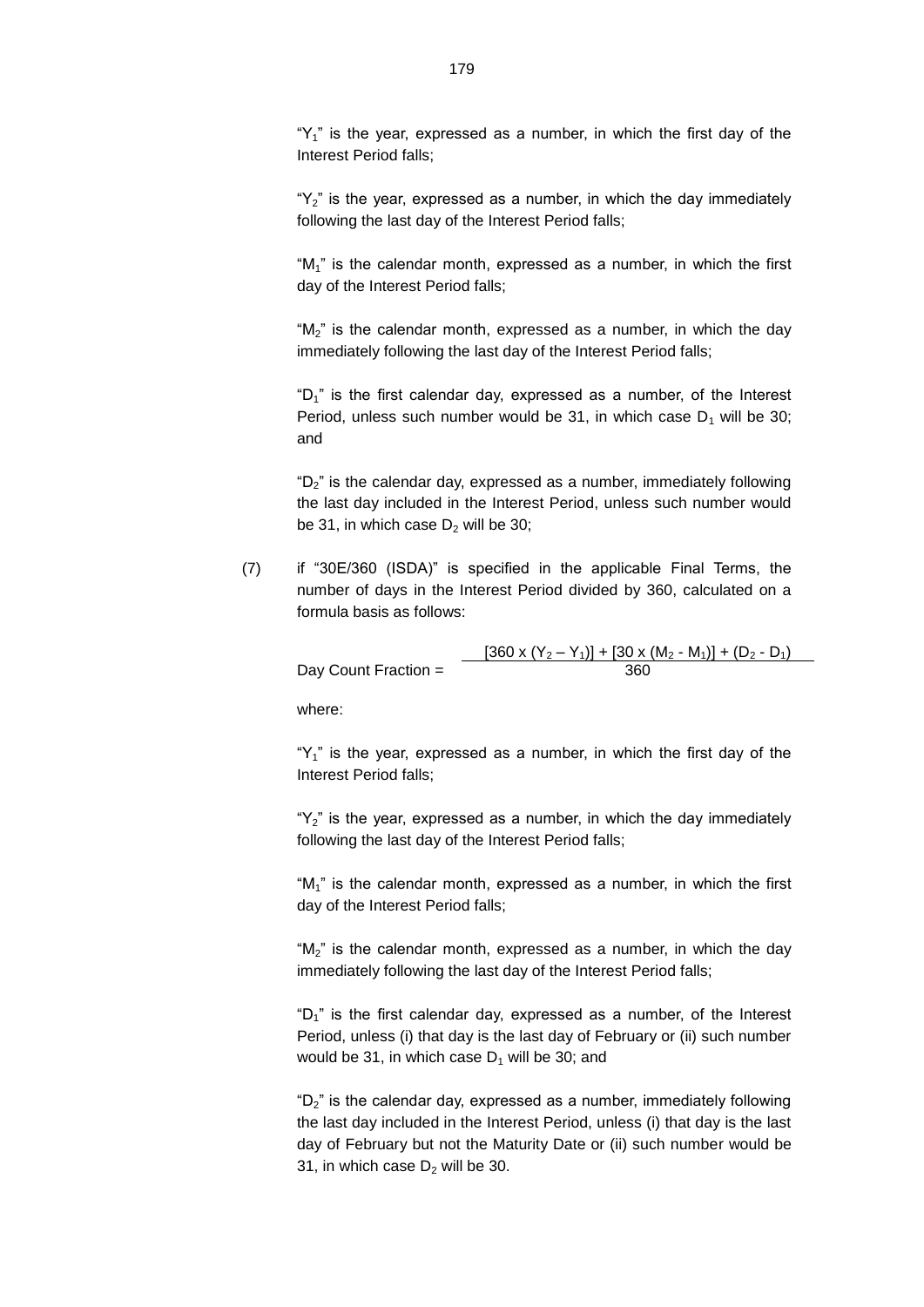"$Y_1$" is the year, expressed as a number, in which the first day of the Interest Period falls;

"$Y_2$" is the year, expressed as a number, in which the day immediately following the last day of the Interest Period falls;

"$M_1$" is the calendar month, expressed as a number, in which the first day of the Interest Period falls;

"$M_2$" is the calendar month, expressed as a number, in which the day immediately following the last day of the Interest Period falls;

"$D_1$" is the first calendar day, expressed as a number, of the Interest Period, unless such number would be 31, in which case $D_1$ will be 30; and

"$D_2$" is the calendar day, expressed as a number, immediately following the last day included in the Interest Period, unless such number would be 31, in which case $D_2$ will be 30;

(7) if "30E/360 (ISDA)" is specified in the applicable Final Terms, the number of days in the Interest Period divided by 360, calculated on a formula basis as follows:

$$\text{Day Count Fraction} = \frac{[360 \times (Y_2 - Y_1)] + [30 \times (M_2 - M_1)] + (D_2 - D_1)}{360}$$

where:

"$Y_1$" is the year, expressed as a number, in which the first day of the Interest Period falls;

"$Y_2$" is the year, expressed as a number, in which the day immediately following the last day of the Interest Period falls;

"$M_1$" is the calendar month, expressed as a number, in which the first day of the Interest Period falls;

"$M_2$" is the calendar month, expressed as a number, in which the day immediately following the last day of the Interest Period falls;

"$D_1$" is the first calendar day, expressed as a number, of the Interest Period, unless (i) that day is the last day of February or (ii) such number would be 31, in which case $D_1$ will be 30; and

"$D_2$" is the calendar day, expressed as a number, immediately following the last day included in the Interest Period, unless (i) that day is the last day of February but not the Maturity Date or (ii) such number would be 31, in which case $D_2$ will be 30.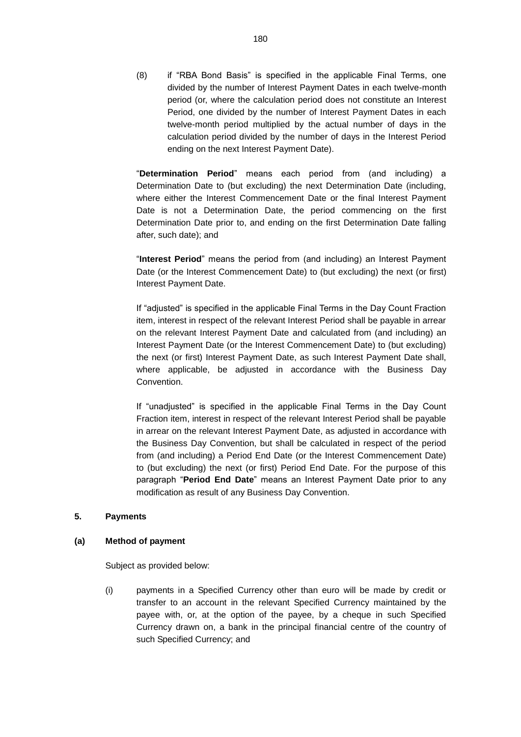(8) if "RBA Bond Basis" is specified in the applicable Final Terms, one divided by the number of Interest Payment Dates in each twelve-month period (or, where the calculation period does not constitute an Interest Period, one divided by the number of Interest Payment Dates in each twelve-month period multiplied by the actual number of days in the calculation period divided by the number of days in the Interest Period ending on the next Interest Payment Date).

"**Determination Period**" means each period from (and including) a Determination Date to (but excluding) the next Determination Date (including, where either the Interest Commencement Date or the final Interest Payment Date is not a Determination Date, the period commencing on the first Determination Date prior to, and ending on the first Determination Date falling after, such date); and

"**Interest Period**" means the period from (and including) an Interest Payment Date (or the Interest Commencement Date) to (but excluding) the next (or first) Interest Payment Date.

If "adjusted" is specified in the applicable Final Terms in the Day Count Fraction item, interest in respect of the relevant Interest Period shall be payable in arrear on the relevant Interest Payment Date and calculated from (and including) an Interest Payment Date (or the Interest Commencement Date) to (but excluding) the next (or first) Interest Payment Date, as such Interest Payment Date shall, where applicable, be adjusted in accordance with the Business Day Convention.

If "unadjusted" is specified in the applicable Final Terms in the Day Count Fraction item, interest in respect of the relevant Interest Period shall be payable in arrear on the relevant Interest Payment Date, as adjusted in accordance with the Business Day Convention, but shall be calculated in respect of the period from (and including) a Period End Date (or the Interest Commencement Date) to (but excluding) the next (or first) Period End Date. For the purpose of this paragraph "**Period End Date**" means an Interest Payment Date prior to any modification as result of any Business Day Convention.

## 5. Payments

### (a) Method of payment

Subject as provided below:

(i) payments in a Specified Currency other than euro will be made by credit or transfer to an account in the relevant Specified Currency maintained by the payee with, or, at the option of the payee, by a cheque in such Specified Currency drawn on, a bank in the principal financial centre of the country of such Specified Currency; and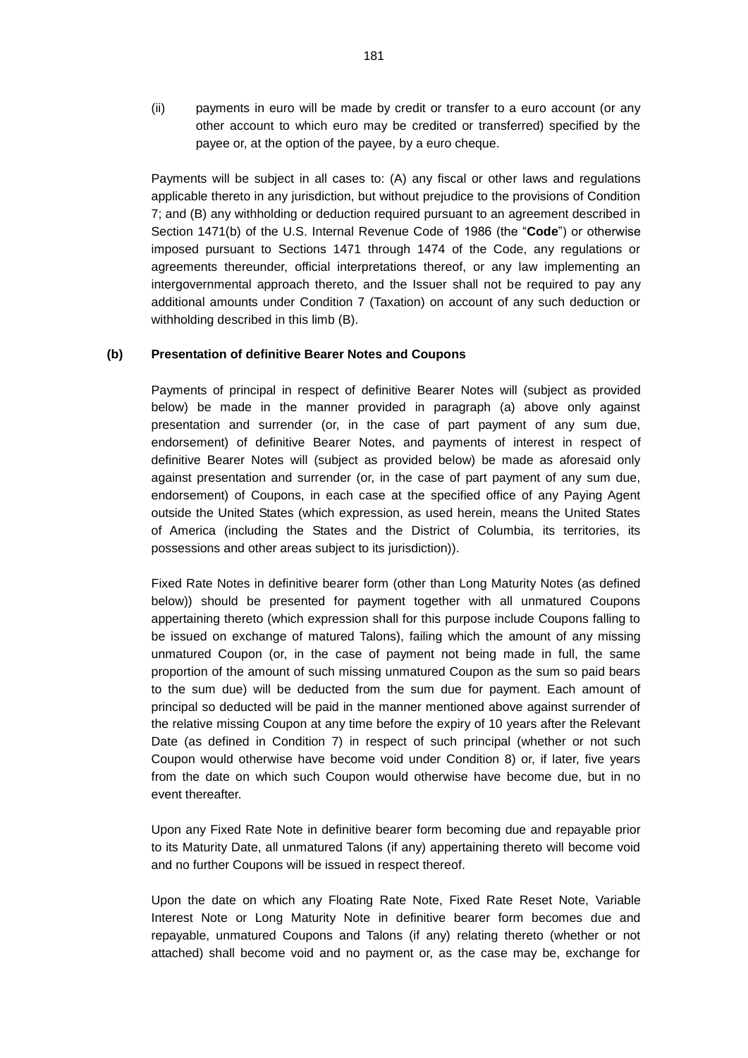(ii) payments in euro will be made by credit or transfer to a euro account (or any other account to which euro may be credited or transferred) specified by the payee or, at the option of the payee, by a euro cheque.

Payments will be subject in all cases to: (A) any fiscal or other laws and regulations applicable thereto in any jurisdiction, but without prejudice to the provisions of Condition 7; and (B) any withholding or deduction required pursuant to an agreement described in Section 1471(b) of the U.S. Internal Revenue Code of 1986 (the "**Code**") or otherwise imposed pursuant to Sections 1471 through 1474 of the Code, any regulations or agreements thereunder, official interpretations thereof, or any law implementing an intergovernmental approach thereto, and the Issuer shall not be required to pay any additional amounts under Condition 7 (Taxation) on account of any such deduction or withholding described in this limb (B).

**(b) Presentation of definitive Bearer Notes and Coupons**

Payments of principal in respect of definitive Bearer Notes will (subject as provided below) be made in the manner provided in paragraph (a) above only against presentation and surrender (or, in the case of part payment of any sum due, endorsement) of definitive Bearer Notes, and payments of interest in respect of definitive Bearer Notes will (subject as provided below) be made as aforesaid only against presentation and surrender (or, in the case of part payment of any sum due, endorsement) of Coupons, in each case at the specified office of any Paying Agent outside the United States (which expression, as used herein, means the United States of America (including the States and the District of Columbia, its territories, its possessions and other areas subject to its jurisdiction)).

Fixed Rate Notes in definitive bearer form (other than Long Maturity Notes (as defined below)) should be presented for payment together with all unmatured Coupons appertaining thereto (which expression shall for this purpose include Coupons falling to be issued on exchange of matured Talons), failing which the amount of any missing unmatured Coupon (or, in the case of payment not being made in full, the same proportion of the amount of such missing unmatured Coupon as the sum so paid bears to the sum due) will be deducted from the sum due for payment. Each amount of principal so deducted will be paid in the manner mentioned above against surrender of the relative missing Coupon at any time before the expiry of 10 years after the Relevant Date (as defined in Condition 7) in respect of such principal (whether or not such Coupon would otherwise have become void under Condition 8) or, if later, five years from the date on which such Coupon would otherwise have become due, but in no event thereafter.

Upon any Fixed Rate Note in definitive bearer form becoming due and repayable prior to its Maturity Date, all unmatured Talons (if any) appertaining thereto will become void and no further Coupons will be issued in respect thereof.

Upon the date on which any Floating Rate Note, Fixed Rate Reset Note, Variable Interest Note or Long Maturity Note in definitive bearer form becomes due and repayable, unmatured Coupons and Talons (if any) relating thereto (whether or not attached) shall become void and no payment or, as the case may be, exchange for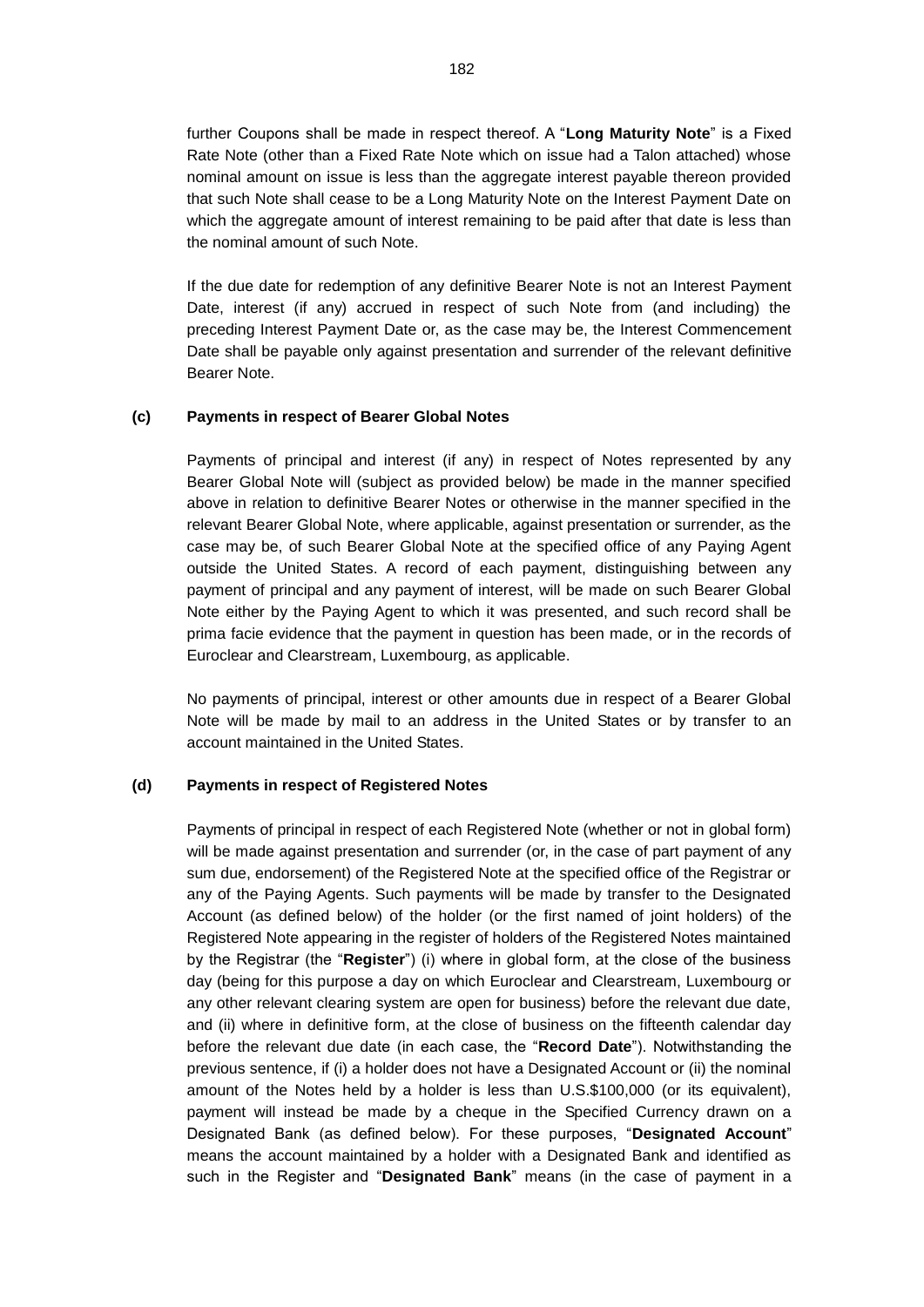further Coupons shall be made in respect thereof. A "**Long Maturity Note**" is a Fixed Rate Note (other than a Fixed Rate Note which on issue had a Talon attached) whose nominal amount on issue is less than the aggregate interest payable thereon provided that such Note shall cease to be a Long Maturity Note on the Interest Payment Date on which the aggregate amount of interest remaining to be paid after that date is less than the nominal amount of such Note.

If the due date for redemption of any definitive Bearer Note is not an Interest Payment Date, interest (if any) accrued in respect of such Note from (and including) the preceding Interest Payment Date or, as the case may be, the Interest Commencement Date shall be payable only against presentation and surrender of the relevant definitive Bearer Note.

**(c) Payments in respect of Bearer Global Notes**

Payments of principal and interest (if any) in respect of Notes represented by any Bearer Global Note will (subject as provided below) be made in the manner specified above in relation to definitive Bearer Notes or otherwise in the manner specified in the relevant Bearer Global Note, where applicable, against presentation or surrender, as the case may be, of such Bearer Global Note at the specified office of any Paying Agent outside the United States. A record of each payment, distinguishing between any payment of principal and any payment of interest, will be made on such Bearer Global Note either by the Paying Agent to which it was presented, and such record shall be prima facie evidence that the payment in question has been made, or in the records of Euroclear and Clearstream, Luxembourg, as applicable.

No payments of principal, interest or other amounts due in respect of a Bearer Global Note will be made by mail to an address in the United States or by transfer to an account maintained in the United States.

**(d) Payments in respect of Registered Notes**

Payments of principal in respect of each Registered Note (whether or not in global form) will be made against presentation and surrender (or, in the case of part payment of any sum due, endorsement) of the Registered Note at the specified office of the Registrar or any of the Paying Agents. Such payments will be made by transfer to the Designated Account (as defined below) of the holder (or the first named of joint holders) of the Registered Note appearing in the register of holders of the Registered Notes maintained by the Registrar (the "**Register**") (i) where in global form, at the close of the business day (being for this purpose a day on which Euroclear and Clearstream, Luxembourg or any other relevant clearing system are open for business) before the relevant due date, and (ii) where in definitive form, at the close of business on the fifteenth calendar day before the relevant due date (in each case, the "**Record Date**"). Notwithstanding the previous sentence, if (i) a holder does not have a Designated Account or (ii) the nominal amount of the Notes held by a holder is less than U.S.$100,000 (or its equivalent), payment will instead be made by a cheque in the Specified Currency drawn on a Designated Bank (as defined below). For these purposes, "**Designated Account**" means the account maintained by a holder with a Designated Bank and identified as such in the Register and "**Designated Bank**" means (in the case of payment in a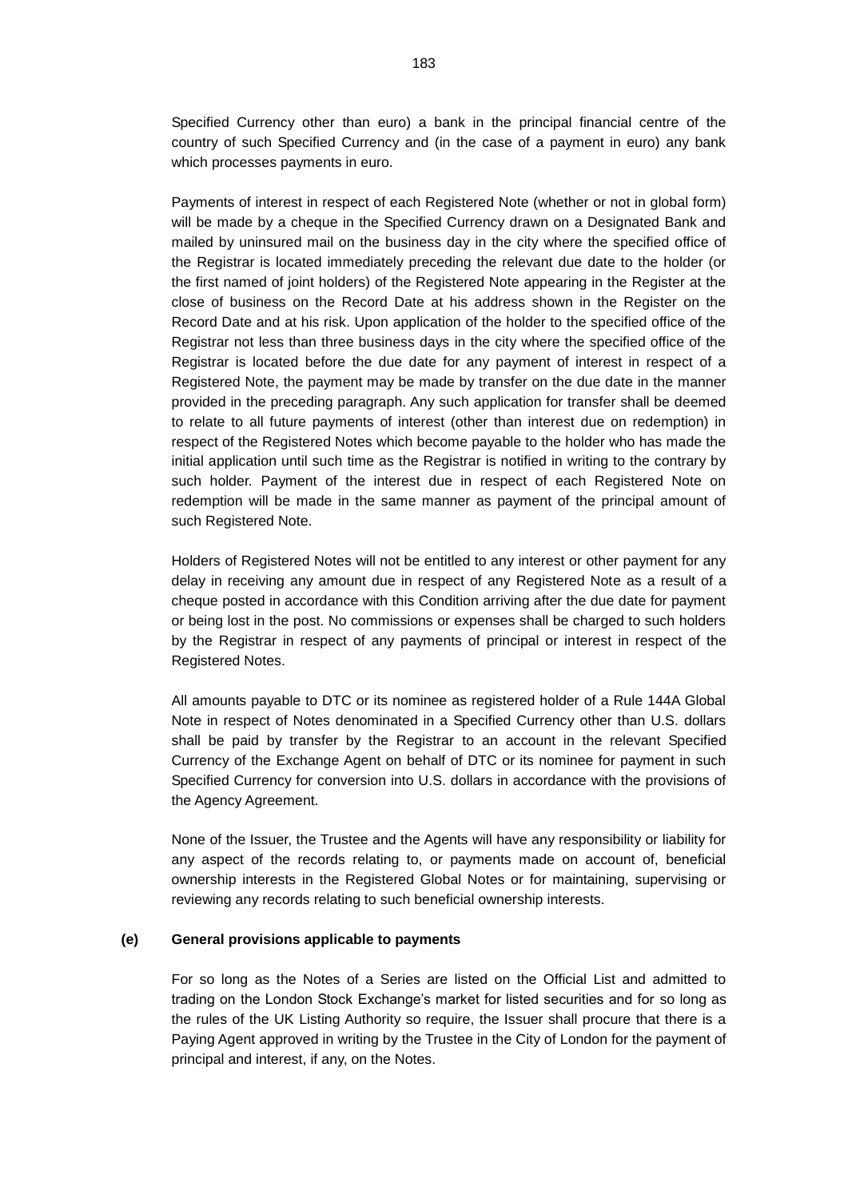Specified Currency other than euro) a bank in the principal financial centre of the country of such Specified Currency and (in the case of a payment in euro) any bank which processes payments in euro.

Payments of interest in respect of each Registered Note (whether or not in global form) will be made by a cheque in the Specified Currency drawn on a Designated Bank and mailed by uninsured mail on the business day in the city where the specified office of the Registrar is located immediately preceding the relevant due date to the holder (or the first named of joint holders) of the Registered Note appearing in the Register at the close of business on the Record Date at his address shown in the Register on the Record Date and at his risk. Upon application of the holder to the specified office of the Registrar not less than three business days in the city where the specified office of the Registrar is located before the due date for any payment of interest in respect of a Registered Note, the payment may be made by transfer on the due date in the manner provided in the preceding paragraph. Any such application for transfer shall be deemed to relate to all future payments of interest (other than interest due on redemption) in respect of the Registered Notes which become payable to the holder who has made the initial application until such time as the Registrar is notified in writing to the contrary by such holder. Payment of the interest due in respect of each Registered Note on redemption will be made in the same manner as payment of the principal amount of such Registered Note.

Holders of Registered Notes will not be entitled to any interest or other payment for any delay in receiving any amount due in respect of any Registered Note as a result of a cheque posted in accordance with this Condition arriving after the due date for payment or being lost in the post. No commissions or expenses shall be charged to such holders by the Registrar in respect of any payments of principal or interest in respect of the Registered Notes.

All amounts payable to DTC or its nominee as registered holder of a Rule 144A Global Note in respect of Notes denominated in a Specified Currency other than U.S. dollars shall be paid by transfer by the Registrar to an account in the relevant Specified Currency of the Exchange Agent on behalf of DTC or its nominee for payment in such Specified Currency for conversion into U.S. dollars in accordance with the provisions of the Agency Agreement.

None of the Issuer, the Trustee and the Agents will have any responsibility or liability for any aspect of the records relating to, or payments made on account of, beneficial ownership interests in the Registered Global Notes or for maintaining, supervising or reviewing any records relating to such beneficial ownership interests.

**(e) General provisions applicable to payments**

For so long as the Notes of a Series are listed on the Official List and admitted to trading on the London Stock Exchange's market for listed securities and for so long as the rules of the UK Listing Authority so require, the Issuer shall procure that there is a Paying Agent approved in writing by the Trustee in the City of London for the payment of principal and interest, if any, on the Notes.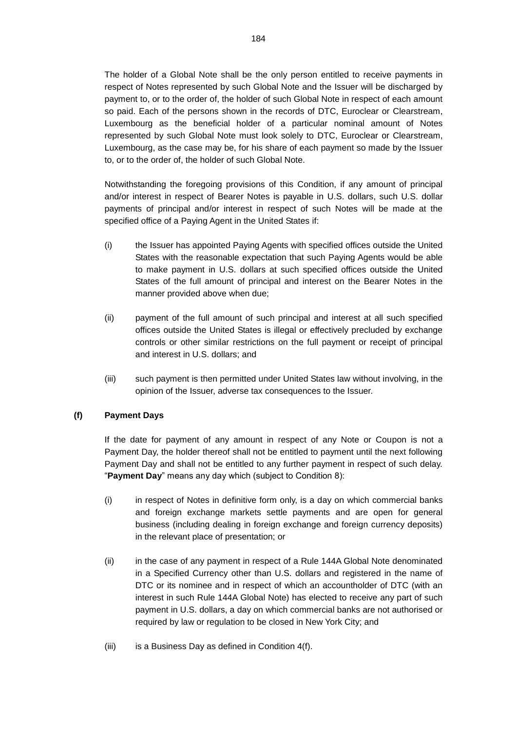The holder of a Global Note shall be the only person entitled to receive payments in respect of Notes represented by such Global Note and the Issuer will be discharged by payment to, or to the order of, the holder of such Global Note in respect of each amount so paid. Each of the persons shown in the records of DTC, Euroclear or Clearstream, Luxembourg as the beneficial holder of a particular nominal amount of Notes represented by such Global Note must look solely to DTC, Euroclear or Clearstream, Luxembourg, as the case may be, for his share of each payment so made by the Issuer to, or to the order of, the holder of such Global Note.

Notwithstanding the foregoing provisions of this Condition, if any amount of principal and/or interest in respect of Bearer Notes is payable in U.S. dollars, such U.S. dollar payments of principal and/or interest in respect of such Notes will be made at the specified office of a Paying Agent in the United States if:

(i) the Issuer has appointed Paying Agents with specified offices outside the United States with the reasonable expectation that such Paying Agents would be able to make payment in U.S. dollars at such specified offices outside the United States of the full amount of principal and interest on the Bearer Notes in the manner provided above when due;

(ii) payment of the full amount of such principal and interest at all such specified offices outside the United States is illegal or effectively precluded by exchange controls or other similar restrictions on the full payment or receipt of principal and interest in U.S. dollars; and

(iii) such payment is then permitted under United States law without involving, in the opinion of the Issuer, adverse tax consequences to the Issuer.

**(f) Payment Days**

If the date for payment of any amount in respect of any Note or Coupon is not a Payment Day, the holder thereof shall not be entitled to payment until the next following Payment Day and shall not be entitled to any further payment in respect of such delay. "**Payment Day**" means any day which (subject to Condition 8):

(i) in respect of Notes in definitive form only, is a day on which commercial banks and foreign exchange markets settle payments and are open for general business (including dealing in foreign exchange and foreign currency deposits) in the relevant place of presentation; or

(ii) in the case of any payment in respect of a Rule 144A Global Note denominated in a Specified Currency other than U.S. dollars and registered in the name of DTC or its nominee and in respect of which an accountholder of DTC (with an interest in such Rule 144A Global Note) has elected to receive any part of such payment in U.S. dollars, a day on which commercial banks are not authorised or required by law or regulation to be closed in New York City; and

(iii) is a Business Day as defined in Condition 4(f).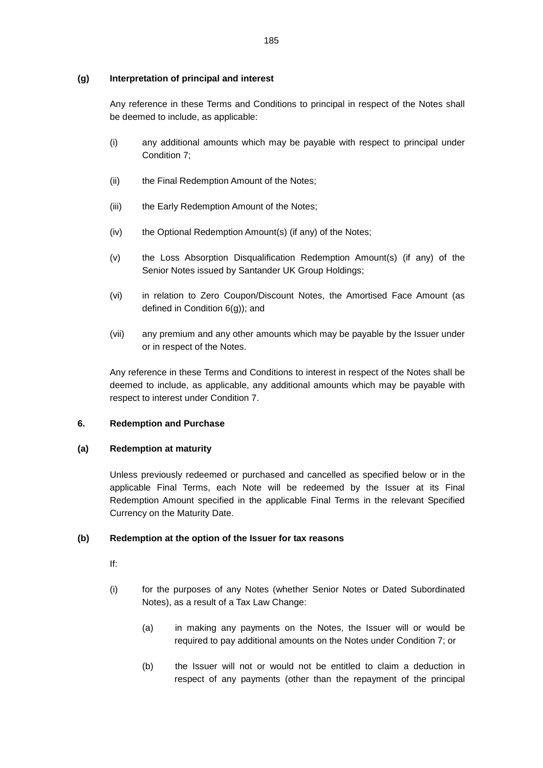**(g) Interpretation of principal and interest**

Any reference in these Terms and Conditions to principal in respect of the Notes shall be deemed to include, as applicable:

(i) any additional amounts which may be payable with respect to principal under Condition 7;

(ii) the Final Redemption Amount of the Notes;

(iii) the Early Redemption Amount of the Notes;

(iv) the Optional Redemption Amount(s) (if any) of the Notes;

(v) the Loss Absorption Disqualification Redemption Amount(s) (if any) of the Senior Notes issued by Santander UK Group Holdings;

(vi) in relation to Zero Coupon/Discount Notes, the Amortised Face Amount (as defined in Condition 6(g)); and

(vii) any premium and any other amounts which may be payable by the Issuer under or in respect of the Notes.

Any reference in these Terms and Conditions to interest in respect of the Notes shall be deemed to include, as applicable, any additional amounts which may be payable with respect to interest under Condition 7.

**6. Redemption and Purchase**

**(a) Redemption at maturity**

Unless previously redeemed or purchased and cancelled as specified below or in the applicable Final Terms, each Note will be redeemed by the Issuer at its Final Redemption Amount specified in the applicable Final Terms in the relevant Specified Currency on the Maturity Date.

**(b) Redemption at the option of the Issuer for tax reasons**

If:

(i) for the purposes of any Notes (whether Senior Notes or Dated Subordinated Notes), as a result of a Tax Law Change:

(a) in making any payments on the Notes, the Issuer will or would be required to pay additional amounts on the Notes under Condition 7; or

(b) the Issuer will not or would not be entitled to claim a deduction in respect of any payments (other than the repayment of the principal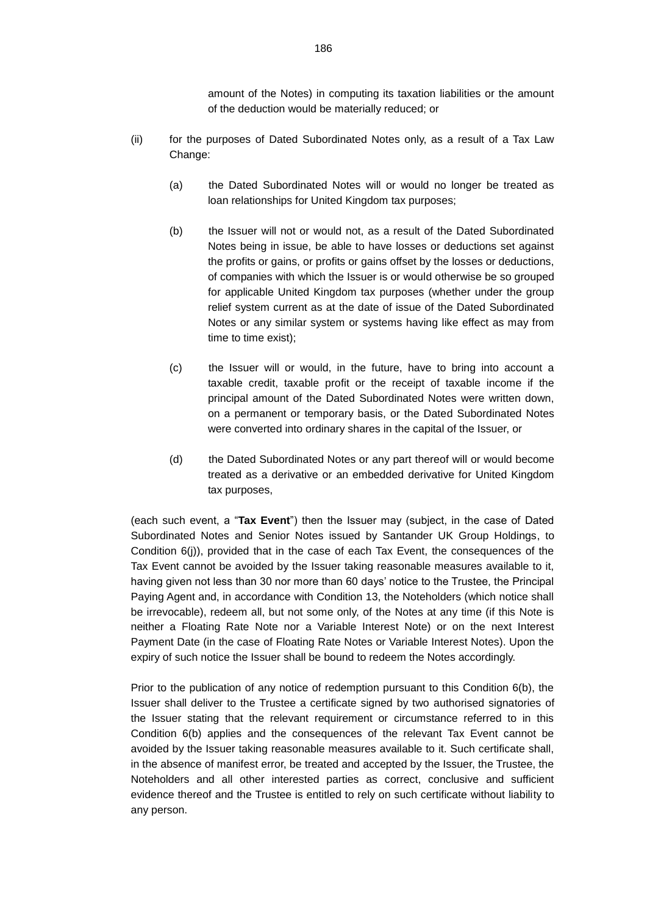amount of the Notes) in computing its taxation liabilities or the amount of the deduction would be materially reduced; or

(ii) for the purposes of Dated Subordinated Notes only, as a result of a Tax Law Change:

(a) the Dated Subordinated Notes will or would no longer be treated as loan relationships for United Kingdom tax purposes;

(b) the Issuer will not or would not, as a result of the Dated Subordinated Notes being in issue, be able to have losses or deductions set against the profits or gains, or profits or gains offset by the losses or deductions, of companies with which the Issuer is or would otherwise be so grouped for applicable United Kingdom tax purposes (whether under the group relief system current as at the date of issue of the Dated Subordinated Notes or any similar system or systems having like effect as may from time to time exist);

(c) the Issuer will or would, in the future, have to bring into account a taxable credit, taxable profit or the receipt of taxable income if the principal amount of the Dated Subordinated Notes were written down, on a permanent or temporary basis, or the Dated Subordinated Notes were converted into ordinary shares in the capital of the Issuer, or

(d) the Dated Subordinated Notes or any part thereof will or would become treated as a derivative or an embedded derivative for United Kingdom tax purposes,

(each such event, a "**Tax Event**") then the Issuer may (subject, in the case of Dated Subordinated Notes and Senior Notes issued by Santander UK Group Holdings, to Condition 6(j)), provided that in the case of each Tax Event, the consequences of the Tax Event cannot be avoided by the Issuer taking reasonable measures available to it, having given not less than 30 nor more than 60 days' notice to the Trustee, the Principal Paying Agent and, in accordance with Condition 13, the Noteholders (which notice shall be irrevocable), redeem all, but not some only, of the Notes at any time (if this Note is neither a Floating Rate Note nor a Variable Interest Note) or on the next Interest Payment Date (in the case of Floating Rate Notes or Variable Interest Notes). Upon the expiry of such notice the Issuer shall be bound to redeem the Notes accordingly.

Prior to the publication of any notice of redemption pursuant to this Condition 6(b), the Issuer shall deliver to the Trustee a certificate signed by two authorised signatories of the Issuer stating that the relevant requirement or circumstance referred to in this Condition 6(b) applies and the consequences of the relevant Tax Event cannot be avoided by the Issuer taking reasonable measures available to it. Such certificate shall, in the absence of manifest error, be treated and accepted by the Issuer, the Trustee, the Noteholders and all other interested parties as correct, conclusive and sufficient evidence thereof and the Trustee is entitled to rely on such certificate without liability to any person.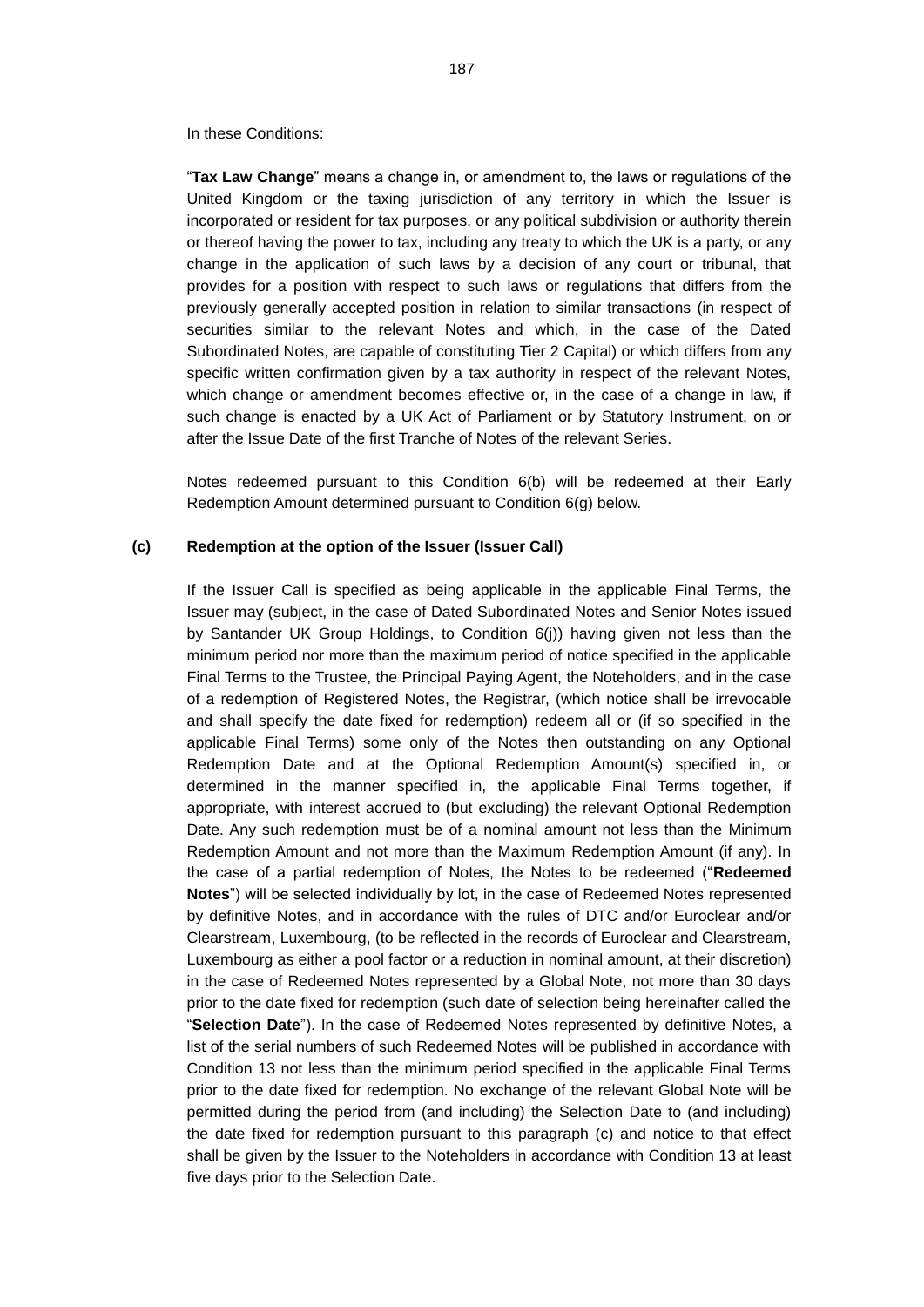In these Conditions:

"**Tax Law Change**" means a change in, or amendment to, the laws or regulations of the United Kingdom or the taxing jurisdiction of any territory in which the Issuer is incorporated or resident for tax purposes, or any political subdivision or authority therein or thereof having the power to tax, including any treaty to which the UK is a party, or any change in the application of such laws by a decision of any court or tribunal, that provides for a position with respect to such laws or regulations that differs from the previously generally accepted position in relation to similar transactions (in respect of securities similar to the relevant Notes and which, in the case of the Dated Subordinated Notes, are capable of constituting Tier 2 Capital) or which differs from any specific written confirmation given by a tax authority in respect of the relevant Notes, which change or amendment becomes effective or, in the case of a change in law, if such change is enacted by a UK Act of Parliament or by Statutory Instrument, on or after the Issue Date of the first Tranche of Notes of the relevant Series.

Notes redeemed pursuant to this Condition 6(b) will be redeemed at their Early Redemption Amount determined pursuant to Condition 6(g) below.

**(c) Redemption at the option of the Issuer (Issuer Call)**

If the Issuer Call is specified as being applicable in the applicable Final Terms, the Issuer may (subject, in the case of Dated Subordinated Notes and Senior Notes issued by Santander UK Group Holdings, to Condition 6(j)) having given not less than the minimum period nor more than the maximum period of notice specified in the applicable Final Terms to the Trustee, the Principal Paying Agent, the Noteholders, and in the case of a redemption of Registered Notes, the Registrar, (which notice shall be irrevocable and shall specify the date fixed for redemption) redeem all or (if so specified in the applicable Final Terms) some only of the Notes then outstanding on any Optional Redemption Date and at the Optional Redemption Amount(s) specified in, or determined in the manner specified in, the applicable Final Terms together, if appropriate, with interest accrued to (but excluding) the relevant Optional Redemption Date. Any such redemption must be of a nominal amount not less than the Minimum Redemption Amount and not more than the Maximum Redemption Amount (if any). In the case of a partial redemption of Notes, the Notes to be redeemed ("**Redeemed Notes**") will be selected individually by lot, in the case of Redeemed Notes represented by definitive Notes, and in accordance with the rules of DTC and/or Euroclear and/or Clearstream, Luxembourg, (to be reflected in the records of Euroclear and Clearstream, Luxembourg as either a pool factor or a reduction in nominal amount, at their discretion) in the case of Redeemed Notes represented by a Global Note, not more than 30 days prior to the date fixed for redemption (such date of selection being hereinafter called the "**Selection Date**"). In the case of Redeemed Notes represented by definitive Notes, a list of the serial numbers of such Redeemed Notes will be published in accordance with Condition 13 not less than the minimum period specified in the applicable Final Terms prior to the date fixed for redemption. No exchange of the relevant Global Note will be permitted during the period from (and including) the Selection Date to (and including) the date fixed for redemption pursuant to this paragraph (c) and notice to that effect shall be given by the Issuer to the Noteholders in accordance with Condition 13 at least five days prior to the Selection Date.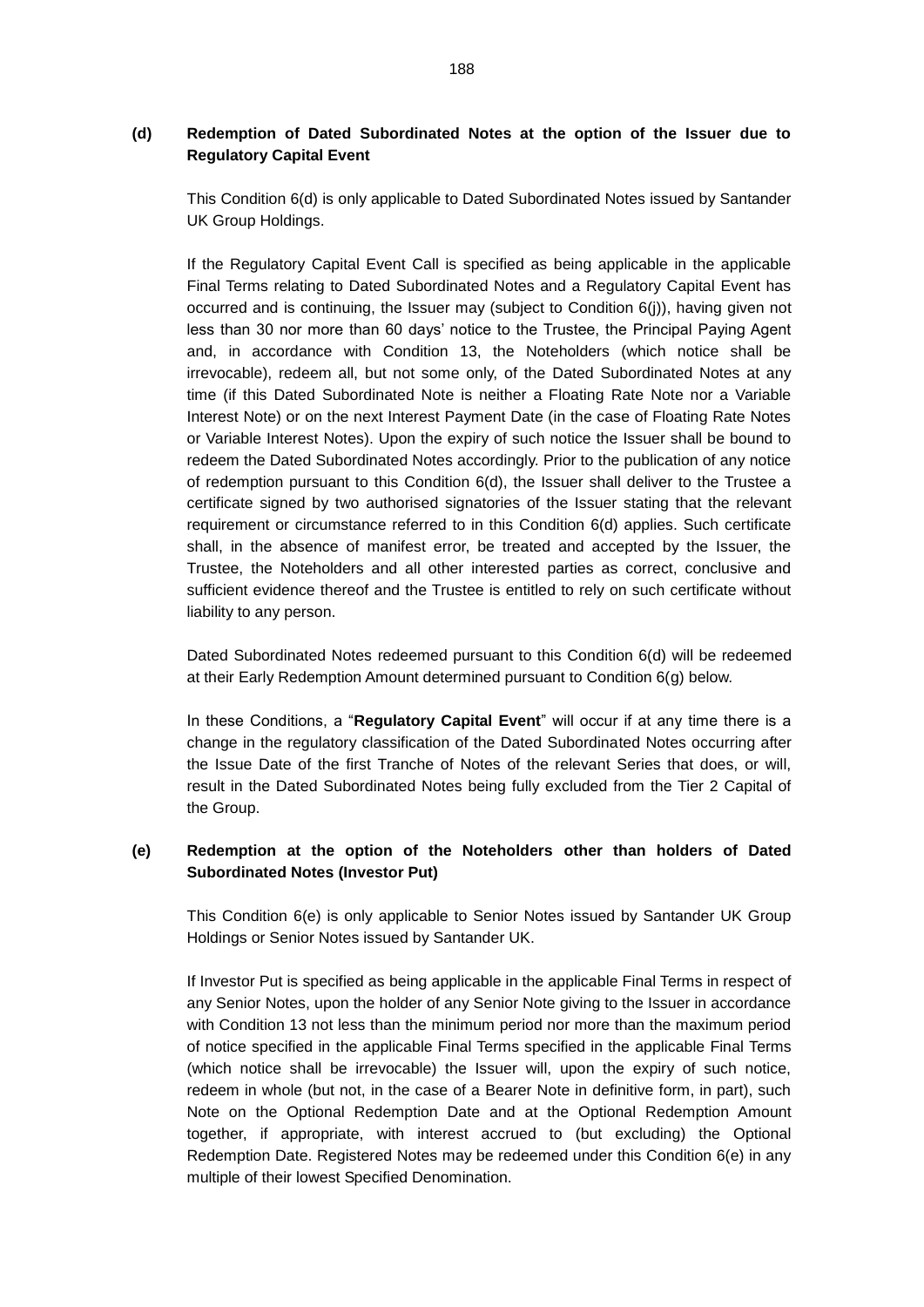### (d) Redemption of Dated Subordinated Notes at the option of the Issuer due to Regulatory Capital Event

This Condition 6(d) is only applicable to Dated Subordinated Notes issued by Santander UK Group Holdings.

If the Regulatory Capital Event Call is specified as being applicable in the applicable Final Terms relating to Dated Subordinated Notes and a Regulatory Capital Event has occurred and is continuing, the Issuer may (subject to Condition 6(j)), having given not less than 30 nor more than 60 days' notice to the Trustee, the Principal Paying Agent and, in accordance with Condition 13, the Noteholders (which notice shall be irrevocable), redeem all, but not some only, of the Dated Subordinated Notes at any time (if this Dated Subordinated Note is neither a Floating Rate Note nor a Variable Interest Note) or on the next Interest Payment Date (in the case of Floating Rate Notes or Variable Interest Notes). Upon the expiry of such notice the Issuer shall be bound to redeem the Dated Subordinated Notes accordingly. Prior to the publication of any notice of redemption pursuant to this Condition 6(d), the Issuer shall deliver to the Trustee a certificate signed by two authorised signatories of the Issuer stating that the relevant requirement or circumstance referred to in this Condition 6(d) applies. Such certificate shall, in the absence of manifest error, be treated and accepted by the Issuer, the Trustee, the Noteholders and all other interested parties as correct, conclusive and sufficient evidence thereof and the Trustee is entitled to rely on such certificate without liability to any person.

Dated Subordinated Notes redeemed pursuant to this Condition 6(d) will be redeemed at their Early Redemption Amount determined pursuant to Condition 6(g) below.

In these Conditions, a "**Regulatory Capital Event**" will occur if at any time there is a change in the regulatory classification of the Dated Subordinated Notes occurring after the Issue Date of the first Tranche of Notes of the relevant Series that does, or will, result in the Dated Subordinated Notes being fully excluded from the Tier 2 Capital of the Group.

### (e) Redemption at the option of the Noteholders other than holders of Dated Subordinated Notes (Investor Put)

This Condition 6(e) is only applicable to Senior Notes issued by Santander UK Group Holdings or Senior Notes issued by Santander UK.

If Investor Put is specified as being applicable in the applicable Final Terms in respect of any Senior Notes, upon the holder of any Senior Note giving to the Issuer in accordance with Condition 13 not less than the minimum period nor more than the maximum period of notice specified in the applicable Final Terms specified in the applicable Final Terms (which notice shall be irrevocable) the Issuer will, upon the expiry of such notice, redeem in whole (but not, in the case of a Bearer Note in definitive form, in part), such Note on the Optional Redemption Date and at the Optional Redemption Amount together, if appropriate, with interest accrued to (but excluding) the Optional Redemption Date. Registered Notes may be redeemed under this Condition 6(e) in any multiple of their lowest Specified Denomination.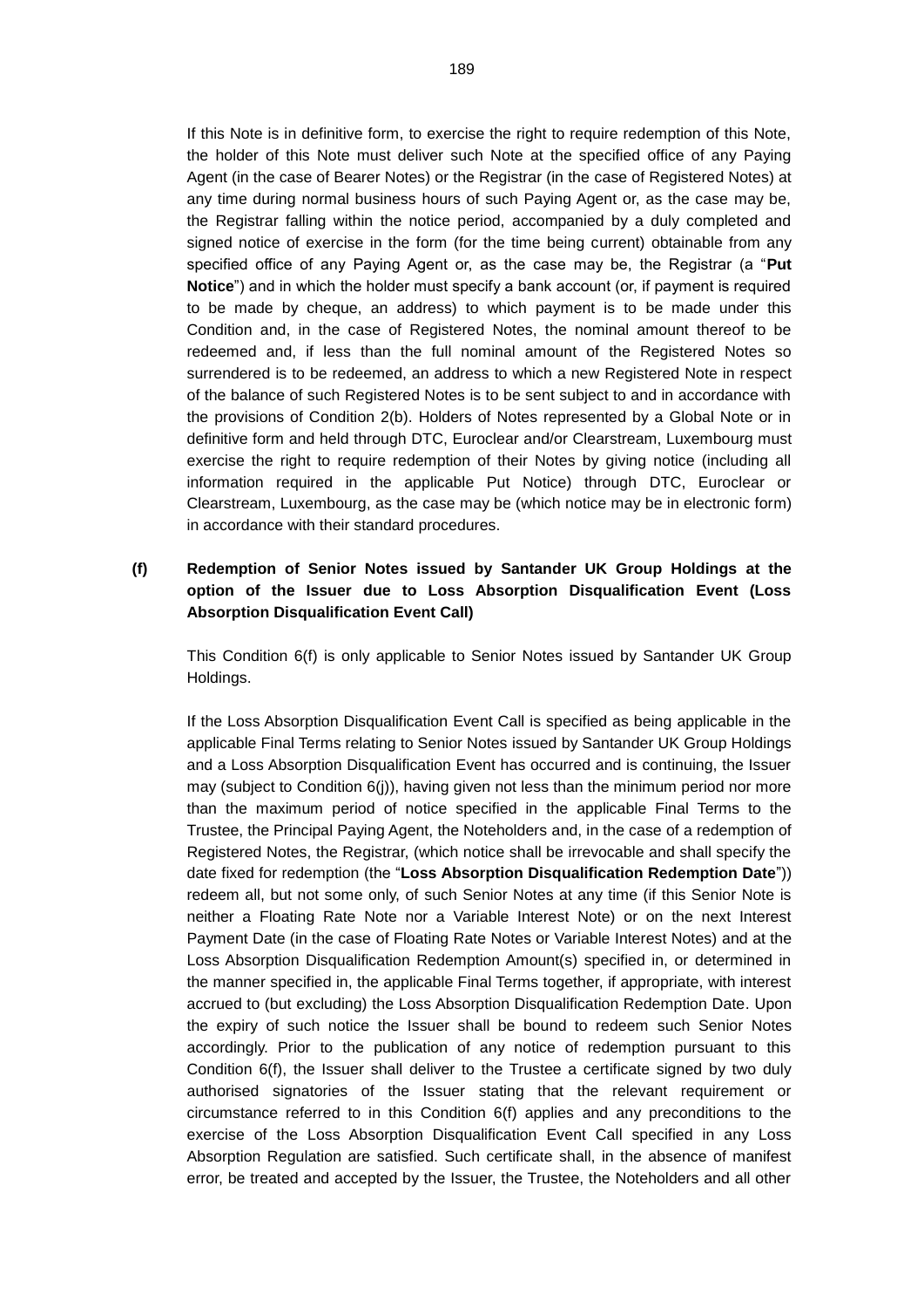If this Note is in definitive form, to exercise the right to require redemption of this Note, the holder of this Note must deliver such Note at the specified office of any Paying Agent (in the case of Bearer Notes) or the Registrar (in the case of Registered Notes) at any time during normal business hours of such Paying Agent or, as the case may be, the Registrar falling within the notice period, accompanied by a duly completed and signed notice of exercise in the form (for the time being current) obtainable from any specified office of any Paying Agent or, as the case may be, the Registrar (a "**Put Notice**") and in which the holder must specify a bank account (or, if payment is required to be made by cheque, an address) to which payment is to be made under this Condition and, in the case of Registered Notes, the nominal amount thereof to be redeemed and, if less than the full nominal amount of the Registered Notes so surrendered is to be redeemed, an address to which a new Registered Note in respect of the balance of such Registered Notes is to be sent subject to and in accordance with the provisions of Condition 2(b). Holders of Notes represented by a Global Note or in definitive form and held through DTC, Euroclear and/or Clearstream, Luxembourg must exercise the right to require redemption of their Notes by giving notice (including all information required in the applicable Put Notice) through DTC, Euroclear or Clearstream, Luxembourg, as the case may be (which notice may be in electronic form) in accordance with their standard procedures.

**(f) Redemption of Senior Notes issued by Santander UK Group Holdings at the option of the Issuer due to Loss Absorption Disqualification Event (Loss Absorption Disqualification Event Call)**

This Condition 6(f) is only applicable to Senior Notes issued by Santander UK Group Holdings.

If the Loss Absorption Disqualification Event Call is specified as being applicable in the applicable Final Terms relating to Senior Notes issued by Santander UK Group Holdings and a Loss Absorption Disqualification Event has occurred and is continuing, the Issuer may (subject to Condition 6(j)), having given not less than the minimum period nor more than the maximum period of notice specified in the applicable Final Terms to the Trustee, the Principal Paying Agent, the Noteholders and, in the case of a redemption of Registered Notes, the Registrar, (which notice shall be irrevocable and shall specify the date fixed for redemption (the "**Loss Absorption Disqualification Redemption Date**")) redeem all, but not some only, of such Senior Notes at any time (if this Senior Note is neither a Floating Rate Note nor a Variable Interest Note) or on the next Interest Payment Date (in the case of Floating Rate Notes or Variable Interest Notes) and at the Loss Absorption Disqualification Redemption Amount(s) specified in, or determined in the manner specified in, the applicable Final Terms together, if appropriate, with interest accrued to (but excluding) the Loss Absorption Disqualification Redemption Date. Upon the expiry of such notice the Issuer shall be bound to redeem such Senior Notes accordingly. Prior to the publication of any notice of redemption pursuant to this Condition 6(f), the Issuer shall deliver to the Trustee a certificate signed by two duly authorised signatories of the Issuer stating that the relevant requirement or circumstance referred to in this Condition 6(f) applies and any preconditions to the exercise of the Loss Absorption Disqualification Event Call specified in any Loss Absorption Regulation are satisfied. Such certificate shall, in the absence of manifest error, be treated and accepted by the Issuer, the Trustee, the Noteholders and all other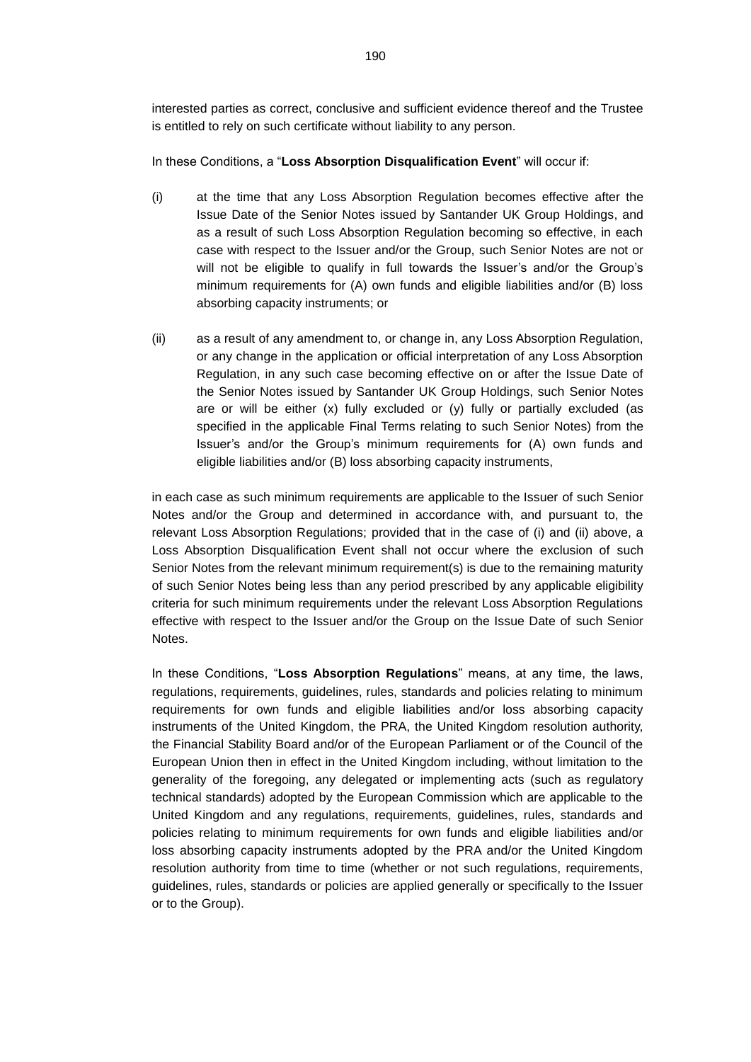interested parties as correct, conclusive and sufficient evidence thereof and the Trustee is entitled to rely on such certificate without liability to any person.

In these Conditions, a "**Loss Absorption Disqualification Event**" will occur if:

(i) at the time that any Loss Absorption Regulation becomes effective after the Issue Date of the Senior Notes issued by Santander UK Group Holdings, and as a result of such Loss Absorption Regulation becoming so effective, in each case with respect to the Issuer and/or the Group, such Senior Notes are not or will not be eligible to qualify in full towards the Issuer's and/or the Group's minimum requirements for (A) own funds and eligible liabilities and/or (B) loss absorbing capacity instruments; or

(ii) as a result of any amendment to, or change in, any Loss Absorption Regulation, or any change in the application or official interpretation of any Loss Absorption Regulation, in any such case becoming effective on or after the Issue Date of the Senior Notes issued by Santander UK Group Holdings, such Senior Notes are or will be either (x) fully excluded or (y) fully or partially excluded (as specified in the applicable Final Terms relating to such Senior Notes) from the Issuer's and/or the Group's minimum requirements for (A) own funds and eligible liabilities and/or (B) loss absorbing capacity instruments,

in each case as such minimum requirements are applicable to the Issuer of such Senior Notes and/or the Group and determined in accordance with, and pursuant to, the relevant Loss Absorption Regulations; provided that in the case of (i) and (ii) above, a Loss Absorption Disqualification Event shall not occur where the exclusion of such Senior Notes from the relevant minimum requirement(s) is due to the remaining maturity of such Senior Notes being less than any period prescribed by any applicable eligibility criteria for such minimum requirements under the relevant Loss Absorption Regulations effective with respect to the Issuer and/or the Group on the Issue Date of such Senior Notes.

In these Conditions, "**Loss Absorption Regulations**" means, at any time, the laws, regulations, requirements, guidelines, rules, standards and policies relating to minimum requirements for own funds and eligible liabilities and/or loss absorbing capacity instruments of the United Kingdom, the PRA, the United Kingdom resolution authority, the Financial Stability Board and/or of the European Parliament or of the Council of the European Union then in effect in the United Kingdom including, without limitation to the generality of the foregoing, any delegated or implementing acts (such as regulatory technical standards) adopted by the European Commission which are applicable to the United Kingdom and any regulations, requirements, guidelines, rules, standards and policies relating to minimum requirements for own funds and eligible liabilities and/or loss absorbing capacity instruments adopted by the PRA and/or the United Kingdom resolution authority from time to time (whether or not such regulations, requirements, guidelines, rules, standards or policies are applied generally or specifically to the Issuer or to the Group).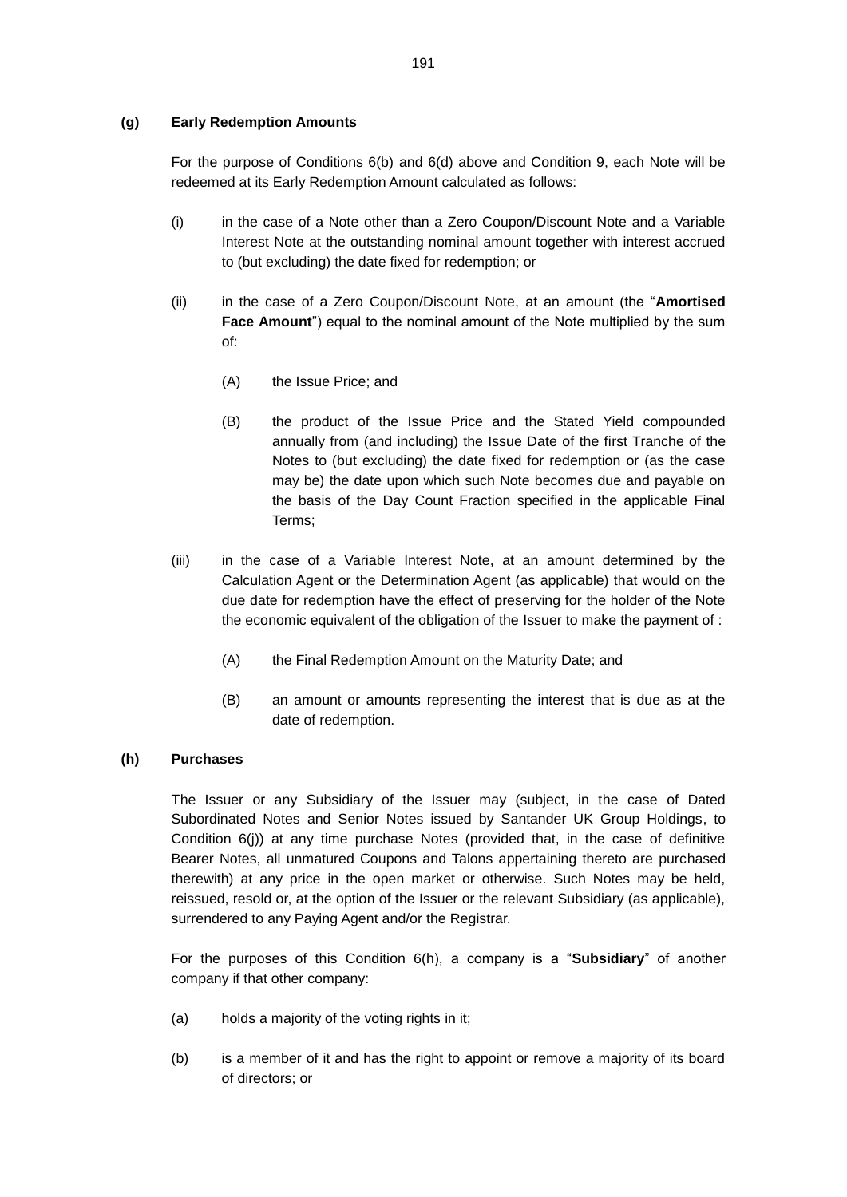**(g) Early Redemption Amounts**

For the purpose of Conditions 6(b) and 6(d) above and Condition 9, each Note will be redeemed at its Early Redemption Amount calculated as follows:

(i) in the case of a Note other than a Zero Coupon/Discount Note and a Variable Interest Note at the outstanding nominal amount together with interest accrued to (but excluding) the date fixed for redemption; or

(ii) in the case of a Zero Coupon/Discount Note, at an amount (the "**Amortised Face Amount**") equal to the nominal amount of the Note multiplied by the sum of:

(A) the Issue Price; and

(B) the product of the Issue Price and the Stated Yield compounded annually from (and including) the Issue Date of the first Tranche of the Notes to (but excluding) the date fixed for redemption or (as the case may be) the date upon which such Note becomes due and payable on the basis of the Day Count Fraction specified in the applicable Final Terms;

(iii) in the case of a Variable Interest Note, at an amount determined by the Calculation Agent or the Determination Agent (as applicable) that would on the due date for redemption have the effect of preserving for the holder of the Note the economic equivalent of the obligation of the Issuer to make the payment of :

(A) the Final Redemption Amount on the Maturity Date; and

(B) an amount or amounts representing the interest that is due as at the date of redemption.

**(h) Purchases**

The Issuer or any Subsidiary of the Issuer may (subject, in the case of Dated Subordinated Notes and Senior Notes issued by Santander UK Group Holdings, to Condition 6(j)) at any time purchase Notes (provided that, in the case of definitive Bearer Notes, all unmatured Coupons and Talons appertaining thereto are purchased therewith) at any price in the open market or otherwise. Such Notes may be held, reissued, resold or, at the option of the Issuer or the relevant Subsidiary (as applicable), surrendered to any Paying Agent and/or the Registrar.

For the purposes of this Condition 6(h), a company is a "**Subsidiary**" of another company if that other company:

(a) holds a majority of the voting rights in it;

(b) is a member of it and has the right to appoint or remove a majority of its board of directors; or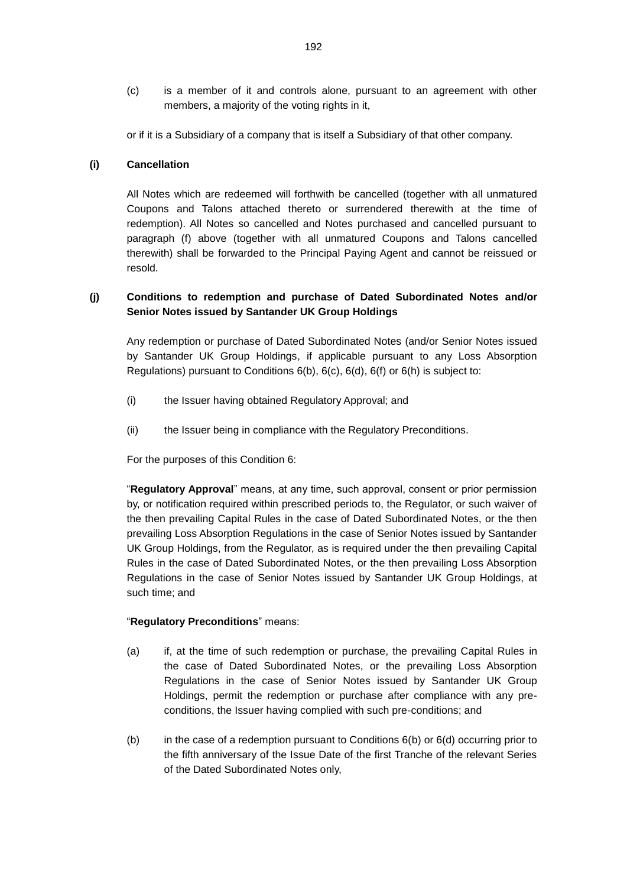(c) is a member of it and controls alone, pursuant to an agreement with other members, a majority of the voting rights in it,

or if it is a Subsidiary of a company that is itself a Subsidiary of that other company.

**(i) Cancellation**

All Notes which are redeemed will forthwith be cancelled (together with all unmatured Coupons and Talons attached thereto or surrendered therewith at the time of redemption). All Notes so cancelled and Notes purchased and cancelled pursuant to paragraph (f) above (together with all unmatured Coupons and Talons cancelled therewith) shall be forwarded to the Principal Paying Agent and cannot be reissued or resold.

**(j) Conditions to redemption and purchase of Dated Subordinated Notes and/or Senior Notes issued by Santander UK Group Holdings**

Any redemption or purchase of Dated Subordinated Notes (and/or Senior Notes issued by Santander UK Group Holdings, if applicable pursuant to any Loss Absorption Regulations) pursuant to Conditions 6(b), 6(c), 6(d), 6(f) or 6(h) is subject to:

(i) the Issuer having obtained Regulatory Approval; and

(ii) the Issuer being in compliance with the Regulatory Preconditions.

For the purposes of this Condition 6:

"**Regulatory Approval**" means, at any time, such approval, consent or prior permission by, or notification required within prescribed periods to, the Regulator, or such waiver of the then prevailing Capital Rules in the case of Dated Subordinated Notes, or the then prevailing Loss Absorption Regulations in the case of Senior Notes issued by Santander UK Group Holdings, from the Regulator, as is required under the then prevailing Capital Rules in the case of Dated Subordinated Notes, or the then prevailing Loss Absorption Regulations in the case of Senior Notes issued by Santander UK Group Holdings, at such time; and

"**Regulatory Preconditions**" means:

(a) if, at the time of such redemption or purchase, the prevailing Capital Rules in the case of Dated Subordinated Notes, or the prevailing Loss Absorption Regulations in the case of Senior Notes issued by Santander UK Group Holdings, permit the redemption or purchase after compliance with any pre-conditions, the Issuer having complied with such pre-conditions; and

(b) in the case of a redemption pursuant to Conditions 6(b) or 6(d) occurring prior to the fifth anniversary of the Issue Date of the first Tranche of the relevant Series of the Dated Subordinated Notes only,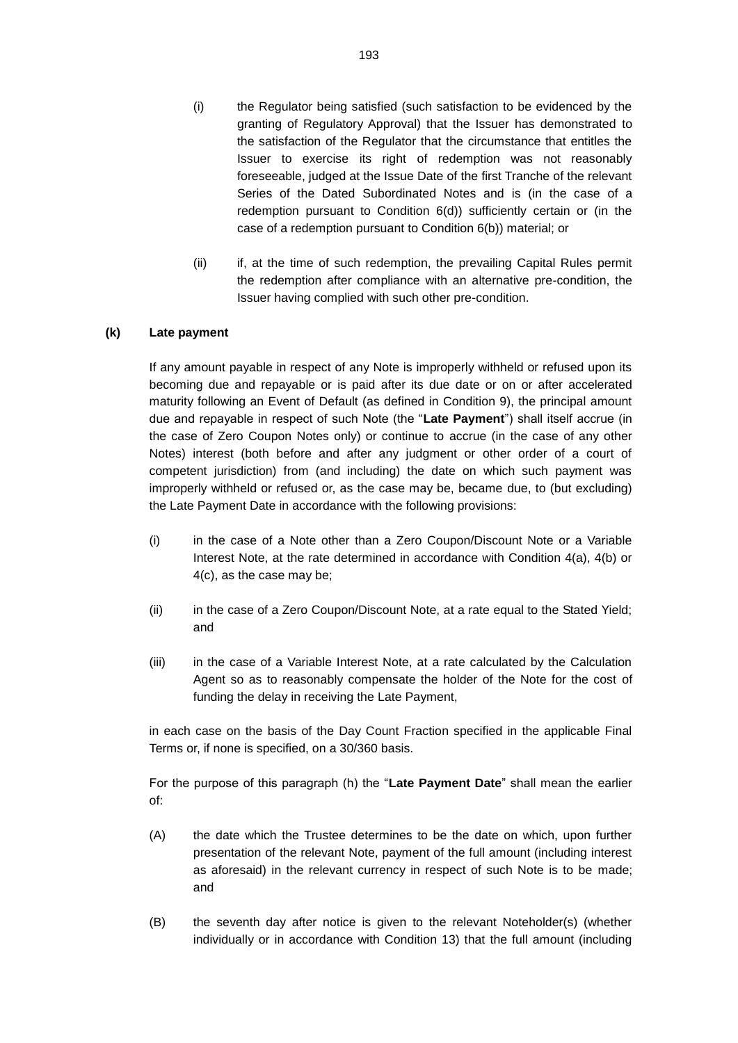(i) the Regulator being satisfied (such satisfaction to be evidenced by the granting of Regulatory Approval) that the Issuer has demonstrated to the satisfaction of the Regulator that the circumstance that entitles the Issuer to exercise its right of redemption was not reasonably foreseeable, judged at the Issue Date of the first Tranche of the relevant Series of the Dated Subordinated Notes and is (in the case of a redemption pursuant to Condition 6(d)) sufficiently certain or (in the case of a redemption pursuant to Condition 6(b)) material; or

(ii) if, at the time of such redemption, the prevailing Capital Rules permit the redemption after compliance with an alternative pre-condition, the Issuer having complied with such other pre-condition.

**(k) Late payment**

If any amount payable in respect of any Note is improperly withheld or refused upon its becoming due and repayable or is paid after its due date or on or after accelerated maturity following an Event of Default (as defined in Condition 9), the principal amount due and repayable in respect of such Note (the "**Late Payment**") shall itself accrue (in the case of Zero Coupon Notes only) or continue to accrue (in the case of any other Notes) interest (both before and after any judgment or other order of a court of competent jurisdiction) from (and including) the date on which such payment was improperly withheld or refused or, as the case may be, became due, to (but excluding) the Late Payment Date in accordance with the following provisions:

(i) in the case of a Note other than a Zero Coupon/Discount Note or a Variable Interest Note, at the rate determined in accordance with Condition 4(a), 4(b) or 4(c), as the case may be;

(ii) in the case of a Zero Coupon/Discount Note, at a rate equal to the Stated Yield; and

(iii) in the case of a Variable Interest Note, at a rate calculated by the Calculation Agent so as to reasonably compensate the holder of the Note for the cost of funding the delay in receiving the Late Payment,

in each case on the basis of the Day Count Fraction specified in the applicable Final Terms or, if none is specified, on a 30/360 basis.

For the purpose of this paragraph (h) the "**Late Payment Date**" shall mean the earlier of:

(A) the date which the Trustee determines to be the date on which, upon further presentation of the relevant Note, payment of the full amount (including interest as aforesaid) in the relevant currency in respect of such Note is to be made; and

(B) the seventh day after notice is given to the relevant Noteholder(s) (whether individually or in accordance with Condition 13) that the full amount (including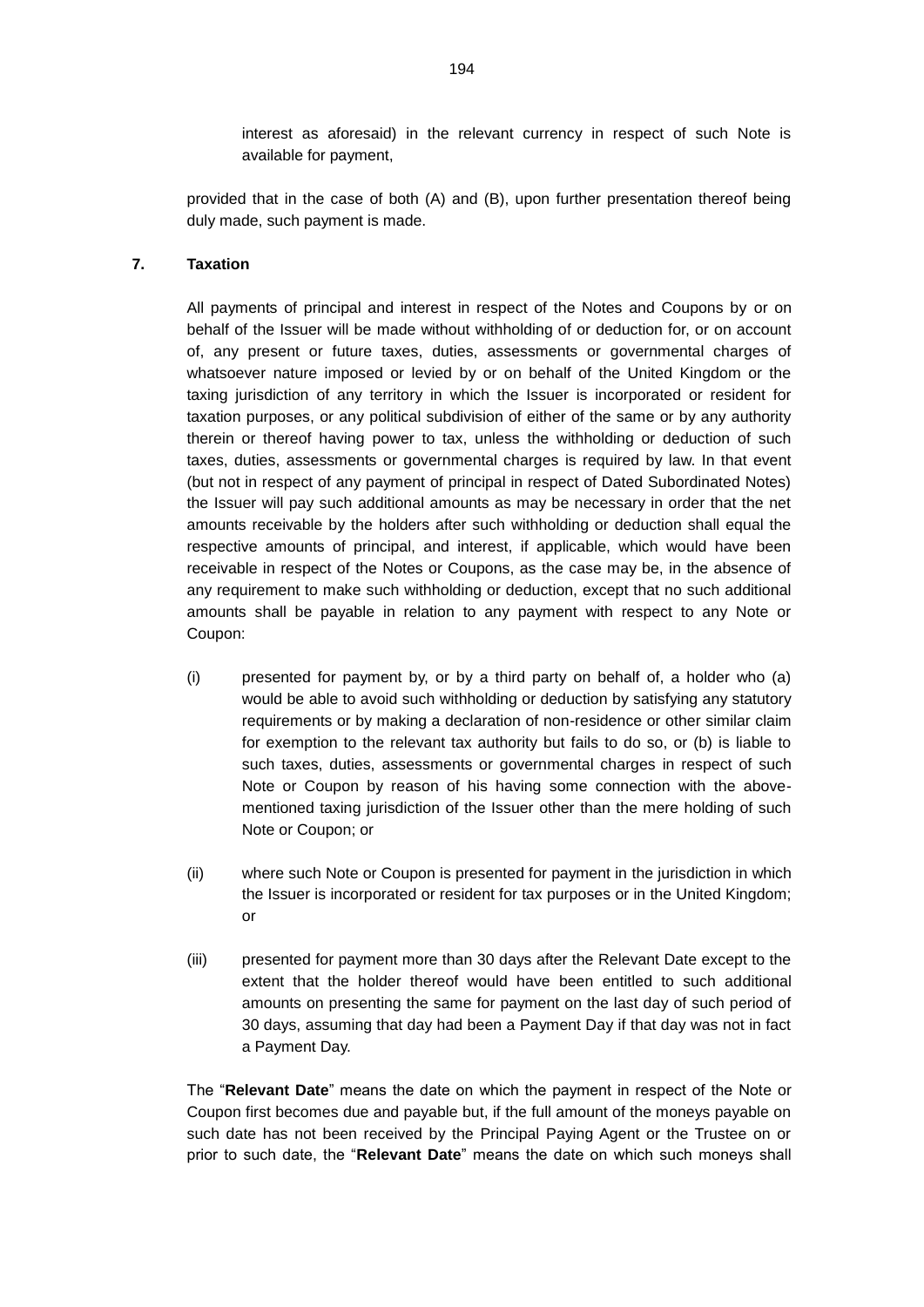interest as aforesaid) in the relevant currency in respect of such Note is available for payment,

provided that in the case of both (A) and (B), upon further presentation thereof being duly made, such payment is made.

## 7. Taxation

All payments of principal and interest in respect of the Notes and Coupons by or on behalf of the Issuer will be made without withholding of or deduction for, or on account of, any present or future taxes, duties, assessments or governmental charges of whatsoever nature imposed or levied by or on behalf of the United Kingdom or the taxing jurisdiction of any territory in which the Issuer is incorporated or resident for taxation purposes, or any political subdivision of either of the same or by any authority therein or thereof having power to tax, unless the withholding or deduction of such taxes, duties, assessments or governmental charges is required by law. In that event (but not in respect of any payment of principal in respect of Dated Subordinated Notes) the Issuer will pay such additional amounts as may be necessary in order that the net amounts receivable by the holders after such withholding or deduction shall equal the respective amounts of principal, and interest, if applicable, which would have been receivable in respect of the Notes or Coupons, as the case may be, in the absence of any requirement to make such withholding or deduction, except that no such additional amounts shall be payable in relation to any payment with respect to any Note or Coupon:

(i) presented for payment by, or by a third party on behalf of, a holder who (a) would be able to avoid such withholding or deduction by satisfying any statutory requirements or by making a declaration of non-residence or other similar claim for exemption to the relevant tax authority but fails to do so, or (b) is liable to such taxes, duties, assessments or governmental charges in respect of such Note or Coupon by reason of his having some connection with the above-mentioned taxing jurisdiction of the Issuer other than the mere holding of such Note or Coupon; or

(ii) where such Note or Coupon is presented for payment in the jurisdiction in which the Issuer is incorporated or resident for tax purposes or in the United Kingdom; or

(iii) presented for payment more than 30 days after the Relevant Date except to the extent that the holder thereof would have been entitled to such additional amounts on presenting the same for payment on the last day of such period of 30 days, assuming that day had been a Payment Day if that day was not in fact a Payment Day.

The "**Relevant Date**" means the date on which the payment in respect of the Note or Coupon first becomes due and payable but, if the full amount of the moneys payable on such date has not been received by the Principal Paying Agent or the Trustee on or prior to such date, the "**Relevant Date**" means the date on which such moneys shall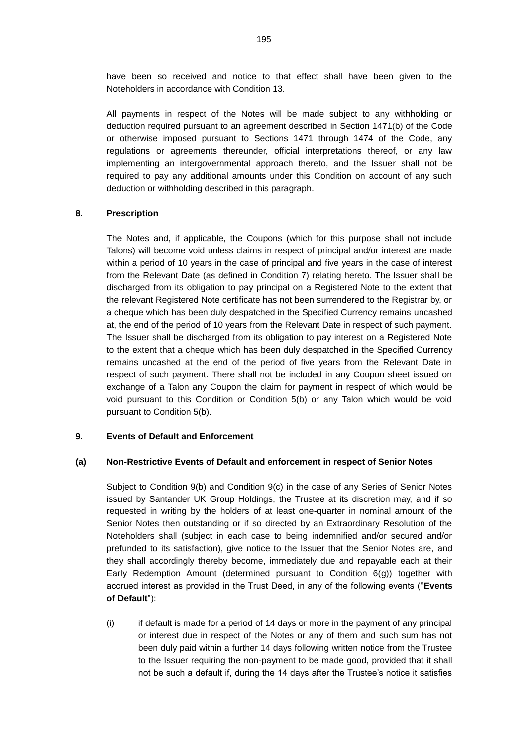have been so received and notice to that effect shall have been given to the Noteholders in accordance with Condition 13.

All payments in respect of the Notes will be made subject to any withholding or deduction required pursuant to an agreement described in Section 1471(b) of the Code or otherwise imposed pursuant to Sections 1471 through 1474 of the Code, any regulations or agreements thereunder, official interpretations thereof, or any law implementing an intergovernmental approach thereto, and the Issuer shall not be required to pay any additional amounts under this Condition on account of any such deduction or withholding described in this paragraph.

## 8. Prescription

The Notes and, if applicable, the Coupons (which for this purpose shall not include Talons) will become void unless claims in respect of principal and/or interest are made within a period of 10 years in the case of principal and five years in the case of interest from the Relevant Date (as defined in Condition 7) relating hereto. The Issuer shall be discharged from its obligation to pay principal on a Registered Note to the extent that the relevant Registered Note certificate has not been surrendered to the Registrar by, or a cheque which has been duly despatched in the Specified Currency remains uncashed at, the end of the period of 10 years from the Relevant Date in respect of such payment. The Issuer shall be discharged from its obligation to pay interest on a Registered Note to the extent that a cheque which has been duly despatched in the Specified Currency remains uncashed at the end of the period of five years from the Relevant Date in respect of such payment. There shall not be included in any Coupon sheet issued on exchange of a Talon any Coupon the claim for payment in respect of which would be void pursuant to this Condition or Condition 5(b) or any Talon which would be void pursuant to Condition 5(b).

## 9. Events of Default and Enforcement

### (a) Non-Restrictive Events of Default and enforcement in respect of Senior Notes

Subject to Condition 9(b) and Condition 9(c) in the case of any Series of Senior Notes issued by Santander UK Group Holdings, the Trustee at its discretion may, and if so requested in writing by the holders of at least one-quarter in nominal amount of the Senior Notes then outstanding or if so directed by an Extraordinary Resolution of the Noteholders shall (subject in each case to being indemnified and/or secured and/or prefunded to its satisfaction), give notice to the Issuer that the Senior Notes are, and they shall accordingly thereby become, immediately due and repayable each at their Early Redemption Amount (determined pursuant to Condition 6(g)) together with accrued interest as provided in the Trust Deed, in any of the following events ("**Events of Default**"):

(i) if default is made for a period of 14 days or more in the payment of any principal or interest due in respect of the Notes or any of them and such sum has not been duly paid within a further 14 days following written notice from the Trustee to the Issuer requiring the non-payment to be made good, provided that it shall not be such a default if, during the 14 days after the Trustee's notice it satisfies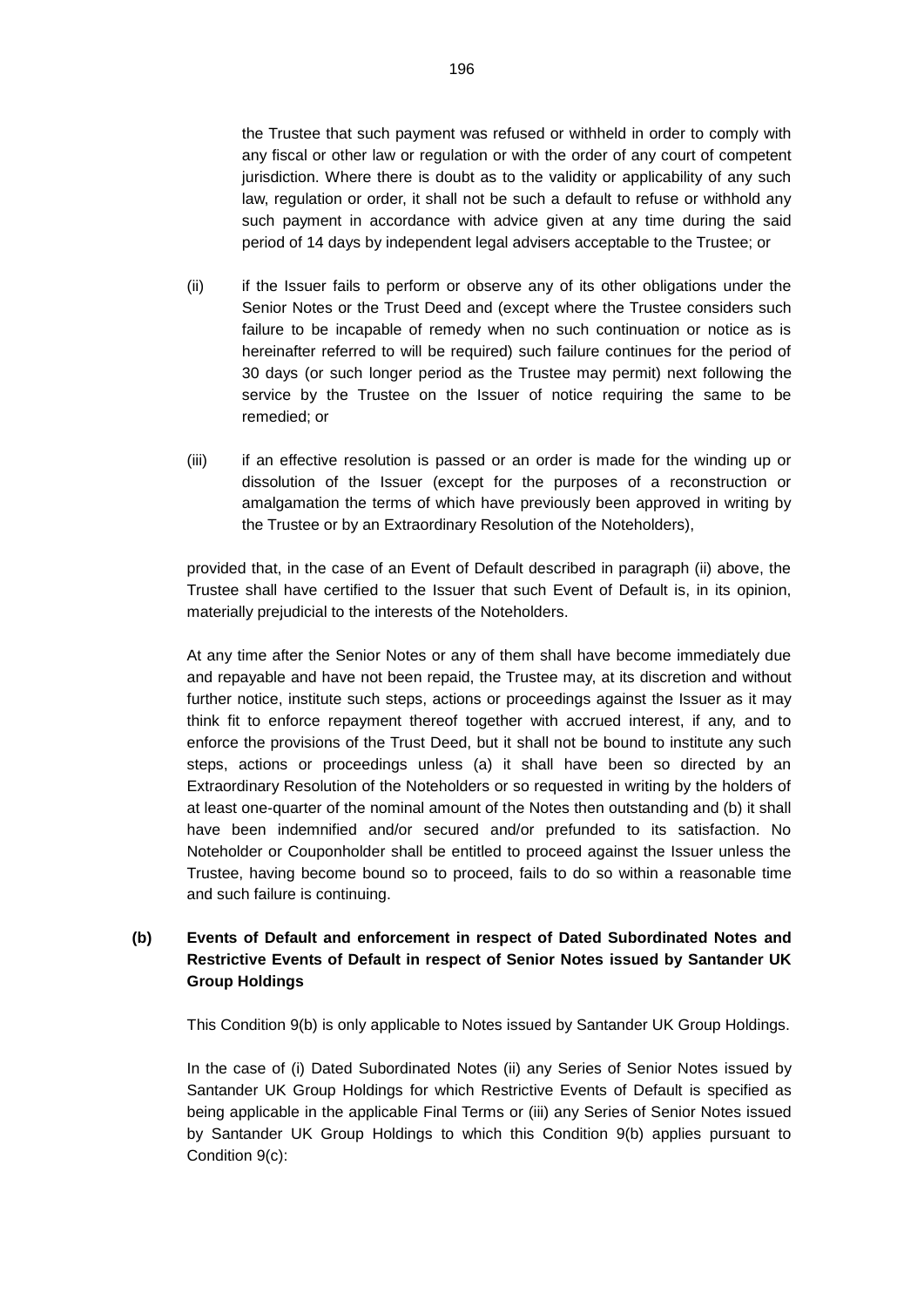the Trustee that such payment was refused or withheld in order to comply with any fiscal or other law or regulation or with the order of any court of competent jurisdiction. Where there is doubt as to the validity or applicability of any such law, regulation or order, it shall not be such a default to refuse or withhold any such payment in accordance with advice given at any time during the said period of 14 days by independent legal advisers acceptable to the Trustee; or

(ii) if the Issuer fails to perform or observe any of its other obligations under the Senior Notes or the Trust Deed and (except where the Trustee considers such failure to be incapable of remedy when no such continuation or notice as is hereinafter referred to will be required) such failure continues for the period of 30 days (or such longer period as the Trustee may permit) next following the service by the Trustee on the Issuer of notice requiring the same to be remedied; or

(iii) if an effective resolution is passed or an order is made for the winding up or dissolution of the Issuer (except for the purposes of a reconstruction or amalgamation the terms of which have previously been approved in writing by the Trustee or by an Extraordinary Resolution of the Noteholders),

provided that, in the case of an Event of Default described in paragraph (ii) above, the Trustee shall have certified to the Issuer that such Event of Default is, in its opinion, materially prejudicial to the interests of the Noteholders.

At any time after the Senior Notes or any of them shall have become immediately due and repayable and have not been repaid, the Trustee may, at its discretion and without further notice, institute such steps, actions or proceedings against the Issuer as it may think fit to enforce repayment thereof together with accrued interest, if any, and to enforce the provisions of the Trust Deed, but it shall not be bound to institute any such steps, actions or proceedings unless (a) it shall have been so directed by an Extraordinary Resolution of the Noteholders or so requested in writing by the holders of at least one-quarter of the nominal amount of the Notes then outstanding and (b) it shall have been indemnified and/or secured and/or prefunded to its satisfaction. No Noteholder or Couponholder shall be entitled to proceed against the Issuer unless the Trustee, having become bound so to proceed, fails to do so within a reasonable time and such failure is continuing.

**(b) Events of Default and enforcement in respect of Dated Subordinated Notes and Restrictive Events of Default in respect of Senior Notes issued by Santander UK Group Holdings**

This Condition 9(b) is only applicable to Notes issued by Santander UK Group Holdings.

In the case of (i) Dated Subordinated Notes (ii) any Series of Senior Notes issued by Santander UK Group Holdings for which Restrictive Events of Default is specified as being applicable in the applicable Final Terms or (iii) any Series of Senior Notes issued by Santander UK Group Holdings to which this Condition 9(b) applies pursuant to Condition 9(c):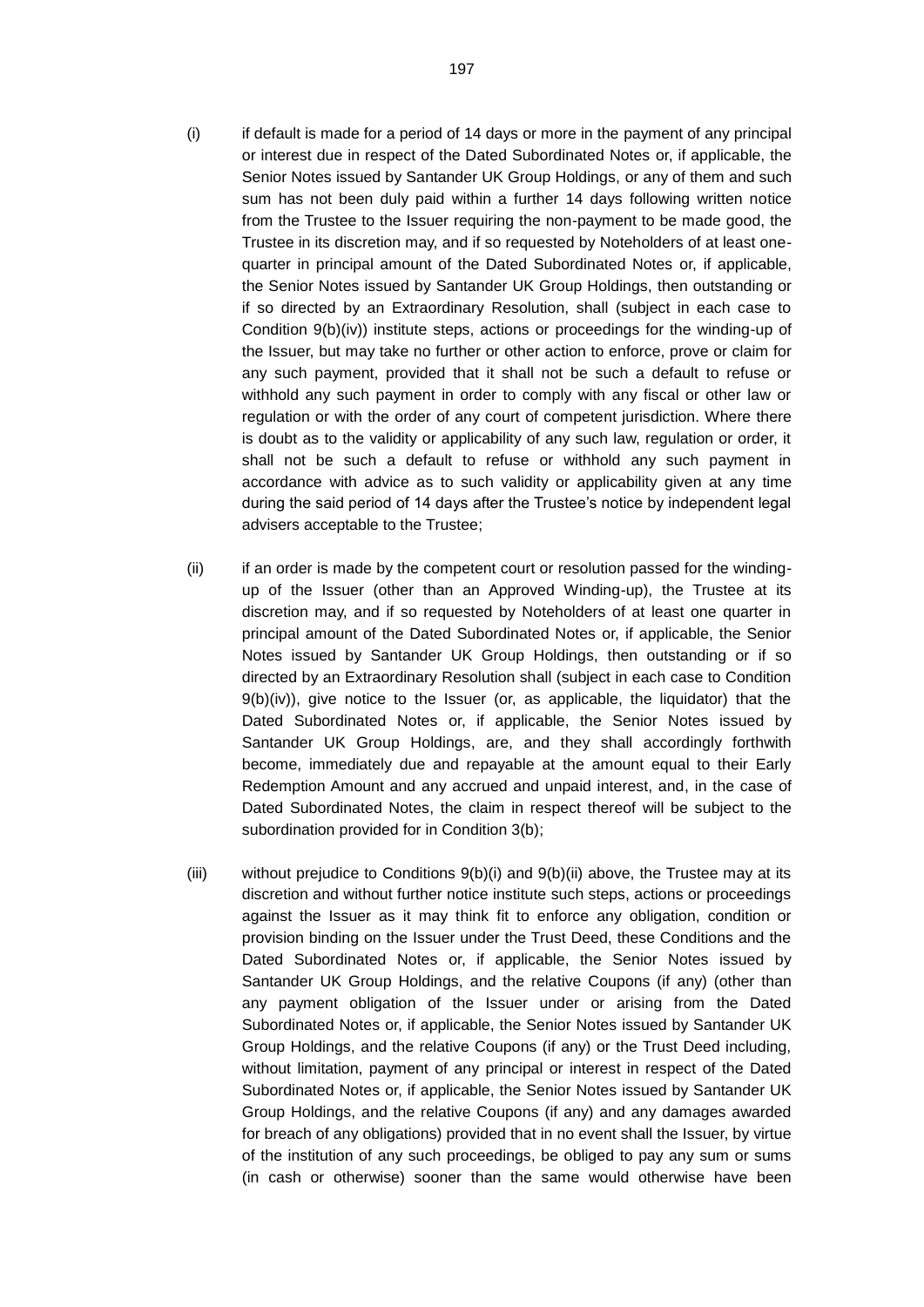(i) if default is made for a period of 14 days or more in the payment of any principal or interest due in respect of the Dated Subordinated Notes or, if applicable, the Senior Notes issued by Santander UK Group Holdings, or any of them and such sum has not been duly paid within a further 14 days following written notice from the Trustee to the Issuer requiring the non-payment to be made good, the Trustee in its discretion may, and if so requested by Noteholders of at least one-quarter in principal amount of the Dated Subordinated Notes or, if applicable, the Senior Notes issued by Santander UK Group Holdings, then outstanding or if so directed by an Extraordinary Resolution, shall (subject in each case to Condition 9(b)(iv)) institute steps, actions or proceedings for the winding-up of the Issuer, but may take no further or other action to enforce, prove or claim for any such payment, provided that it shall not be such a default to refuse or withhold any such payment in order to comply with any fiscal or other law or regulation or with the order of any court of competent jurisdiction. Where there is doubt as to the validity or applicability of any such law, regulation or order, it shall not be such a default to refuse or withhold any such payment in accordance with advice as to such validity or applicability given at any time during the said period of 14 days after the Trustee's notice by independent legal advisers acceptable to the Trustee;

(ii) if an order is made by the competent court or resolution passed for the winding-up of the Issuer (other than an Approved Winding-up), the Trustee at its discretion may, and if so requested by Noteholders of at least one quarter in principal amount of the Dated Subordinated Notes or, if applicable, the Senior Notes issued by Santander UK Group Holdings, then outstanding or if so directed by an Extraordinary Resolution shall (subject in each case to Condition 9(b)(iv)), give notice to the Issuer (or, as applicable, the liquidator) that the Dated Subordinated Notes or, if applicable, the Senior Notes issued by Santander UK Group Holdings, are, and they shall accordingly forthwith become, immediately due and repayable at the amount equal to their Early Redemption Amount and any accrued and unpaid interest, and, in the case of Dated Subordinated Notes, the claim in respect thereof will be subject to the subordination provided for in Condition 3(b);

(iii) without prejudice to Conditions 9(b)(i) and 9(b)(ii) above, the Trustee may at its discretion and without further notice institute such steps, actions or proceedings against the Issuer as it may think fit to enforce any obligation, condition or provision binding on the Issuer under the Trust Deed, these Conditions and the Dated Subordinated Notes or, if applicable, the Senior Notes issued by Santander UK Group Holdings, and the relative Coupons (if any) (other than any payment obligation of the Issuer under or arising from the Dated Subordinated Notes or, if applicable, the Senior Notes issued by Santander UK Group Holdings, and the relative Coupons (if any) or the Trust Deed including, without limitation, payment of any principal or interest in respect of the Dated Subordinated Notes or, if applicable, the Senior Notes issued by Santander UK Group Holdings, and the relative Coupons (if any) and any damages awarded for breach of any obligations) provided that in no event shall the Issuer, by virtue of the institution of any such proceedings, be obliged to pay any sum or sums (in cash or otherwise) sooner than the same would otherwise have been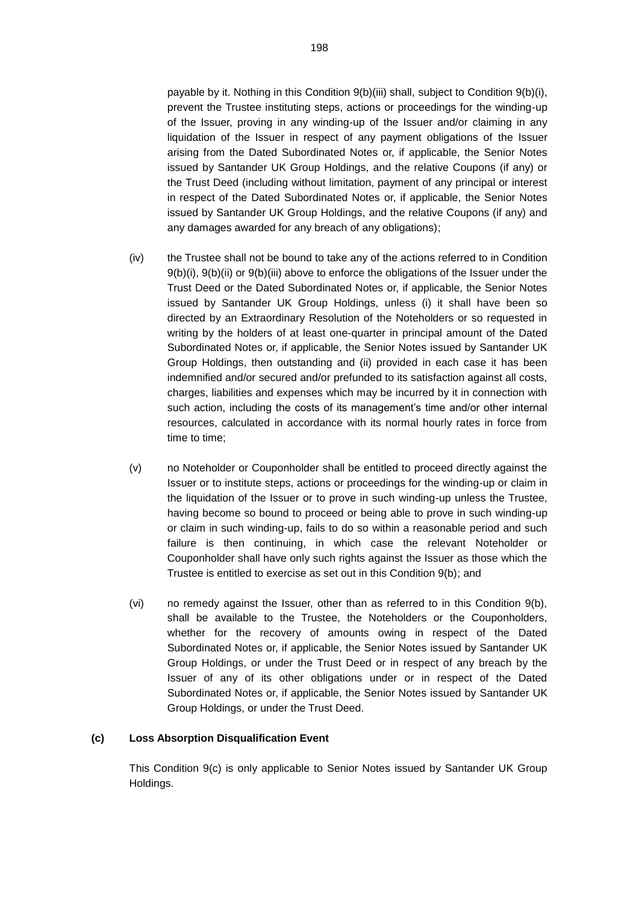payable by it. Nothing in this Condition 9(b)(iii) shall, subject to Condition 9(b)(i), prevent the Trustee instituting steps, actions or proceedings for the winding-up of the Issuer, proving in any winding-up of the Issuer and/or claiming in any liquidation of the Issuer in respect of any payment obligations of the Issuer arising from the Dated Subordinated Notes or, if applicable, the Senior Notes issued by Santander UK Group Holdings, and the relative Coupons (if any) or the Trust Deed (including without limitation, payment of any principal or interest in respect of the Dated Subordinated Notes or, if applicable, the Senior Notes issued by Santander UK Group Holdings, and the relative Coupons (if any) and any damages awarded for any breach of any obligations);

(iv) the Trustee shall not be bound to take any of the actions referred to in Condition 9(b)(i), 9(b)(ii) or 9(b)(iii) above to enforce the obligations of the Issuer under the Trust Deed or the Dated Subordinated Notes or, if applicable, the Senior Notes issued by Santander UK Group Holdings, unless (i) it shall have been so directed by an Extraordinary Resolution of the Noteholders or so requested in writing by the holders of at least one-quarter in principal amount of the Dated Subordinated Notes or, if applicable, the Senior Notes issued by Santander UK Group Holdings, then outstanding and (ii) provided in each case it has been indemnified and/or secured and/or prefunded to its satisfaction against all costs, charges, liabilities and expenses which may be incurred by it in connection with such action, including the costs of its management's time and/or other internal resources, calculated in accordance with its normal hourly rates in force from time to time;

(v) no Noteholder or Couponholder shall be entitled to proceed directly against the Issuer or to institute steps, actions or proceedings for the winding-up or claim in the liquidation of the Issuer or to prove in such winding-up unless the Trustee, having become so bound to proceed or being able to prove in such winding-up or claim in such winding-up, fails to do so within a reasonable period and such failure is then continuing, in which case the relevant Noteholder or Couponholder shall have only such rights against the Issuer as those which the Trustee is entitled to exercise as set out in this Condition 9(b); and

(vi) no remedy against the Issuer, other than as referred to in this Condition 9(b), shall be available to the Trustee, the Noteholders or the Couponholders, whether for the recovery of amounts owing in respect of the Dated Subordinated Notes or, if applicable, the Senior Notes issued by Santander UK Group Holdings, or under the Trust Deed or in respect of any breach by the Issuer of any of its other obligations under or in respect of the Dated Subordinated Notes or, if applicable, the Senior Notes issued by Santander UK Group Holdings, or under the Trust Deed.

**(c) Loss Absorption Disqualification Event**

This Condition 9(c) is only applicable to Senior Notes issued by Santander UK Group Holdings.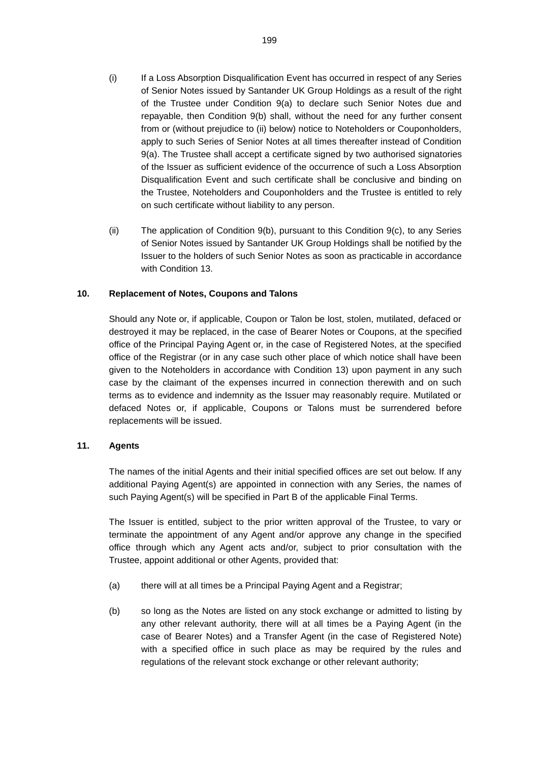(i) If a Loss Absorption Disqualification Event has occurred in respect of any Series of Senior Notes issued by Santander UK Group Holdings as a result of the right of the Trustee under Condition 9(a) to declare such Senior Notes due and repayable, then Condition 9(b) shall, without the need for any further consent from or (without prejudice to (ii) below) notice to Noteholders or Couponholders, apply to such Series of Senior Notes at all times thereafter instead of Condition 9(a). The Trustee shall accept a certificate signed by two authorised signatories of the Issuer as sufficient evidence of the occurrence of such a Loss Absorption Disqualification Event and such certificate shall be conclusive and binding on the Trustee, Noteholders and Couponholders and the Trustee is entitled to rely on such certificate without liability to any person.

(ii) The application of Condition 9(b), pursuant to this Condition 9(c), to any Series of Senior Notes issued by Santander UK Group Holdings shall be notified by the Issuer to the holders of such Senior Notes as soon as practicable in accordance with Condition 13.

## 10. Replacement of Notes, Coupons and Talons

Should any Note or, if applicable, Coupon or Talon be lost, stolen, mutilated, defaced or destroyed it may be replaced, in the case of Bearer Notes or Coupons, at the specified office of the Principal Paying Agent or, in the case of Registered Notes, at the specified office of the Registrar (or in any case such other place of which notice shall have been given to the Noteholders in accordance with Condition 13) upon payment in any such case by the claimant of the expenses incurred in connection therewith and on such terms as to evidence and indemnity as the Issuer may reasonably require. Mutilated or defaced Notes or, if applicable, Coupons or Talons must be surrendered before replacements will be issued.

## 11. Agents

The names of the initial Agents and their initial specified offices are set out below. If any additional Paying Agent(s) are appointed in connection with any Series, the names of such Paying Agent(s) will be specified in Part B of the applicable Final Terms.

The Issuer is entitled, subject to the prior written approval of the Trustee, to vary or terminate the appointment of any Agent and/or approve any change in the specified office through which any Agent acts and/or, subject to prior consultation with the Trustee, appoint additional or other Agents, provided that:

(a) there will at all times be a Principal Paying Agent and a Registrar;

(b) so long as the Notes are listed on any stock exchange or admitted to listing by any other relevant authority, there will at all times be a Paying Agent (in the case of Bearer Notes) and a Transfer Agent (in the case of Registered Note) with a specified office in such place as may be required by the rules and regulations of the relevant stock exchange or other relevant authority;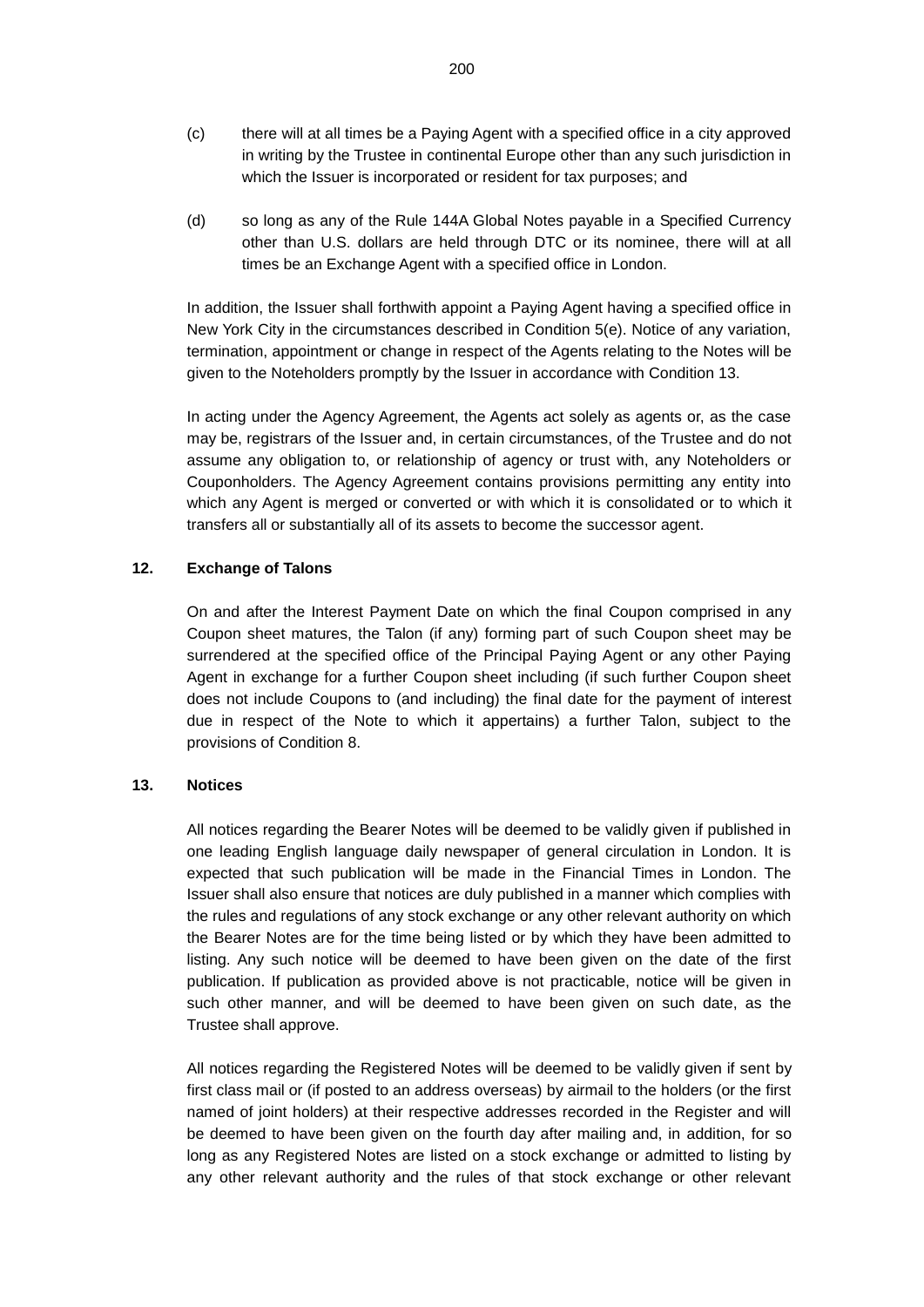(c) there will at all times be a Paying Agent with a specified office in a city approved in writing by the Trustee in continental Europe other than any such jurisdiction in which the Issuer is incorporated or resident for tax purposes; and

(d) so long as any of the Rule 144A Global Notes payable in a Specified Currency other than U.S. dollars are held through DTC or its nominee, there will at all times be an Exchange Agent with a specified office in London.

In addition, the Issuer shall forthwith appoint a Paying Agent having a specified office in New York City in the circumstances described in Condition 5(e). Notice of any variation, termination, appointment or change in respect of the Agents relating to the Notes will be given to the Noteholders promptly by the Issuer in accordance with Condition 13.

In acting under the Agency Agreement, the Agents act solely as agents or, as the case may be, registrars of the Issuer and, in certain circumstances, of the Trustee and do not assume any obligation to, or relationship of agency or trust with, any Noteholders or Couponholders. The Agency Agreement contains provisions permitting any entity into which any Agent is merged or converted or with which it is consolidated or to which it transfers all or substantially all of its assets to become the successor agent.

## 12. Exchange of Talons

On and after the Interest Payment Date on which the final Coupon comprised in any Coupon sheet matures, the Talon (if any) forming part of such Coupon sheet may be surrendered at the specified office of the Principal Paying Agent or any other Paying Agent in exchange for a further Coupon sheet including (if such further Coupon sheet does not include Coupons to (and including) the final date for the payment of interest due in respect of the Note to which it appertains) a further Talon, subject to the provisions of Condition 8.

## 13. Notices

All notices regarding the Bearer Notes will be deemed to be validly given if published in one leading English language daily newspaper of general circulation in London. It is expected that such publication will be made in the Financial Times in London. The Issuer shall also ensure that notices are duly published in a manner which complies with the rules and regulations of any stock exchange or any other relevant authority on which the Bearer Notes are for the time being listed or by which they have been admitted to listing. Any such notice will be deemed to have been given on the date of the first publication. If publication as provided above is not practicable, notice will be given in such other manner, and will be deemed to have been given on such date, as the Trustee shall approve.

All notices regarding the Registered Notes will be deemed to be validly given if sent by first class mail or (if posted to an address overseas) by airmail to the holders (or the first named of joint holders) at their respective addresses recorded in the Register and will be deemed to have been given on the fourth day after mailing and, in addition, for so long as any Registered Notes are listed on a stock exchange or admitted to listing by any other relevant authority and the rules of that stock exchange or other relevant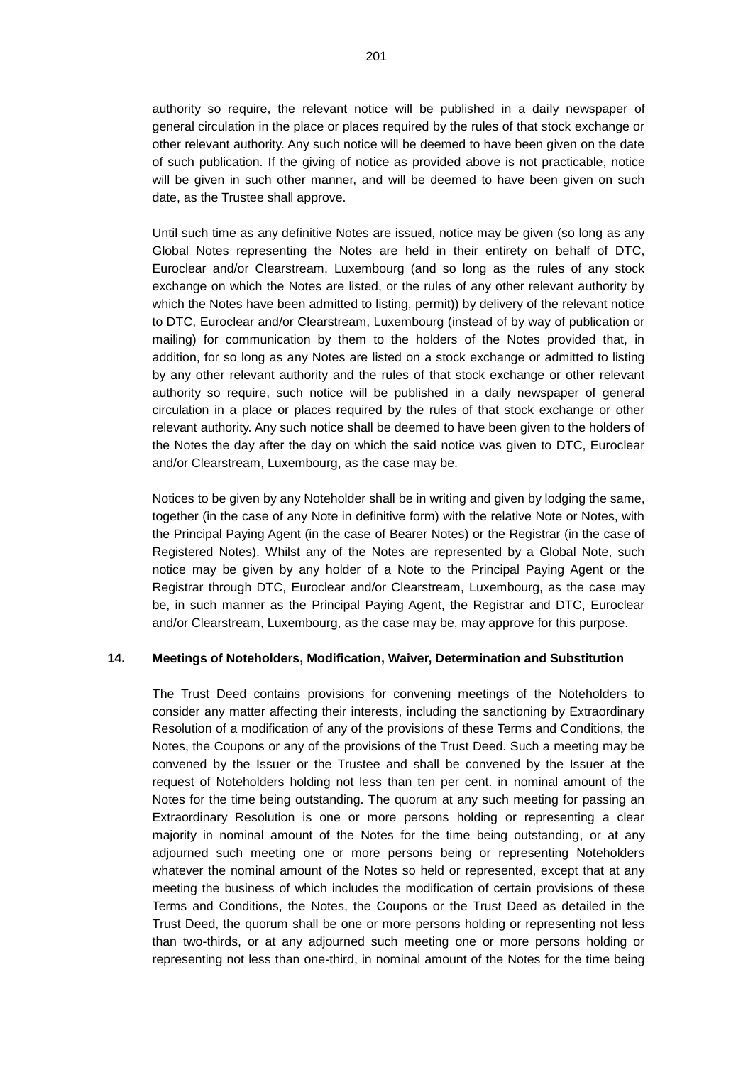authority so require, the relevant notice will be published in a daily newspaper of general circulation in the place or places required by the rules of that stock exchange or other relevant authority. Any such notice will be deemed to have been given on the date of such publication. If the giving of notice as provided above is not practicable, notice will be given in such other manner, and will be deemed to have been given on such date, as the Trustee shall approve.

Until such time as any definitive Notes are issued, notice may be given (so long as any Global Notes representing the Notes are held in their entirety on behalf of DTC, Euroclear and/or Clearstream, Luxembourg (and so long as the rules of any stock exchange on which the Notes are listed, or the rules of any other relevant authority by which the Notes have been admitted to listing, permit)) by delivery of the relevant notice to DTC, Euroclear and/or Clearstream, Luxembourg (instead of by way of publication or mailing) for communication by them to the holders of the Notes provided that, in addition, for so long as any Notes are listed on a stock exchange or admitted to listing by any other relevant authority and the rules of that stock exchange or other relevant authority so require, such notice will be published in a daily newspaper of general circulation in a place or places required by the rules of that stock exchange or other relevant authority. Any such notice shall be deemed to have been given to the holders of the Notes the day after the day on which the said notice was given to DTC, Euroclear and/or Clearstream, Luxembourg, as the case may be.

Notices to be given by any Noteholder shall be in writing and given by lodging the same, together (in the case of any Note in definitive form) with the relative Note or Notes, with the Principal Paying Agent (in the case of Bearer Notes) or the Registrar (in the case of Registered Notes). Whilst any of the Notes are represented by a Global Note, such notice may be given by any holder of a Note to the Principal Paying Agent or the Registrar through DTC, Euroclear and/or Clearstream, Luxembourg, as the case may be, in such manner as the Principal Paying Agent, the Registrar and DTC, Euroclear and/or Clearstream, Luxembourg, as the case may be, may approve for this purpose.

**14. Meetings of Noteholders, Modification, Waiver, Determination and Substitution**

The Trust Deed contains provisions for convening meetings of the Noteholders to consider any matter affecting their interests, including the sanctioning by Extraordinary Resolution of a modification of any of the provisions of these Terms and Conditions, the Notes, the Coupons or any of the provisions of the Trust Deed. Such a meeting may be convened by the Issuer or the Trustee and shall be convened by the Issuer at the request of Noteholders holding not less than ten per cent. in nominal amount of the Notes for the time being outstanding. The quorum at any such meeting for passing an Extraordinary Resolution is one or more persons holding or representing a clear majority in nominal amount of the Notes for the time being outstanding, or at any adjourned such meeting one or more persons being or representing Noteholders whatever the nominal amount of the Notes so held or represented, except that at any meeting the business of which includes the modification of certain provisions of these Terms and Conditions, the Notes, the Coupons or the Trust Deed as detailed in the Trust Deed, the quorum shall be one or more persons holding or representing not less than two-thirds, or at any adjourned such meeting one or more persons holding or representing not less than one-third, in nominal amount of the Notes for the time being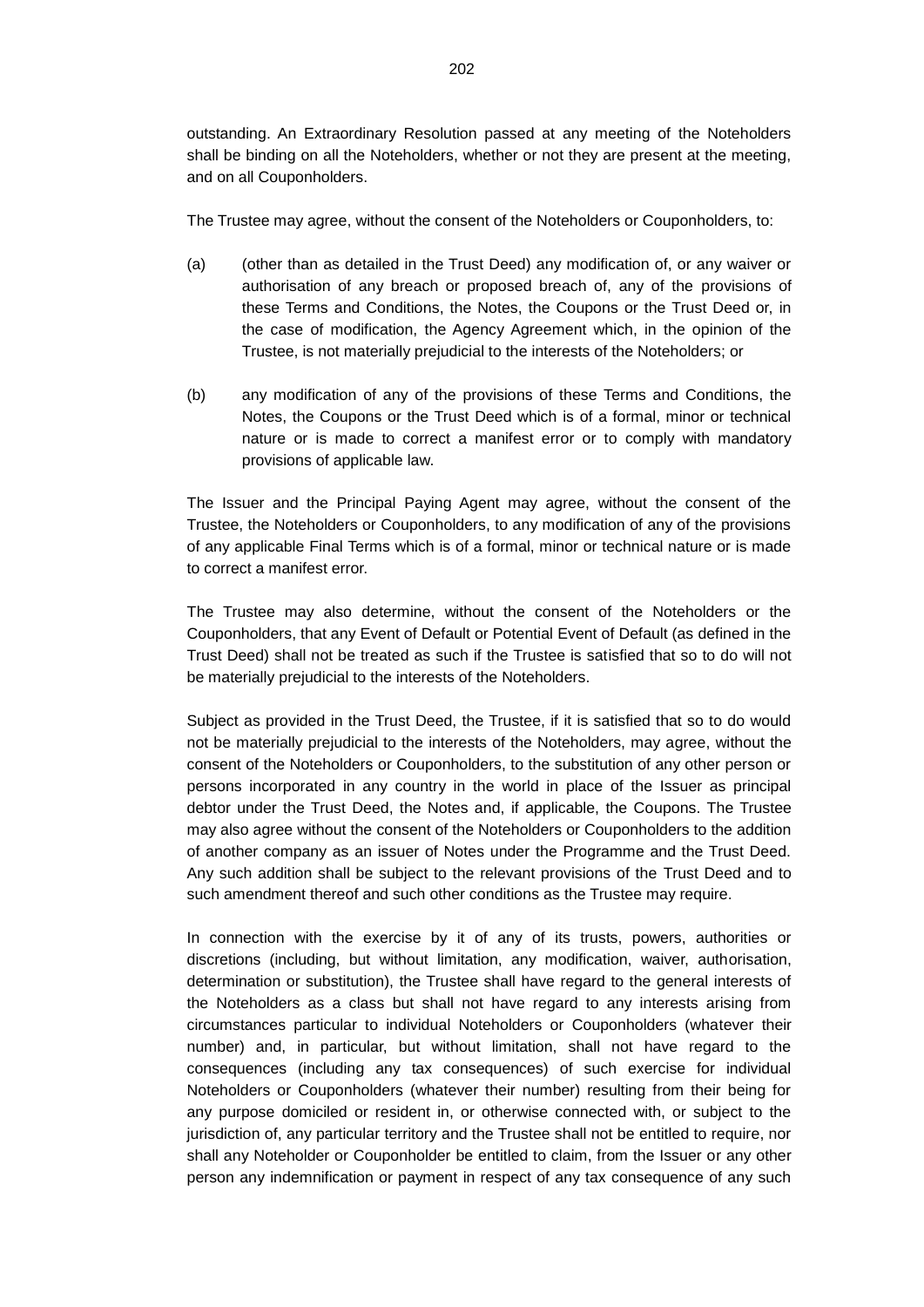outstanding. An Extraordinary Resolution passed at any meeting of the Noteholders shall be binding on all the Noteholders, whether or not they are present at the meeting, and on all Couponholders.

The Trustee may agree, without the consent of the Noteholders or Couponholders, to:

(a) (other than as detailed in the Trust Deed) any modification of, or any waiver or authorisation of any breach or proposed breach of, any of the provisions of these Terms and Conditions, the Notes, the Coupons or the Trust Deed or, in the case of modification, the Agency Agreement which, in the opinion of the Trustee, is not materially prejudicial to the interests of the Noteholders; or

(b) any modification of any of the provisions of these Terms and Conditions, the Notes, the Coupons or the Trust Deed which is of a formal, minor or technical nature or is made to correct a manifest error or to comply with mandatory provisions of applicable law.

The Issuer and the Principal Paying Agent may agree, without the consent of the Trustee, the Noteholders or Couponholders, to any modification of any of the provisions of any applicable Final Terms which is of a formal, minor or technical nature or is made to correct a manifest error.

The Trustee may also determine, without the consent of the Noteholders or the Couponholders, that any Event of Default or Potential Event of Default (as defined in the Trust Deed) shall not be treated as such if the Trustee is satisfied that so to do will not be materially prejudicial to the interests of the Noteholders.

Subject as provided in the Trust Deed, the Trustee, if it is satisfied that so to do would not be materially prejudicial to the interests of the Noteholders, may agree, without the consent of the Noteholders or Couponholders, to the substitution of any other person or persons incorporated in any country in the world in place of the Issuer as principal debtor under the Trust Deed, the Notes and, if applicable, the Coupons. The Trustee may also agree without the consent of the Noteholders or Couponholders to the addition of another company as an issuer of Notes under the Programme and the Trust Deed. Any such addition shall be subject to the relevant provisions of the Trust Deed and to such amendment thereof and such other conditions as the Trustee may require.

In connection with the exercise by it of any of its trusts, powers, authorities or discretions (including, but without limitation, any modification, waiver, authorisation, determination or substitution), the Trustee shall have regard to the general interests of the Noteholders as a class but shall not have regard to any interests arising from circumstances particular to individual Noteholders or Couponholders (whatever their number) and, in particular, but without limitation, shall not have regard to the consequences (including any tax consequences) of such exercise for individual Noteholders or Couponholders (whatever their number) resulting from their being for any purpose domiciled or resident in, or otherwise connected with, or subject to the jurisdiction of, any particular territory and the Trustee shall not be entitled to require, nor shall any Noteholder or Couponholder be entitled to claim, from the Issuer or any other person any indemnification or payment in respect of any tax consequence of any such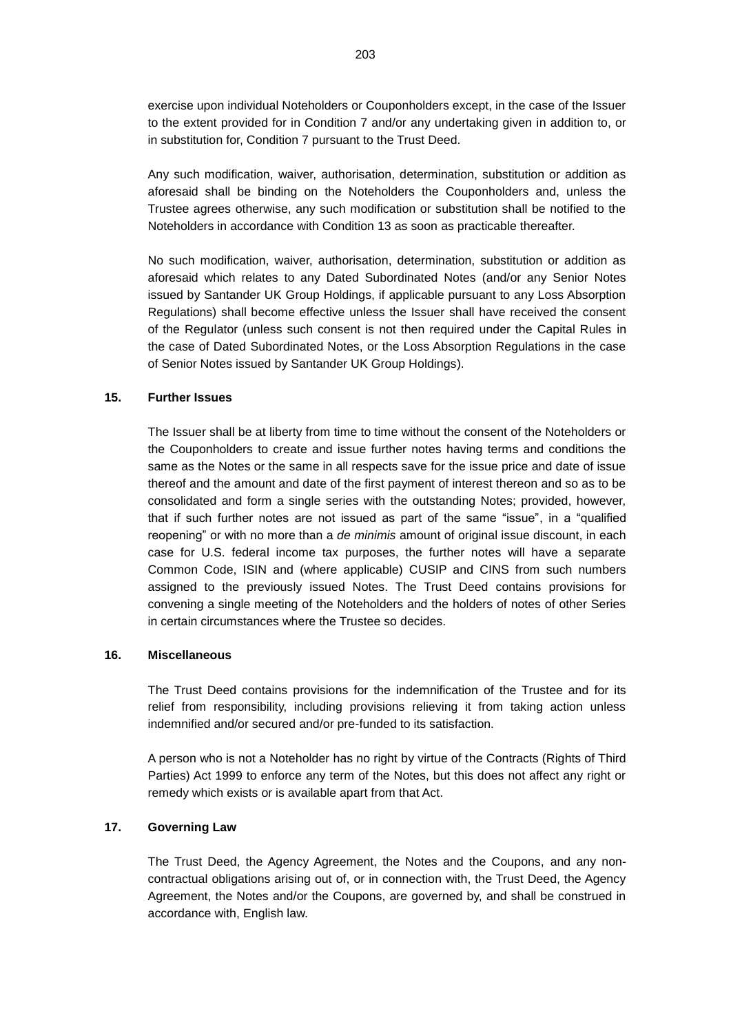exercise upon individual Noteholders or Couponholders except, in the case of the Issuer to the extent provided for in Condition 7 and/or any undertaking given in addition to, or in substitution for, Condition 7 pursuant to the Trust Deed.

Any such modification, waiver, authorisation, determination, substitution or addition as aforesaid shall be binding on the Noteholders the Couponholders and, unless the Trustee agrees otherwise, any such modification or substitution shall be notified to the Noteholders in accordance with Condition 13 as soon as practicable thereafter.

No such modification, waiver, authorisation, determination, substitution or addition as aforesaid which relates to any Dated Subordinated Notes (and/or any Senior Notes issued by Santander UK Group Holdings, if applicable pursuant to any Loss Absorption Regulations) shall become effective unless the Issuer shall have received the consent of the Regulator (unless such consent is not then required under the Capital Rules in the case of Dated Subordinated Notes, or the Loss Absorption Regulations in the case of Senior Notes issued by Santander UK Group Holdings).

## 15. Further Issues

The Issuer shall be at liberty from time to time without the consent of the Noteholders or the Couponholders to create and issue further notes having terms and conditions the same as the Notes or the same in all respects save for the issue price and date of issue thereof and the amount and date of the first payment of interest thereon and so as to be consolidated and form a single series with the outstanding Notes; provided, however, that if such further notes are not issued as part of the same "issue", in a "qualified reopening" or with no more than a *de minimis* amount of original issue discount, in each case for U.S. federal income tax purposes, the further notes will have a separate Common Code, ISIN and (where applicable) CUSIP and CINS from such numbers assigned to the previously issued Notes. The Trust Deed contains provisions for convening a single meeting of the Noteholders and the holders of notes of other Series in certain circumstances where the Trustee so decides.

## 16. Miscellaneous

The Trust Deed contains provisions for the indemnification of the Trustee and for its relief from responsibility, including provisions relieving it from taking action unless indemnified and/or secured and/or pre-funded to its satisfaction.

A person who is not a Noteholder has no right by virtue of the Contracts (Rights of Third Parties) Act 1999 to enforce any term of the Notes, but this does not affect any right or remedy which exists or is available apart from that Act.

## 17. Governing Law

The Trust Deed, the Agency Agreement, the Notes and the Coupons, and any non-contractual obligations arising out of, or in connection with, the Trust Deed, the Agency Agreement, the Notes and/or the Coupons, are governed by, and shall be construed in accordance with, English law.